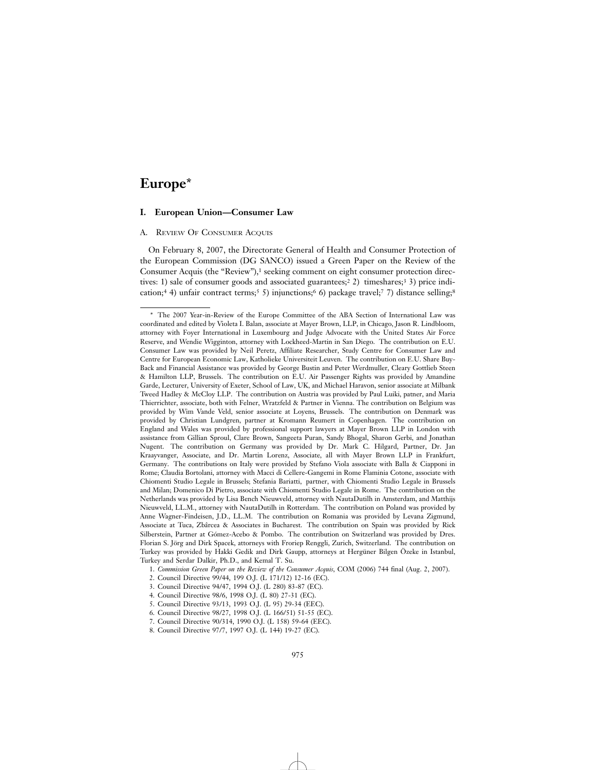# Europe*

## I. European Union—Consumer Law

### A. Review Of Consumer Acquis

On February 8, 2007, the Directorate General of Health and Consumer Protection of the European Commission (DG SANCO) issued a Green Paper on the Review of the Consumer Acquis (the "Review"),[1] seeking comment on eight consumer protection directives: 1) sale of consumer goods and associated guarantees;[2] 2) timeshares;[3] 3) price indication;[4] 4) unfair contract terms;[5] 5) injunctions;[6] 6) package travel;[7] 7) distance selling;[8]

---

\* The 2007 Year-in-Review of the Europe Committee of the ABA Section of International Law was coordinated and edited by Violeta I. Balan, associate at Mayer Brown, LLP, in Chicago, Jason R. Lindbloom, attorney with Foyer International in Luxembourg and Judge Advocate with the United States Air Force Reserve, and Wendie Wigginton, attorney with Lockheed-Martin in San Diego. The contribution on E.U. Consumer Law was provided by Neil Peretz, Affiliate Researcher, Study Centre for Consumer Law and Centre for European Economic Law, Katholieke Universiteit Leuven. The contribution on E.U. Share Buy-Back and Financial Assistance was provided by George Bustin and Peter Werdmuller, Cleary Gottlieb Steen & Hamilton LLP, Brussels. The contribution on E.U. Air Passenger Rights was provided by Amandine Garde, Lecturer, University of Exeter, School of Law, UK, and Michael Haravon, senior associate at Milbank Tweed Hadley & McCloy LLP. The contribution on Austria was provided by Paul Luiki, patner, and Maria Thierrichter, associate, both with Felner, Wratzfeld & Partner in Vienna. The contribution on Belgium was provided by Wim Vande Veld, senior associate at Loyens, Brussels. The contribution on Denmark was provided by Christian Lundgren, partner at Kromann Reumert in Copenhagen. The contribution on England and Wales was provided by professional support lawyers at Mayer Brown LLP in London with assistance from Gillian Sproul, Clare Brown, Sangeeta Puran, Sandy Bhogal, Sharon Gerbi, and Jonathan Nugent. The contribution on Germany was provided by Dr. Mark C. Hilgard, Partner, Dr. Jan Kraayvanger, Associate, and Dr. Martin Lorenz, Associate, all with Mayer Brown LLP in Frankfurt, Germany. The contributions on Italy were provided by Stefano Viola associate with Balla & Ciapponi in Rome; Claudia Bortolani, attorney with Macci di Cellere-Gangemi in Rome Flaminia Cotone, associate with Chiomenti Studio Legale in Brussels; Stefania Bariatti, partner, with Chiomenti Studio Legale in Brussels and Milan; Domenico Di Pietro, associate with Chiomenti Studio Legale in Rome. The contribution on the Netherlands was provided by Lisa Bench Nieuwveld, attorney with NautaDutilh in Amsterdam, and Matthijs Nieuwveld, LL.M., attorney with NautaDutilh in Rotterdam. The contribution on Poland was provided by Anne Wagner-Findeisen, J.D., LL.M. The contribution on Romania was provided by Levana Zigmund, Associate at Tuca, Zbârcea & Associates in Bucharest. The contribution on Spain was provided by Rick Silberstein, Partner at Gómez-Acebo & Pombo. The contribution on Switzerland was provided by Drs. Florian S. Jörg and Dirk Spacek, attorneys with Froriep Renggli, Zurich, Switzerland. The contribution on Turkey was provided by Hakki Gedik and Dirk Gaupp, attorneys at Hergüner Bilgen Özeke in Istanbul, Turkey and Serdar Dalkir, Ph.D., and Kemal T. Su.

1. *Commission Green Paper on the Review of the Consumer Acquis*, COM (2006) 744 final (Aug. 2, 2007).
2. Council Directive 99/44, 199 O.J. (L 171/12) 12-16 (EC).
3. Council Directive 94/47, 1994 O.J. (L 280) 83-87 (EC).
4. Council Directive 98/6, 1998 O.J. (L 80) 27-31 (EC).
5. Council Directive 93/13, 1993 O.J. (L 95) 29-34 (EEC).
6. Council Directive 98/27, 1998 O.J. (L 166/51) 51-55 (EC).
7. Council Directive 90/314, 1990 O.J. (L 158) 59-64 (EEC).
8. Council Directive 97/7, 1997 O.J. (L 144) 19-27 (EC).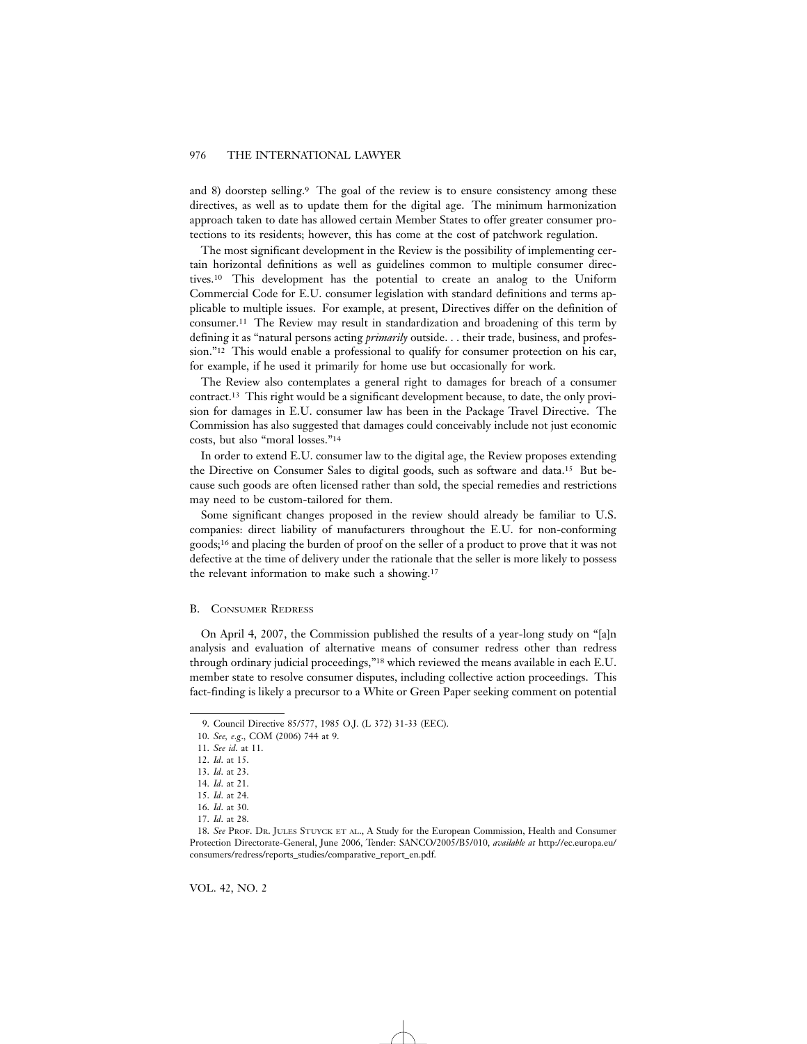and 8) doorstep selling.[9] The goal of the review is to ensure consistency among these directives, as well as to update them for the digital age. The minimum harmonization approach taken to date has allowed certain Member States to offer greater consumer protections to its residents; however, this has come at the cost of patchwork regulation.

The most significant development in the Review is the possibility of implementing certain horizontal definitions as well as guidelines common to multiple consumer directives.[10] This development has the potential to create an analog to the Uniform Commercial Code for E.U. consumer legislation with standard definitions and terms applicable to multiple issues. For example, at present, Directives differ on the definition of consumer.[11] The Review may result in standardization and broadening of this term by defining it as "natural persons acting *primarily* outside. . . their trade, business, and profession."[12] This would enable a professional to qualify for consumer protection on his car, for example, if he used it primarily for home use but occasionally for work.

The Review also contemplates a general right to damages for breach of a consumer contract.[13] This right would be a significant development because, to date, the only provision for damages in E.U. consumer law has been in the Package Travel Directive. The Commission has also suggested that damages could conceivably include not just economic costs, but also "moral losses."[14]

In order to extend E.U. consumer law to the digital age, the Review proposes extending the Directive on Consumer Sales to digital goods, such as software and data.[15] But because such goods are often licensed rather than sold, the special remedies and restrictions may need to be custom-tailored for them.

Some significant changes proposed in the review should already be familiar to U.S. companies: direct liability of manufacturers throughout the E.U. for non-conforming goods;[16] and placing the burden of proof on the seller of a product to prove that it was not defective at the time of delivery under the rationale that the seller is more likely to possess the relevant information to make such a showing.[17]

### B. Consumer Redress

On April 4, 2007, the Commission published the results of a year-long study on "[a]n analysis and evaluation of alternative means of consumer redress other than redress through ordinary judicial proceedings,"[18] which reviewed the means available in each E.U. member state to resolve consumer disputes, including collective action proceedings. This fact-finding is likely a precursor to a White or Green Paper seeking comment on potential

---

9. Council Directive 85/577, 1985 O.J. (L 372) 31-33 (EEC).

10. *See, e.g.*, COM (2006) 744 at 9.

11. *See id.* at 11.

12. *Id.* at 15.

13. *Id.* at 23.

14. *Id.* at 21.

15. *Id.* at 24.

16. *Id.* at 30.

17. *Id.* at 28.

18. *See* Prof. Dr. Jules Stuyck et al., A Study for the European Commission, Health and Consumer Protection Directorate-General, June 2006, Tender: SANCO/2005/B5/010, *available at* http://ec.europa.eu/consumers/redress/reports_studies/comparative_report_en.pdf.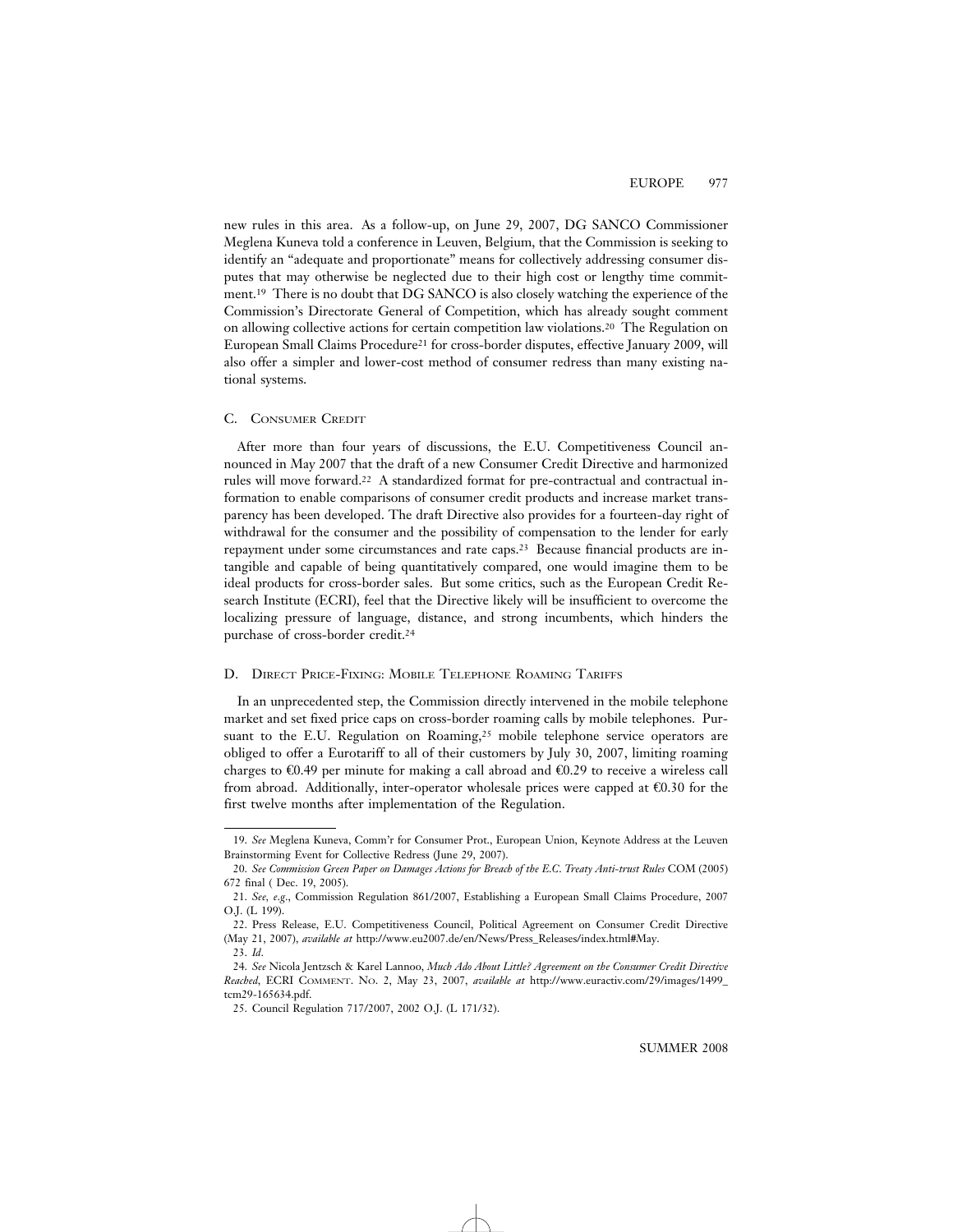new rules in this area. As a follow-up, on June 29, 2007, DG SANCO Commissioner Meglena Kuneva told a conference in Leuven, Belgium, that the Commission is seeking to identify an "adequate and proportionate" means for collectively addressing consumer disputes that may otherwise be neglected due to their high cost or lengthy time commitment.[19] There is no doubt that DG SANCO is also closely watching the experience of the Commission's Directorate General of Competition, which has already sought comment on allowing collective actions for certain competition law violations.[20] The Regulation on European Small Claims Procedure[21] for cross-border disputes, effective January 2009, will also offer a simpler and lower-cost method of consumer redress than many existing national systems.

### C. Consumer Credit

After more than four years of discussions, the E.U. Competitiveness Council announced in May 2007 that the draft of a new Consumer Credit Directive and harmonized rules will move forward.[22] A standardized format for pre-contractual and contractual information to enable comparisons of consumer credit products and increase market transparency has been developed. The draft Directive also provides for a fourteen-day right of withdrawal for the consumer and the possibility of compensation to the lender for early repayment under some circumstances and rate caps.[23] Because financial products are intangible and capable of being quantitatively compared, one would imagine them to be ideal products for cross-border sales. But some critics, such as the European Credit Research Institute (ECRI), feel that the Directive likely will be insufficient to overcome the localizing pressure of language, distance, and strong incumbents, which hinders the purchase of cross-border credit.[24]

### D. Direct Price-Fixing: Mobile Telephone Roaming Tariffs

In an unprecedented step, the Commission directly intervened in the mobile telephone market and set fixed price caps on cross-border roaming calls by mobile telephones. Pursuant to the E.U. Regulation on Roaming,[25] mobile telephone service operators are obliged to offer a Eurotariff to all of their customers by July 30, 2007, limiting roaming charges to €0.49 per minute for making a call abroad and €0.29 to receive a wireless call from abroad. Additionally, inter-operator wholesale prices were capped at €0.30 for the first twelve months after implementation of the Regulation.

---

19. *See* Meglena Kuneva, Comm'r for Consumer Prot., European Union, Keynote Address at the Leuven Brainstorming Event for Collective Redress (June 29, 2007).

20. *See Commission Green Paper on Damages Actions for Breach of the E.C. Treaty Anti-trust Rules* COM (2005) 672 final ( Dec. 19, 2005).

21. *See*, *e.g*., Commission Regulation 861/2007, Establishing a European Small Claims Procedure, 2007 O.J. (L 199).

22. Press Release, E.U. Competitiveness Council, Political Agreement on Consumer Credit Directive (May 21, 2007), *available at* http://www.eu2007.de/en/News/Press_Releases/index.html#May.

23. *Id*.

24. *See* Nicola Jentzsch & Karel Lannoo, *Much Ado About Little? Agreement on the Consumer Credit Directive Reached*, ECRI Comment. No. 2, May 23, 2007, *available at* http://www.euractiv.com/29/images/1499_tcm29-165634.pdf.

25. Council Regulation 717/2007, 2002 O.J. (L 171/32).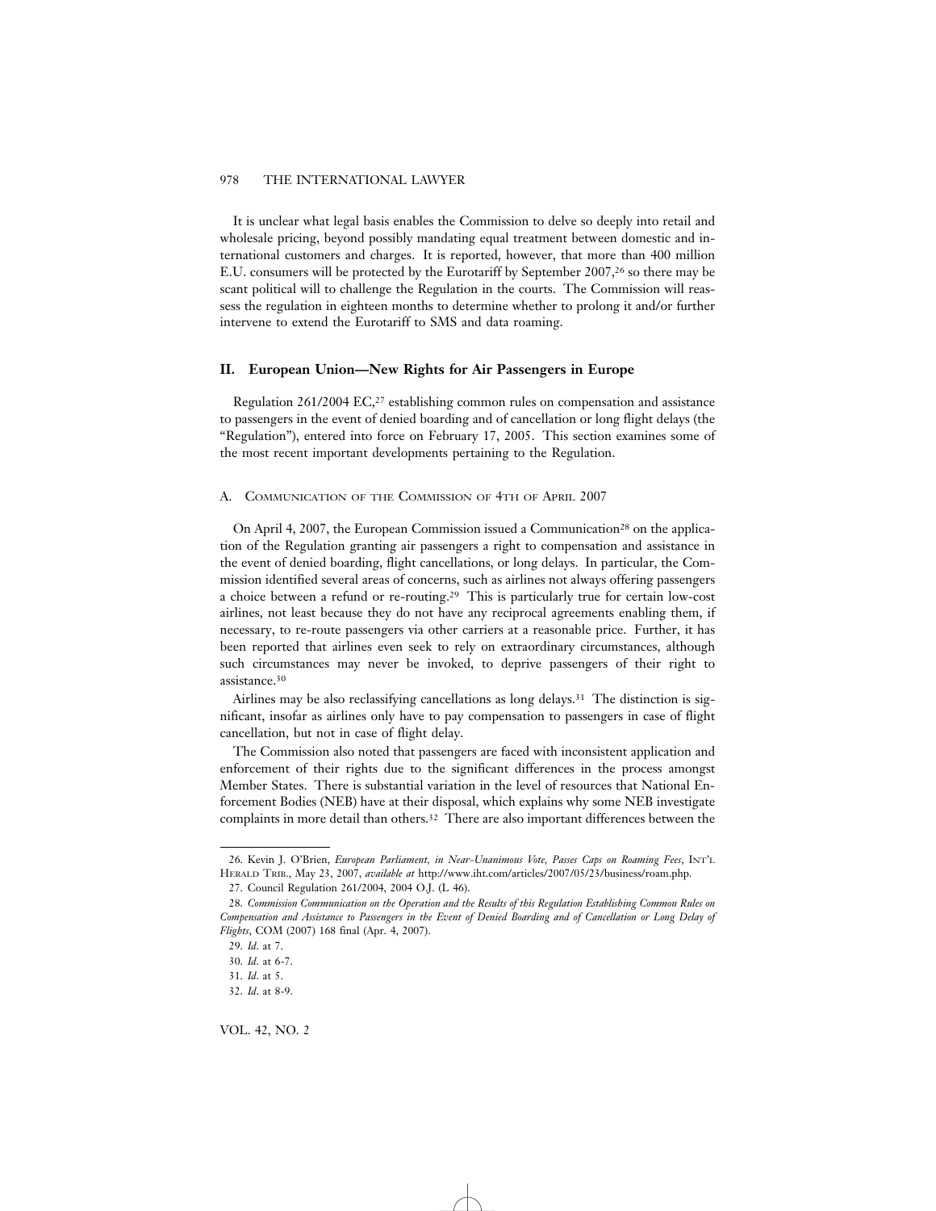It is unclear what legal basis enables the Commission to delve so deeply into retail and wholesale pricing, beyond possibly mandating equal treatment between domestic and international customers and charges. It is reported, however, that more than 400 million E.U. consumers will be protected by the Eurotariff by September 2007,[26] so there may be scant political will to challenge the Regulation in the courts. The Commission will reassess the regulation in eighteen months to determine whether to prolong it and/or further intervene to extend the Eurotariff to SMS and data roaming.

## II. European Union—New Rights for Air Passengers in Europe

Regulation 261/2004 EC,[27] establishing common rules on compensation and assistance to passengers in the event of denied boarding and of cancellation or long flight delays (the "Regulation"), entered into force on February 17, 2005. This section examines some of the most recent important developments pertaining to the Regulation.

### A. Communication of the Commission of 4th of April 2007

On April 4, 2007, the European Commission issued a Communication[28] on the application of the Regulation granting air passengers a right to compensation and assistance in the event of denied boarding, flight cancellations, or long delays. In particular, the Commission identified several areas of concerns, such as airlines not always offering passengers a choice between a refund or re-routing.[29] This is particularly true for certain low-cost airlines, not least because they do not have any reciprocal agreements enabling them, if necessary, to re-route passengers via other carriers at a reasonable price. Further, it has been reported that airlines even seek to rely on extraordinary circumstances, although such circumstances may never be invoked, to deprive passengers of their right to assistance.[30]

Airlines may be also reclassifying cancellations as long delays.[31] The distinction is significant, insofar as airlines only have to pay compensation to passengers in case of flight cancellation, but not in case of flight delay.

The Commission also noted that passengers are faced with inconsistent application and enforcement of their rights due to the significant differences in the process amongst Member States. There is substantial variation in the level of resources that National Enforcement Bodies (NEB) have at their disposal, which explains why some NEB investigate complaints in more detail than others.[32] There are also important differences between the

---

26. Kevin J. O'Brien, *European Parliament, in Near-Unanimous Vote, Passes Caps on Roaming Fees*, Int'l Herald Trib., May 23, 2007, *available at* http://www.iht.com/articles/2007/05/23/business/roam.php.

27. Council Regulation 261/2004, 2004 O.J. (L 46).

28. *Commission Communication on the Operation and the Results of this Regulation Establishing Common Rules on Compensation and Assistance to Passengers in the Event of Denied Boarding and of Cancellation or Long Delay of Flights*, COM (2007) 168 final (Apr. 4, 2007).

29. *Id.* at 7.

30. *Id.* at 6-7.

31. *Id.* at 5.

32. *Id.* at 8-9.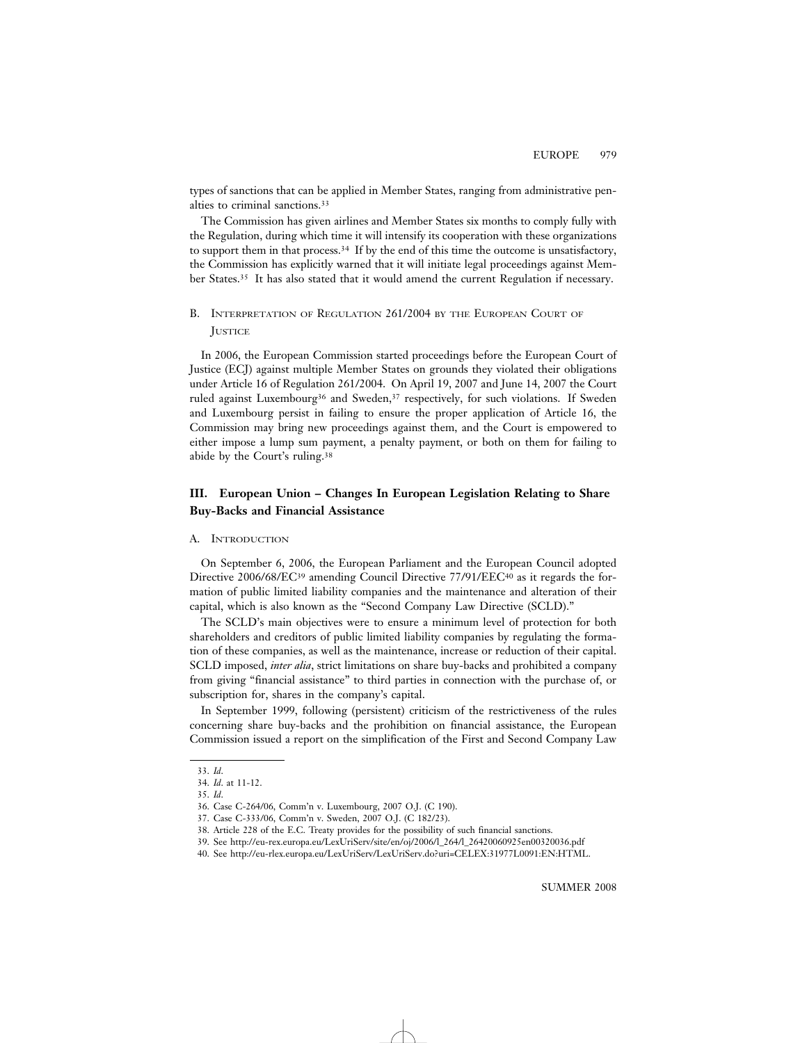types of sanctions that can be applied in Member States, ranging from administrative penalties to criminal sanctions.[33]

The Commission has given airlines and Member States six months to comply fully with the Regulation, during which time it will intensify its cooperation with these organizations to support them in that process.[34] If by the end of this time the outcome is unsatisfactory, the Commission has explicitly warned that it will initiate legal proceedings against Member States.[35] It has also stated that it would amend the current Regulation if necessary.

### B. Interpretation of Regulation 261/2004 by the European Court of Justice

In 2006, the European Commission started proceedings before the European Court of Justice (ECJ) against multiple Member States on grounds they violated their obligations under Article 16 of Regulation 261/2004. On April 19, 2007 and June 14, 2007 the Court ruled against Luxembourg[36] and Sweden,[37] respectively, for such violations. If Sweden and Luxembourg persist in failing to ensure the proper application of Article 16, the Commission may bring new proceedings against them, and the Court is empowered to either impose a lump sum payment, a penalty payment, or both on them for failing to abide by the Court's ruling.[38]

## III. European Union – Changes In European Legislation Relating to Share Buy-Backs and Financial Assistance

### A. Introduction

On September 6, 2006, the European Parliament and the European Council adopted Directive 2006/68/EC[39] amending Council Directive 77/91/EEC[40] as it regards the formation of public limited liability companies and the maintenance and alteration of their capital, which is also known as the "Second Company Law Directive (SCLD)."

The SCLD's main objectives were to ensure a minimum level of protection for both shareholders and creditors of public limited liability companies by regulating the formation of these companies, as well as the maintenance, increase or reduction of their capital. SCLD imposed, *inter alia*, strict limitations on share buy-backs and prohibited a company from giving "financial assistance" to third parties in connection with the purchase of, or subscription for, shares in the company's capital.

In September 1999, following (persistent) criticism of the restrictiveness of the rules concerning share buy-backs and the prohibition on financial assistance, the European Commission issued a report on the simplification of the First and Second Company Law

---

33. *Id*.
34. *Id*. at 11-12.
35. *Id*.
36. Case C-264/06, Comm'n v. Luxembourg, 2007 O.J. (C 190).
37. Case C-333/06, Comm'n v. Sweden, 2007 O.J. (C 182/23).
38. Article 228 of the E.C. Treaty provides for the possibility of such financial sanctions.
39. See http://eu-rex.europa.eu/LexUriServ/site/en/oj/2006/l_264/l_26420060925en00320036.pdf
40. See http://eu-rlex.europa.eu/LexUriServ/LexUriServ.do?uri=CELEX:31977L0091:EN:HTML.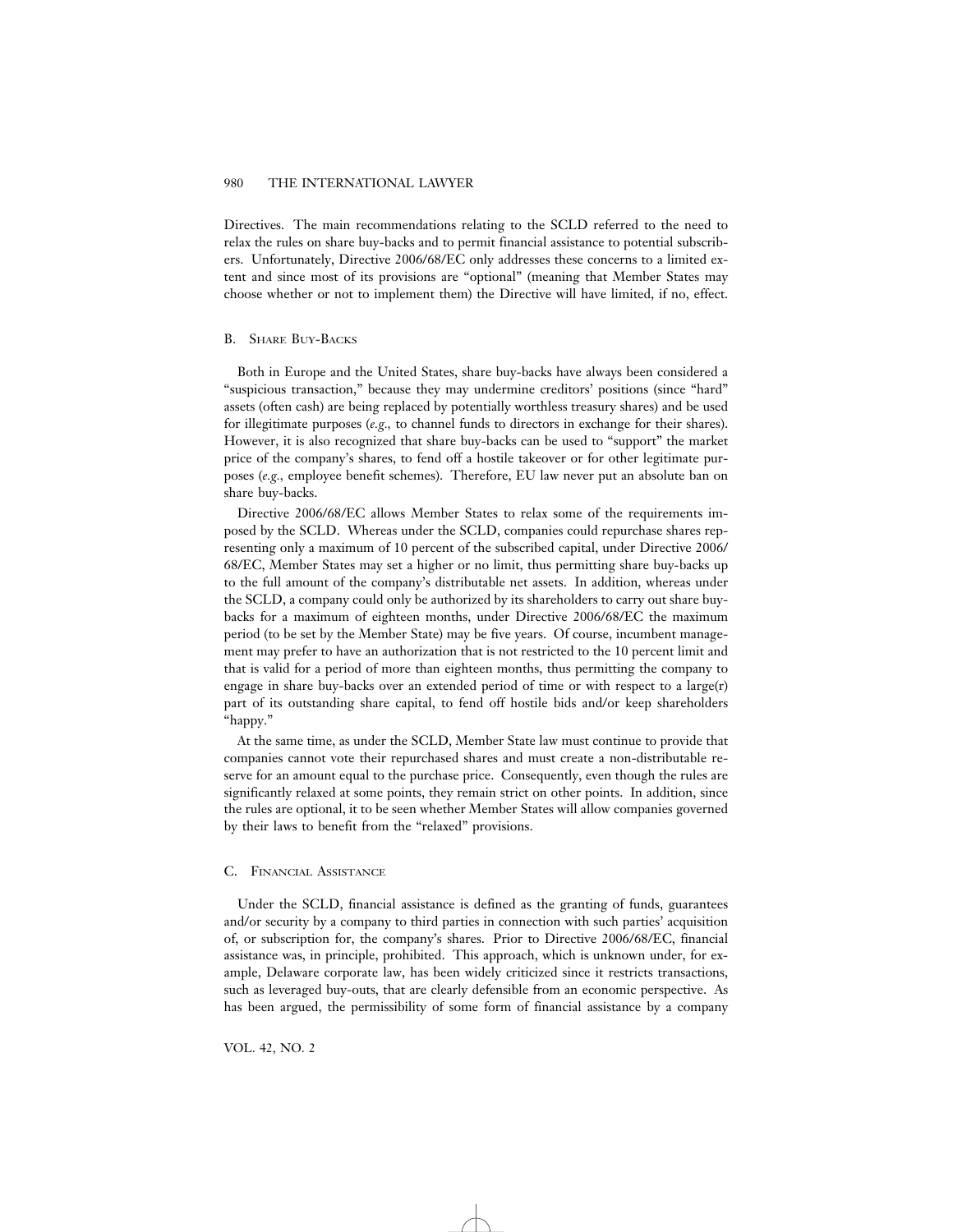Directives. The main recommendations relating to the SCLD referred to the need to relax the rules on share buy-backs and to permit financial assistance to potential subscribers. Unfortunately, Directive 2006/68/EC only addresses these concerns to a limited extent and since most of its provisions are "optional" (meaning that Member States may choose whether or not to implement them) the Directive will have limited, if no, effect.

### B. Share Buy-Backs

Both in Europe and the United States, share buy-backs have always been considered a "suspicious transaction," because they may undermine creditors' positions (since "hard" assets (often cash) are being replaced by potentially worthless treasury shares) and be used for illegitimate purposes (*e.g.*, to channel funds to directors in exchange for their shares). However, it is also recognized that share buy-backs can be used to "support" the market price of the company's shares, to fend off a hostile takeover or for other legitimate purposes (*e.g.*, employee benefit schemes). Therefore, EU law never put an absolute ban on share buy-backs.

Directive 2006/68/EC allows Member States to relax some of the requirements imposed by the SCLD. Whereas under the SCLD, companies could repurchase shares representing only a maximum of 10 percent of the subscribed capital, under Directive 2006/68/EC, Member States may set a higher or no limit, thus permitting share buy-backs up to the full amount of the company's distributable net assets. In addition, whereas under the SCLD, a company could only be authorized by its shareholders to carry out share buy-backs for a maximum of eighteen months, under Directive 2006/68/EC the maximum period (to be set by the Member State) may be five years. Of course, incumbent management may prefer to have an authorization that is not restricted to the 10 percent limit and that is valid for a period of more than eighteen months, thus permitting the company to engage in share buy-backs over an extended period of time or with respect to a large(r) part of its outstanding share capital, to fend off hostile bids and/or keep shareholders "happy."

At the same time, as under the SCLD, Member State law must continue to provide that companies cannot vote their repurchased shares and must create a non-distributable reserve for an amount equal to the purchase price. Consequently, even though the rules are significantly relaxed at some points, they remain strict on other points. In addition, since the rules are optional, it to be seen whether Member States will allow companies governed by their laws to benefit from the "relaxed" provisions.

### C. Financial Assistance

Under the SCLD, financial assistance is defined as the granting of funds, guarantees and/or security by a company to third parties in connection with such parties' acquisition of, or subscription for, the company's shares. Prior to Directive 2006/68/EC, financial assistance was, in principle, prohibited. This approach, which is unknown under, for example, Delaware corporate law, has been widely criticized since it restricts transactions, such as leveraged buy-outs, that are clearly defensible from an economic perspective. As has been argued, the permissibility of some form of financial assistance by a company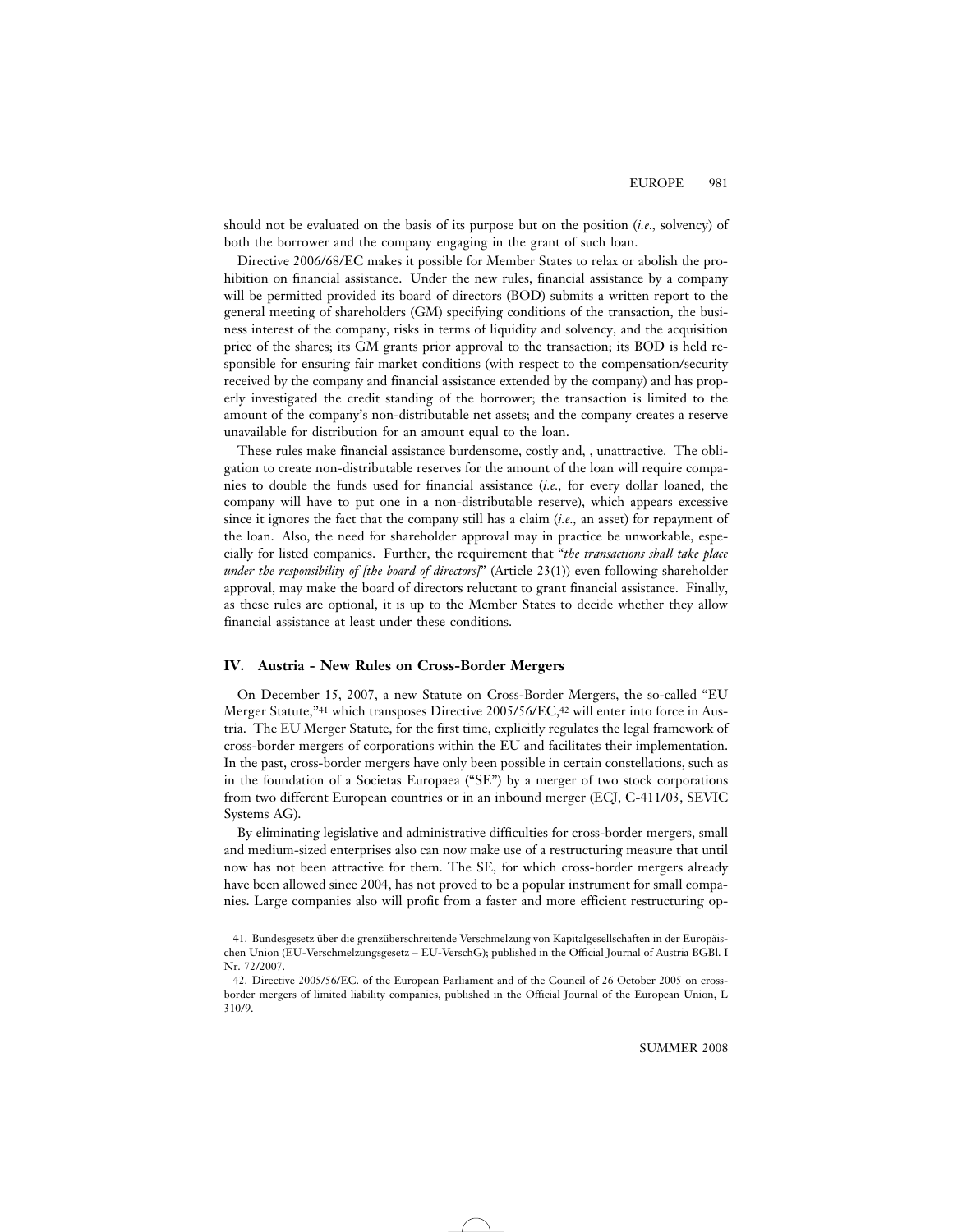should not be evaluated on the basis of its purpose but on the position (*i.e.*, solvency) of both the borrower and the company engaging in the grant of such loan.

Directive 2006/68/EC makes it possible for Member States to relax or abolish the prohibition on financial assistance. Under the new rules, financial assistance by a company will be permitted provided its board of directors (BOD) submits a written report to the general meeting of shareholders (GM) specifying conditions of the transaction, the business interest of the company, risks in terms of liquidity and solvency, and the acquisition price of the shares; its GM grants prior approval to the transaction; its BOD is held responsible for ensuring fair market conditions (with respect to the compensation/security received by the company and financial assistance extended by the company) and has properly investigated the credit standing of the borrower; the transaction is limited to the amount of the company's non-distributable net assets; and the company creates a reserve unavailable for distribution for an amount equal to the loan.

These rules make financial assistance burdensome, costly and, , unattractive. The obligation to create non-distributable reserves for the amount of the loan will require companies to double the funds used for financial assistance (*i.e.*, for every dollar loaned, the company will have to put one in a non-distributable reserve), which appears excessive since it ignores the fact that the company still has a claim (*i.e.*, an asset) for repayment of the loan. Also, the need for shareholder approval may in practice be unworkable, especially for listed companies. Further, the requirement that "*the transactions shall take place under the responsibility of [the board of directors]*" (Article 23(1)) even following shareholder approval, may make the board of directors reluctant to grant financial assistance. Finally, as these rules are optional, it is up to the Member States to decide whether they allow financial assistance at least under these conditions.

## IV. Austria - New Rules on Cross-Border Mergers

On December 15, 2007, a new Statute on Cross-Border Mergers, the so-called "EU Merger Statute,"[41] which transposes Directive 2005/56/EC,[42] will enter into force in Austria. The EU Merger Statute, for the first time, explicitly regulates the legal framework of cross-border mergers of corporations within the EU and facilitates their implementation. In the past, cross-border mergers have only been possible in certain constellations, such as in the foundation of a Societas Europaea ("SE") by a merger of two stock corporations from two different European countries or in an inbound merger (ECJ, C-411/03, SEVIC Systems AG).

By eliminating legislative and administrative difficulties for cross-border mergers, small and medium-sized enterprises also can now make use of a restructuring measure that until now has not been attractive for them. The SE, for which cross-border mergers already have been allowed since 2004, has not proved to be a popular instrument for small companies. Large companies also will profit from a faster and more efficient restructuring op-

41. Bundesgesetz über die grenzüberschreitende Verschmelzung von Kapitalgesellschaften in der Europäischen Union (EU-Verschmelzungsgesetz – EU-VerschG); published in the Official Journal of Austria BGBl. I Nr. 72/2007.

42. Directive 2005/56/EC. of the European Parliament and of the Council of 26 October 2005 on cross-border mergers of limited liability companies, published in the Official Journal of the European Union, L 310/9.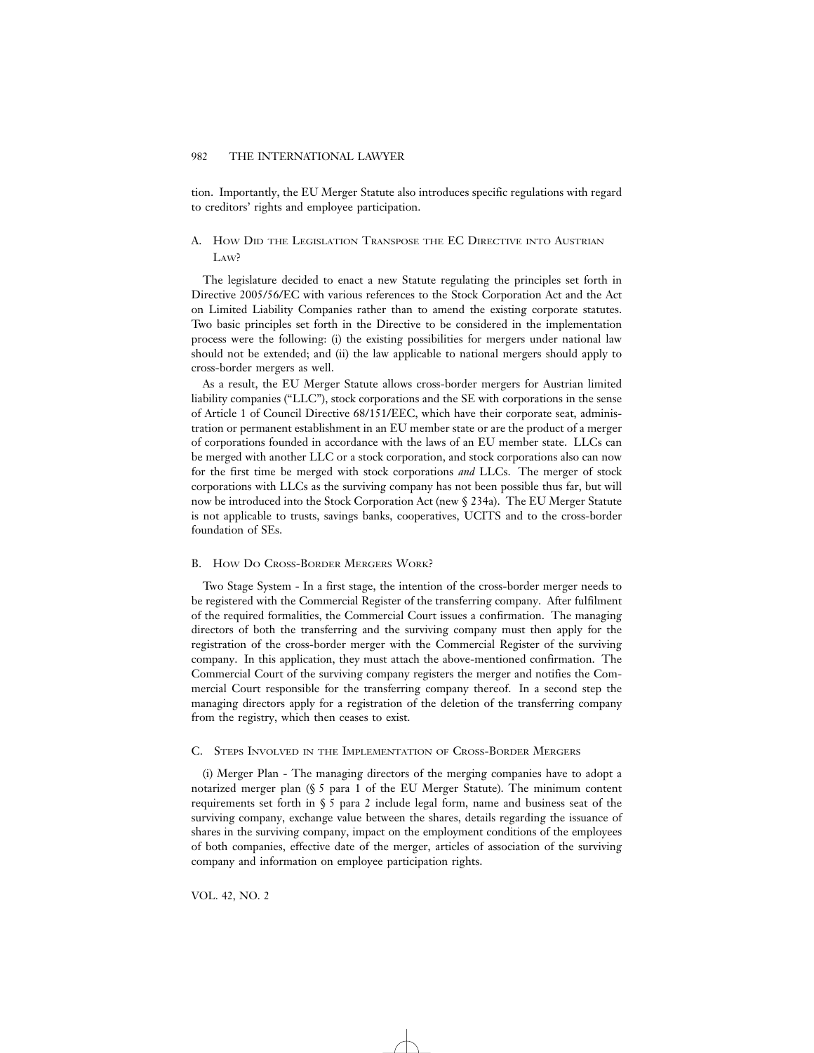tion. Importantly, the EU Merger Statute also introduces specific regulations with regard to creditors' rights and employee participation.

### A. How Did the Legislation Transpose the EC Directive into Austrian Law?

The legislature decided to enact a new Statute regulating the principles set forth in Directive 2005/56/EC with various references to the Stock Corporation Act and the Act on Limited Liability Companies rather than to amend the existing corporate statutes. Two basic principles set forth in the Directive to be considered in the implementation process were the following: (i) the existing possibilities for mergers under national law should not be extended; and (ii) the law applicable to national mergers should apply to cross-border mergers as well.

As a result, the EU Merger Statute allows cross-border mergers for Austrian limited liability companies ("LLC"), stock corporations and the SE with corporations in the sense of Article 1 of Council Directive 68/151/EEC, which have their corporate seat, administration or permanent establishment in an EU member state or are the product of a merger of corporations founded in accordance with the laws of an EU member state. LLCs can be merged with another LLC or a stock corporation, and stock corporations also can now for the first time be merged with stock corporations *and* LLCs. The merger of stock corporations with LLCs as the surviving company has not been possible thus far, but will now be introduced into the Stock Corporation Act (new § 234a). The EU Merger Statute is not applicable to trusts, savings banks, cooperatives, UCITS and to the cross-border foundation of SEs.

### B. How Do Cross-Border Mergers Work?

Two Stage System - In a first stage, the intention of the cross-border merger needs to be registered with the Commercial Register of the transferring company. After fulfilment of the required formalities, the Commercial Court issues a confirmation. The managing directors of both the transferring and the surviving company must then apply for the registration of the cross-border merger with the Commercial Register of the surviving company. In this application, they must attach the above-mentioned confirmation. The Commercial Court of the surviving company registers the merger and notifies the Commercial Court responsible for the transferring company thereof. In a second step the managing directors apply for a registration of the deletion of the transferring company from the registry, which then ceases to exist.

### C. Steps Involved in the Implementation of Cross-Border Mergers

(i) Merger Plan - The managing directors of the merging companies have to adopt a notarized merger plan (§ 5 para 1 of the EU Merger Statute). The minimum content requirements set forth in § 5 para 2 include legal form, name and business seat of the surviving company, exchange value between the shares, details regarding the issuance of shares in the surviving company, impact on the employment conditions of the employees of both companies, effective date of the merger, articles of association of the surviving company and information on employee participation rights.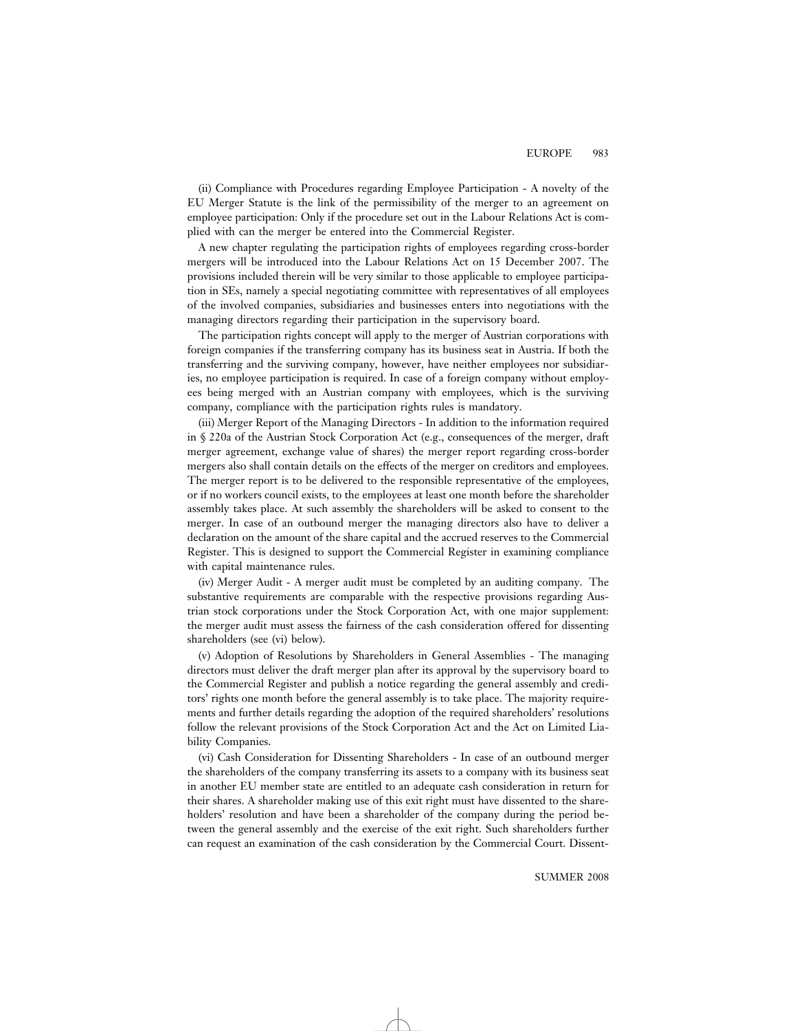(ii) Compliance with Procedures regarding Employee Participation - A novelty of the EU Merger Statute is the link of the permissibility of the merger to an agreement on employee participation: Only if the procedure set out in the Labour Relations Act is complied with can the merger be entered into the Commercial Register.

A new chapter regulating the participation rights of employees regarding cross-border mergers will be introduced into the Labour Relations Act on 15 December 2007. The provisions included therein will be very similar to those applicable to employee participation in SEs, namely a special negotiating committee with representatives of all employees of the involved companies, subsidiaries and businesses enters into negotiations with the managing directors regarding their participation in the supervisory board.

The participation rights concept will apply to the merger of Austrian corporations with foreign companies if the transferring company has its business seat in Austria. If both the transferring and the surviving company, however, have neither employees nor subsidiaries, no employee participation is required. In case of a foreign company without employees being merged with an Austrian company with employees, which is the surviving company, compliance with the participation rights rules is mandatory.

(iii) Merger Report of the Managing Directors - In addition to the information required in § 220a of the Austrian Stock Corporation Act (e.g., consequences of the merger, draft merger agreement, exchange value of shares) the merger report regarding cross-border mergers also shall contain details on the effects of the merger on creditors and employees. The merger report is to be delivered to the responsible representative of the employees, or if no workers council exists, to the employees at least one month before the shareholder assembly takes place. At such assembly the shareholders will be asked to consent to the merger. In case of an outbound merger the managing directors also have to deliver a declaration on the amount of the share capital and the accrued reserves to the Commercial Register. This is designed to support the Commercial Register in examining compliance with capital maintenance rules.

(iv) Merger Audit - A merger audit must be completed by an auditing company. The substantive requirements are comparable with the respective provisions regarding Austrian stock corporations under the Stock Corporation Act, with one major supplement: the merger audit must assess the fairness of the cash consideration offered for dissenting shareholders (see (vi) below).

(v) Adoption of Resolutions by Shareholders in General Assemblies - The managing directors must deliver the draft merger plan after its approval by the supervisory board to the Commercial Register and publish a notice regarding the general assembly and creditors' rights one month before the general assembly is to take place. The majority requirements and further details regarding the adoption of the required shareholders' resolutions follow the relevant provisions of the Stock Corporation Act and the Act on Limited Liability Companies.

(vi) Cash Consideration for Dissenting Shareholders - In case of an outbound merger the shareholders of the company transferring its assets to a company with its business seat in another EU member state are entitled to an adequate cash consideration in return for their shares. A shareholder making use of this exit right must have dissented to the shareholders' resolution and have been a shareholder of the company during the period between the general assembly and the exercise of the exit right. Such shareholders further can request an examination of the cash consideration by the Commercial Court. Dissent-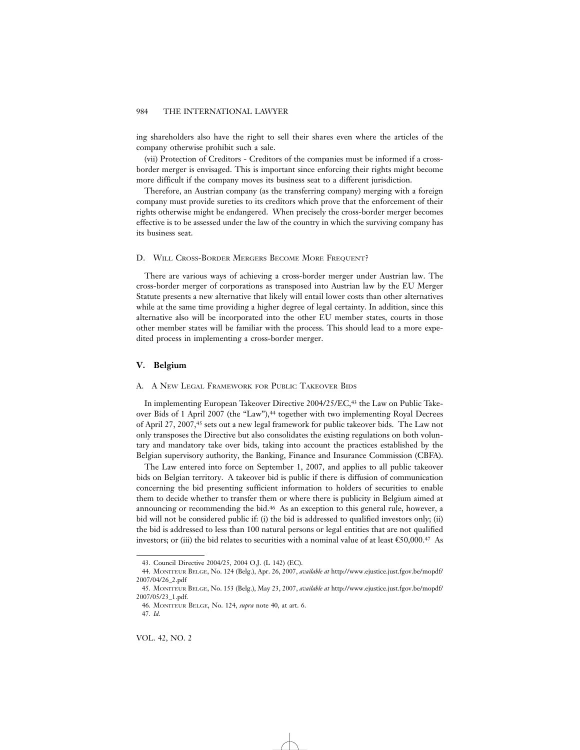ing shareholders also have the right to sell their shares even where the articles of the company otherwise prohibit such a sale.

(vii) Protection of Creditors - Creditors of the companies must be informed if a cross-border merger is envisaged. This is important since enforcing their rights might become more difficult if the company moves its business seat to a different jurisdiction.

Therefore, an Austrian company (as the transferring company) merging with a foreign company must provide sureties to its creditors which prove that the enforcement of their rights otherwise might be endangered. When precisely the cross-border merger becomes effective is to be assessed under the law of the country in which the surviving company has its business seat.

### D. Will Cross-Border Mergers Become More Frequent?

There are various ways of achieving a cross-border merger under Austrian law. The cross-border merger of corporations as transposed into Austrian law by the EU Merger Statute presents a new alternative that likely will entail lower costs than other alternatives while at the same time providing a higher degree of legal certainty. In addition, since this alternative also will be incorporated into the other EU member states, courts in those other member states will be familiar with the process. This should lead to a more expedited process in implementing a cross-border merger.

## V. Belgium

### A. A New Legal Framework for Public Takeover Bids

In implementing European Takeover Directive 2004/25/EC,[43] the Law on Public Takeover Bids of 1 April 2007 (the "Law"),[44] together with two implementing Royal Decrees of April 27, 2007,[45] sets out a new legal framework for public takeover bids. The Law not only transposes the Directive but also consolidates the existing regulations on both voluntary and mandatory take over bids, taking into account the practices established by the Belgian supervisory authority, the Banking, Finance and Insurance Commission (CBFA).

The Law entered into force on September 1, 2007, and applies to all public takeover bids on Belgian territory. A takeover bid is public if there is diffusion of communication concerning the bid presenting sufficient information to holders of securities to enable them to decide whether to transfer them or where there is publicity in Belgium aimed at announcing or recommending the bid.[46] As an exception to this general rule, however, a bid will not be considered public if: (i) the bid is addressed to qualified investors only; (ii) the bid is addressed to less than 100 natural persons or legal entities that are not qualified investors; or (iii) the bid relates to securities with a nominal value of at least €50,000.[47] As

---

43. Council Directive 2004/25, 2004 O.J. (L 142) (EC).

44. Moniteur Belge, No. 124 (Belg.), Apr. 26, 2007, *available at* http://www.ejustice.just.fgov.be/mopdf/2007/04/26_2.pdf

45. Moniteur Belge, No. 153 (Belg.), May 23, 2007, *available at* http://www.ejustice.just.fgov.be/mopdf/2007/05/23_1.pdf.

46. Moniteur Belge, No. 124, *supra* note 40, at art. 6.

47. *Id.*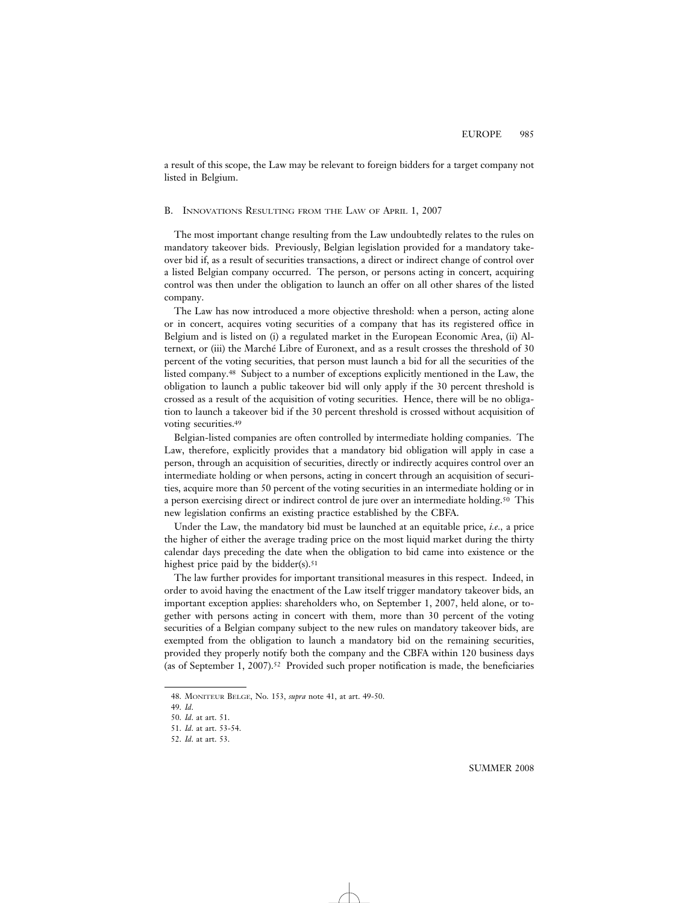a result of this scope, the Law may be relevant to foreign bidders for a target company not listed in Belgium.

### B. Innovations Resulting from the Law of April 1, 2007

The most important change resulting from the Law undoubtedly relates to the rules on mandatory takeover bids. Previously, Belgian legislation provided for a mandatory takeover bid if, as a result of securities transactions, a direct or indirect change of control over a listed Belgian company occurred. The person, or persons acting in concert, acquiring control was then under the obligation to launch an offer on all other shares of the listed company.

The Law has now introduced a more objective threshold: when a person, acting alone or in concert, acquires voting securities of a company that has its registered office in Belgium and is listed on (i) a regulated market in the European Economic Area, (ii) Alternext, or (iii) the Marché Libre of Euronext, and as a result crosses the threshold of 30 percent of the voting securities, that person must launch a bid for all the securities of the listed company.[48] Subject to a number of exceptions explicitly mentioned in the Law, the obligation to launch a public takeover bid will only apply if the 30 percent threshold is crossed as a result of the acquisition of voting securities. Hence, there will be no obligation to launch a takeover bid if the 30 percent threshold is crossed without acquisition of voting securities.[49]

Belgian-listed companies are often controlled by intermediate holding companies. The Law, therefore, explicitly provides that a mandatory bid obligation will apply in case a person, through an acquisition of securities, directly or indirectly acquires control over an intermediate holding or when persons, acting in concert through an acquisition of securities, acquire more than 50 percent of the voting securities in an intermediate holding or in a person exercising direct or indirect control de jure over an intermediate holding.[50] This new legislation confirms an existing practice established by the CBFA.

Under the Law, the mandatory bid must be launched at an equitable price, *i.e.*, a price the higher of either the average trading price on the most liquid market during the thirty calendar days preceding the date when the obligation to bid came into existence or the highest price paid by the bidder(s).[51]

The law further provides for important transitional measures in this respect. Indeed, in order to avoid having the enactment of the Law itself trigger mandatory takeover bids, an important exception applies: shareholders who, on September 1, 2007, held alone, or together with persons acting in concert with them, more than 30 percent of the voting securities of a Belgian company subject to the new rules on mandatory takeover bids, are exempted from the obligation to launch a mandatory bid on the remaining securities, provided they properly notify both the company and the CBFA within 120 business days (as of September 1, 2007).[52] Provided such proper notification is made, the beneficiaries

---

48. Moniteur Belge, No. 153, *supra* note 41, at art. 49-50.
49. *Id.*
50. *Id.* at art. 51.
51. *Id.* at art. 53-54.
52. *Id.* at art. 53.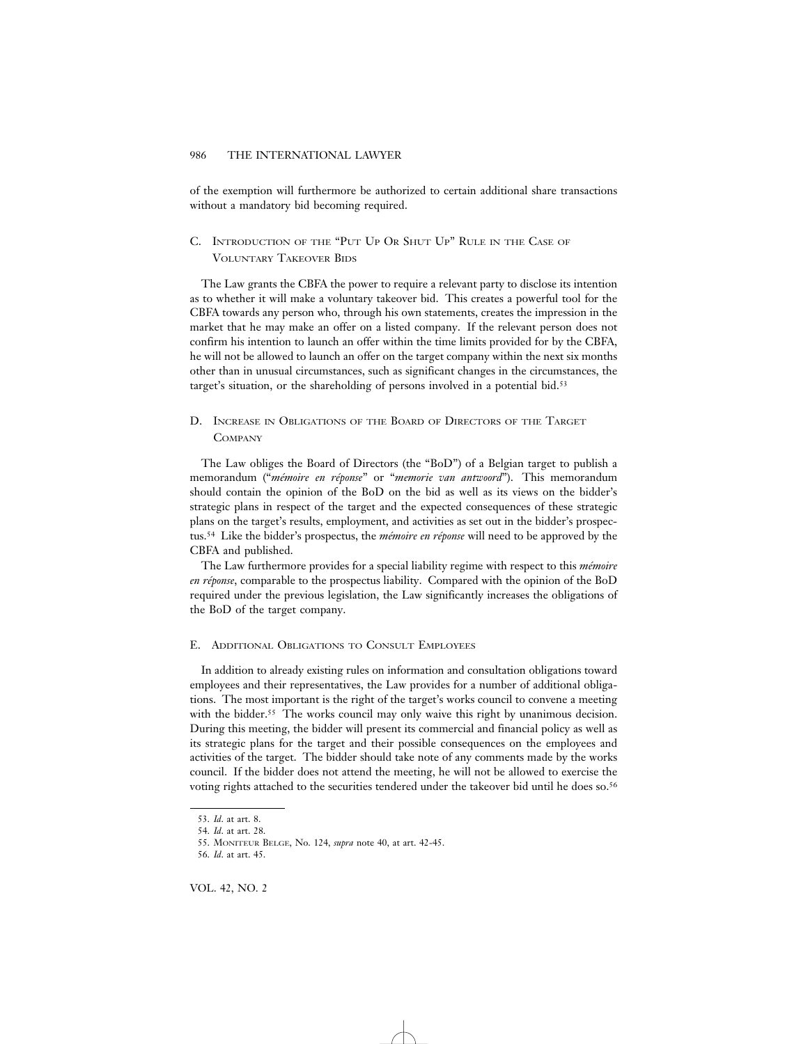of the exemption will furthermore be authorized to certain additional share transactions without a mandatory bid becoming required.

### C. Introduction of the "Put Up Or Shut Up" Rule in the Case of Voluntary Takeover Bids

The Law grants the CBFA the power to require a relevant party to disclose its intention as to whether it will make a voluntary takeover bid. This creates a powerful tool for the CBFA towards any person who, through his own statements, creates the impression in the market that he may make an offer on a listed company. If the relevant person does not confirm his intention to launch an offer within the time limits provided for by the CBFA, he will not be allowed to launch an offer on the target company within the next six months other than in unusual circumstances, such as significant changes in the circumstances, the target's situation, or the shareholding of persons involved in a potential bid.[53]

### D. Increase in Obligations of the Board of Directors of the Target Company

The Law obliges the Board of Directors (the "BoD") of a Belgian target to publish a memorandum ("*mémoire en réponse*" or "*memorie van antwoord*"). This memorandum should contain the opinion of the BoD on the bid as well as its views on the bidder's strategic plans in respect of the target and the expected consequences of these strategic plans on the target's results, employment, and activities as set out in the bidder's prospectus.[54] Like the bidder's prospectus, the *mémoire en réponse* will need to be approved by the CBFA and published.

The Law furthermore provides for a special liability regime with respect to this *mémoire en réponse*, comparable to the prospectus liability. Compared with the opinion of the BoD required under the previous legislation, the Law significantly increases the obligations of the BoD of the target company.

### E. Additional Obligations to Consult Employees

In addition to already existing rules on information and consultation obligations toward employees and their representatives, the Law provides for a number of additional obligations. The most important is the right of the target's works council to convene a meeting with the bidder.[55] The works council may only waive this right by unanimous decision. During this meeting, the bidder will present its commercial and financial policy as well as its strategic plans for the target and their possible consequences on the employees and activities of the target. The bidder should take note of any comments made by the works council. If the bidder does not attend the meeting, he will not be allowed to exercise the voting rights attached to the securities tendered under the takeover bid until he does so.[56]

---

53. *Id.* at art. 8.
54. *Id.* at art. 28.
55. Moniteur Belge, No. 124, *supra* note 40, at art. 42-45.
56. *Id.* at art. 45.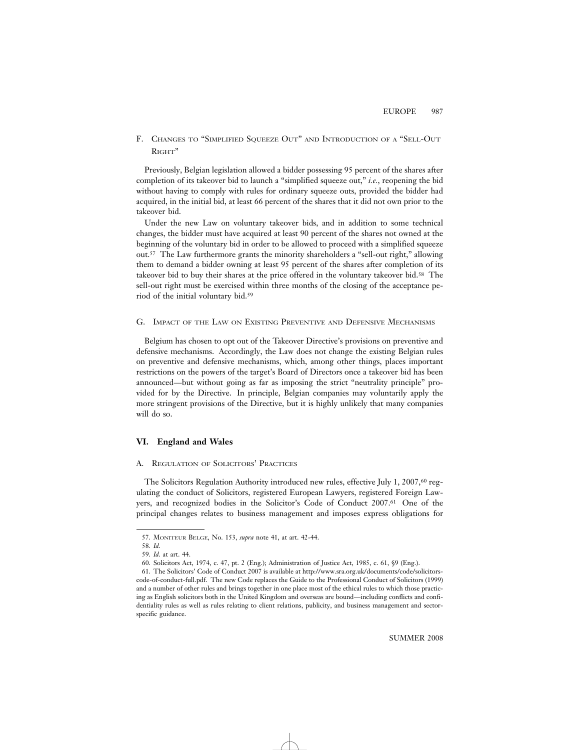### F. Changes to "Simplified Squeeze Out" and Introduction of a "Sell-Out Right"

Previously, Belgian legislation allowed a bidder possessing 95 percent of the shares after completion of its takeover bid to launch a "simplified squeeze out," *i.e.*, reopening the bid without having to comply with rules for ordinary squeeze outs, provided the bidder had acquired, in the initial bid, at least 66 percent of the shares that it did not own prior to the takeover bid.

Under the new Law on voluntary takeover bids, and in addition to some technical changes, the bidder must have acquired at least 90 percent of the shares not owned at the beginning of the voluntary bid in order to be allowed to proceed with a simplified squeeze out.[57] The Law furthermore grants the minority shareholders a "sell-out right," allowing them to demand a bidder owning at least 95 percent of the shares after completion of its takeover bid to buy their shares at the price offered in the voluntary takeover bid.[58] The sell-out right must be exercised within three months of the closing of the acceptance period of the initial voluntary bid.[59]

### G. Impact of the Law on Existing Preventive and Defensive Mechanisms

Belgium has chosen to opt out of the Takeover Directive's provisions on preventive and defensive mechanisms. Accordingly, the Law does not change the existing Belgian rules on preventive and defensive mechanisms, which, among other things, places important restrictions on the powers of the target's Board of Directors once a takeover bid has been announced—but without going as far as imposing the strict "neutrality principle" provided for by the Directive. In principle, Belgian companies may voluntarily apply the more stringent provisions of the Directive, but it is highly unlikely that many companies will do so.

## VI. England and Wales

### A. Regulation of Solicitors' Practices

The Solicitors Regulation Authority introduced new rules, effective July 1, 2007,[60] regulating the conduct of Solicitors, registered European Lawyers, registered Foreign Lawyers, and recognized bodies in the Solicitor's Code of Conduct 2007.[61] One of the principal changes relates to business management and imposes express obligations for

---

57. Moniteur Belge, No. 153, *supra* note 41, at art. 42-44.

58. *Id*.

59. *Id*. at art. 44.

60. Solicitors Act, 1974, c. 47, pt. 2 (Eng.); Administration of Justice Act, 1985, c. 61, §9 (Eng.).

61. The Solicitors' Code of Conduct 2007 is available at http://www.sra.org.uk/documents/code/solicitors-code-of-conduct-full.pdf. The new Code replaces the Guide to the Professional Conduct of Solicitors (1999) and a number of other rules and brings together in one place most of the ethical rules to which those practicing as English solicitors both in the United Kingdom and overseas are bound—including conflicts and confidentiality rules as well as rules relating to client relations, publicity, and business management and sector-specific guidance.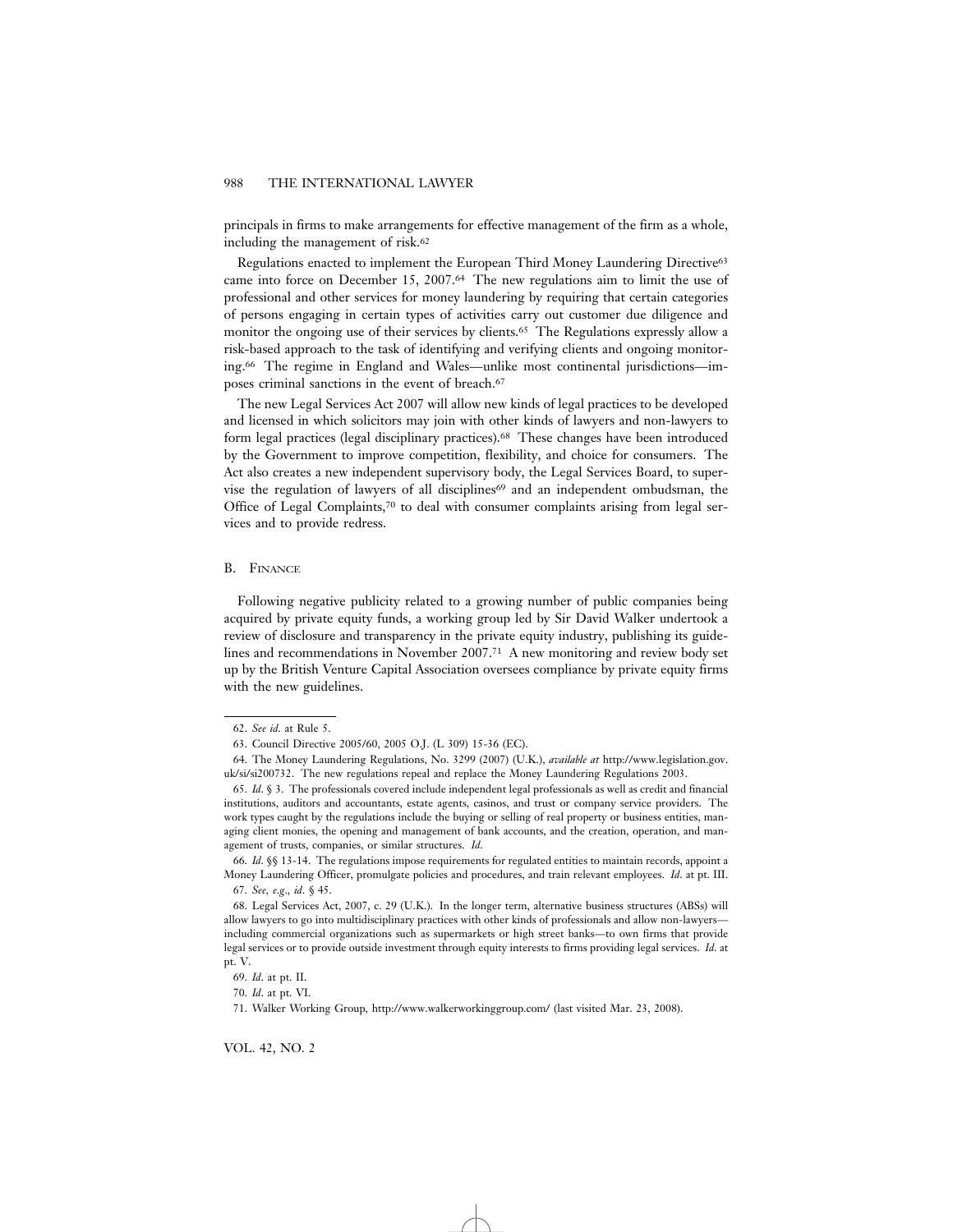principals in firms to make arrangements for effective management of the firm as a whole, including the management of risk.[62]

Regulations enacted to implement the European Third Money Laundering Directive[63] came into force on December 15, 2007.[64] The new regulations aim to limit the use of professional and other services for money laundering by requiring that certain categories of persons engaging in certain types of activities carry out customer due diligence and monitor the ongoing use of their services by clients.[65] The Regulations expressly allow a risk-based approach to the task of identifying and verifying clients and ongoing monitoring.[66] The regime in England and Wales—unlike most continental jurisdictions—imposes criminal sanctions in the event of breach.[67]

The new Legal Services Act 2007 will allow new kinds of legal practices to be developed and licensed in which solicitors may join with other kinds of lawyers and non-lawyers to form legal practices (legal disciplinary practices).[68] These changes have been introduced by the Government to improve competition, flexibility, and choice for consumers. The Act also creates a new independent supervisory body, the Legal Services Board, to supervise the regulation of lawyers of all disciplines[69] and an independent ombudsman, the Office of Legal Complaints,[70] to deal with consumer complaints arising from legal services and to provide redress.

### B. Finance

Following negative publicity related to a growing number of public companies being acquired by private equity funds, a working group led by Sir David Walker undertook a review of disclosure and transparency in the private equity industry, publishing its guidelines and recommendations in November 2007.[71] A new monitoring and review body set up by the British Venture Capital Association oversees compliance by private equity firms with the new guidelines.

---

62. *See id.* at Rule 5.

63. Council Directive 2005/60, 2005 O.J. (L 309) 15-36 (EC).

64. The Money Laundering Regulations, No. 3299 (2007) (U.K.), *available at* http://www.legislation.gov.uk/si/si200732. The new regulations repeal and replace the Money Laundering Regulations 2003.

65. *Id.* § 3. The professionals covered include independent legal professionals as well as credit and financial institutions, auditors and accountants, estate agents, casinos, and trust or company service providers. The work types caught by the regulations include the buying or selling of real property or business entities, managing client monies, the opening and management of bank accounts, and the creation, operation, and management of trusts, companies, or similar structures. *Id.*

66. *Id.* §§ 13-14. The regulations impose requirements for regulated entities to maintain records, appoint a Money Laundering Officer, promulgate policies and procedures, and train relevant employees. *Id.* at pt. III.

67. *See, e.g.*, *id.* § 45.

68. Legal Services Act, 2007, c. 29 (U.K.). In the longer term, alternative business structures (ABSs) will allow lawyers to go into multidisciplinary practices with other kinds of professionals and allow non-lawyers—including commercial organizations such as supermarkets or high street banks—to own firms that provide legal services or to provide outside investment through equity interests to firms providing legal services. *Id.* at pt. V.

69. *Id.* at pt. II.

70. *Id.* at pt. VI.

71. Walker Working Group, http://www.walkerworkinggroup.com/ (last visited Mar. 23, 2008).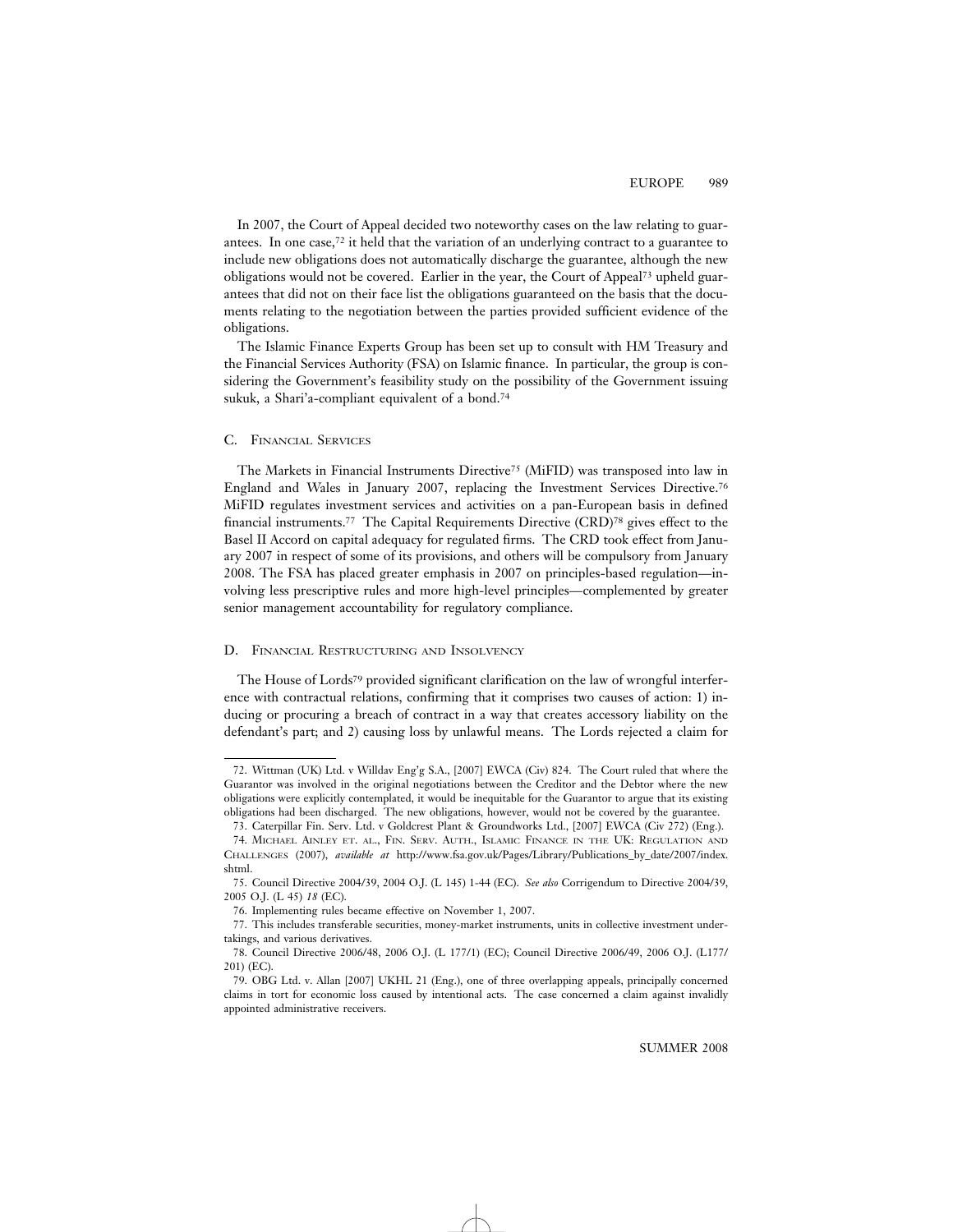In 2007, the Court of Appeal decided two noteworthy cases on the law relating to guarantees. In one case,[72] it held that the variation of an underlying contract to a guarantee to include new obligations does not automatically discharge the guarantee, although the new obligations would not be covered. Earlier in the year, the Court of Appeal[73] upheld guarantees that did not on their face list the obligations guaranteed on the basis that the documents relating to the negotiation between the parties provided sufficient evidence of the obligations.

The Islamic Finance Experts Group has been set up to consult with HM Treasury and the Financial Services Authority (FSA) on Islamic finance. In particular, the group is considering the Government's feasibility study on the possibility of the Government issuing sukuk, a Shari'a-compliant equivalent of a bond.[74]

### C. Financial Services

The Markets in Financial Instruments Directive[75] (MiFID) was transposed into law in England and Wales in January 2007, replacing the Investment Services Directive.[76] MiFID regulates investment services and activities on a pan-European basis in defined financial instruments.[77] The Capital Requirements Directive (CRD)[78] gives effect to the Basel II Accord on capital adequacy for regulated firms. The CRD took effect from January 2007 in respect of some of its provisions, and others will be compulsory from January 2008. The FSA has placed greater emphasis in 2007 on principles-based regulation—involving less prescriptive rules and more high-level principles—complemented by greater senior management accountability for regulatory compliance.

### D. Financial Restructuring and Insolvency

The House of Lords[79] provided significant clarification on the law of wrongful interference with contractual relations, confirming that it comprises two causes of action: 1) inducing or procuring a breach of contract in a way that creates accessory liability on the defendant's part; and 2) causing loss by unlawful means. The Lords rejected a claim for

---

72. Wittman (UK) Ltd. v Willdav Eng'g S.A., [2007] EWCA (Civ) 824. The Court ruled that where the Guarantor was involved in the original negotiations between the Creditor and the Debtor where the new obligations were explicitly contemplated, it would be inequitable for the Guarantor to argue that its existing obligations had been discharged. The new obligations, however, would not be covered by the guarantee.

73. Caterpillar Fin. Serv. Ltd. v Goldcrest Plant & Groundworks Ltd., [2007] EWCA (Civ 272) (Eng.).

74. Michael Ainley et. al., Fin. Serv. Auth., Islamic Finance in the UK: Regulation and Challenges (2007), *available at* http://www.fsa.gov.uk/Pages/Library/Publications_by_date/2007/index.shtml.

75. Council Directive 2004/39, 2004 O.J. (L 145) 1-44 (EC). *See also* Corrigendum to Directive 2004/39, 2005 O.J. (L 45) *18* (EC).

76. Implementing rules became effective on November 1, 2007.

77. This includes transferable securities, money-market instruments, units in collective investment undertakings, and various derivatives.

78. Council Directive 2006/48, 2006 O.J. (L 177/1) (EC); Council Directive 2006/49, 2006 O.J. (L177/201) (EC).

79. OBG Ltd. v. Allan [2007] UKHL 21 (Eng.), one of three overlapping appeals, principally concerned claims in tort for economic loss caused by intentional acts. The case concerned a claim against invalidly appointed administrative receivers.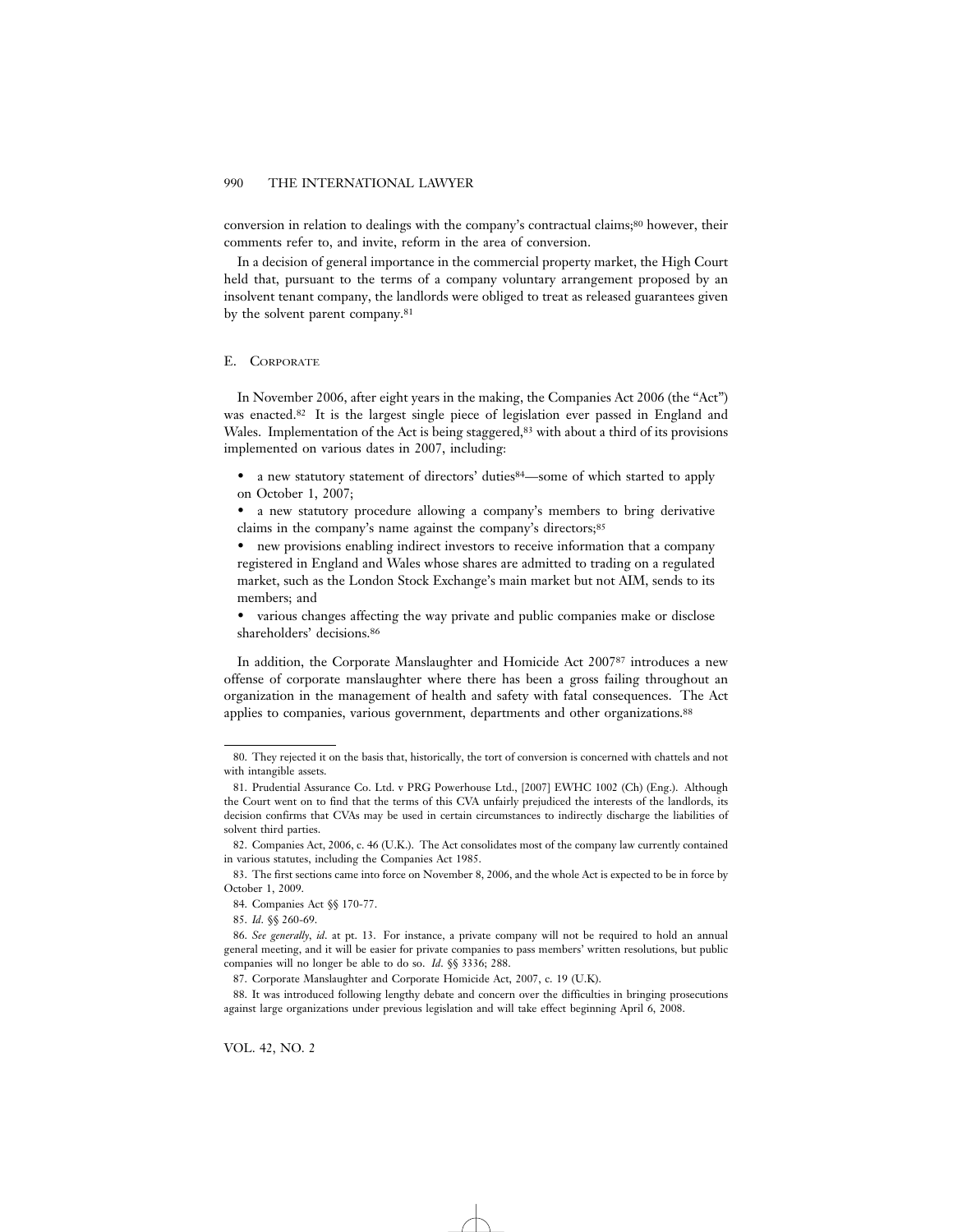conversion in relation to dealings with the company's contractual claims;[80] however, their comments refer to, and invite, reform in the area of conversion.

In a decision of general importance in the commercial property market, the High Court held that, pursuant to the terms of a company voluntary arrangement proposed by an insolvent tenant company, the landlords were obliged to treat as released guarantees given by the solvent parent company.[81]

### E. Corporate

In November 2006, after eight years in the making, the Companies Act 2006 (the "Act") was enacted.[82] It is the largest single piece of legislation ever passed in England and Wales. Implementation of the Act is being staggered,[83] with about a third of its provisions implemented on various dates in 2007, including:

- a new statutory statement of directors' duties[84]—some of which started to apply on October 1, 2007;
- a new statutory procedure allowing a company's members to bring derivative claims in the company's name against the company's directors;[85]
- new provisions enabling indirect investors to receive information that a company registered in England and Wales whose shares are admitted to trading on a regulated market, such as the London Stock Exchange's main market but not AIM, sends to its members; and
- various changes affecting the way private and public companies make or disclose shareholders' decisions.[86]

In addition, the Corporate Manslaughter and Homicide Act 2007[87] introduces a new offense of corporate manslaughter where there has been a gross failing throughout an organization in the management of health and safety with fatal consequences. The Act applies to companies, various government, departments and other organizations.[88]

---

80. They rejected it on the basis that, historically, the tort of conversion is concerned with chattels and not with intangible assets.

81. Prudential Assurance Co. Ltd. v PRG Powerhouse Ltd., [2007] EWHC 1002 (Ch) (Eng.). Although the Court went on to find that the terms of this CVA unfairly prejudiced the interests of the landlords, its decision confirms that CVAs may be used in certain circumstances to indirectly discharge the liabilities of solvent third parties.

82. Companies Act, 2006, c. 46 (U.K.). The Act consolidates most of the company law currently contained in various statutes, including the Companies Act 1985.

83. The first sections came into force on November 8, 2006, and the whole Act is expected to be in force by October 1, 2009.

84. Companies Act §§ 170-77.

85. *Id*. §§ 260-69.

86. *See generally*, *id*. at pt. 13. For instance, a private company will not be required to hold an annual general meeting, and it will be easier for private companies to pass members' written resolutions, but public companies will no longer be able to do so. *Id*. §§ 3336; 288.

87. Corporate Manslaughter and Corporate Homicide Act, 2007, c. 19 (U.K).

88. It was introduced following lengthy debate and concern over the difficulties in bringing prosecutions against large organizations under previous legislation and will take effect beginning April 6, 2008.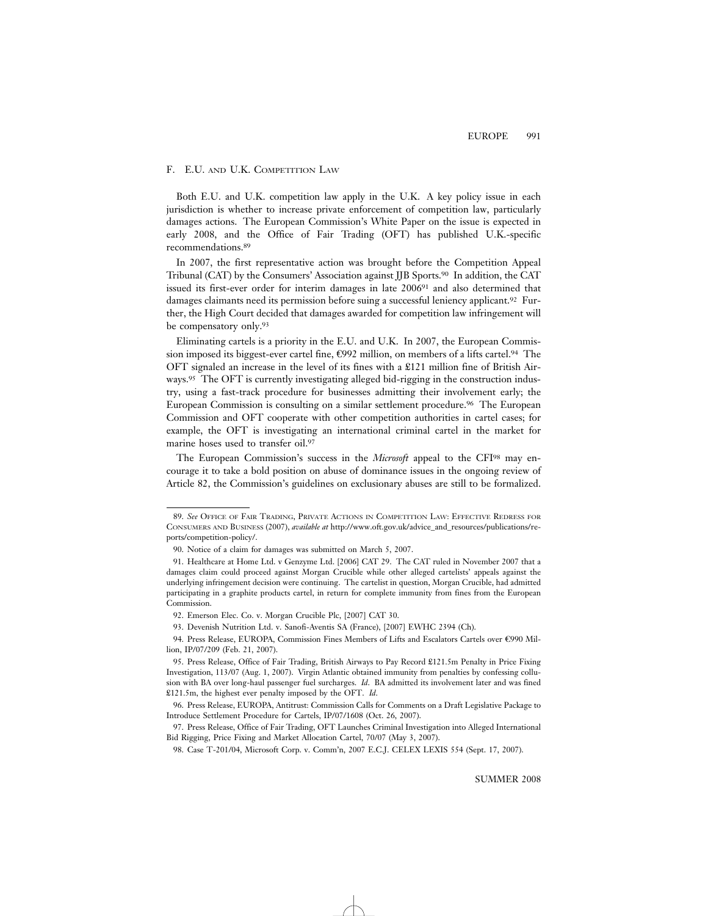### F. E.U. and U.K. Competition Law

Both E.U. and U.K. competition law apply in the U.K. A key policy issue in each jurisdiction is whether to increase private enforcement of competition law, particularly damages actions. The European Commission's White Paper on the issue is expected in early 2008, and the Office of Fair Trading (OFT) has published U.K.-specific recommendations.[89]

In 2007, the first representative action was brought before the Competition Appeal Tribunal (CAT) by the Consumers' Association against JJB Sports.[90] In addition, the CAT issued its first-ever order for interim damages in late 2006[91] and also determined that damages claimants need its permission before suing a successful leniency applicant.[92] Further, the High Court decided that damages awarded for competition law infringement will be compensatory only.[93]

Eliminating cartels is a priority in the E.U. and U.K. In 2007, the European Commission imposed its biggest-ever cartel fine, €992 million, on members of a lifts cartel.[94] The OFT signaled an increase in the level of its fines with a £121 million fine of British Airways.[95] The OFT is currently investigating alleged bid-rigging in the construction industry, using a fast-track procedure for businesses admitting their involvement early; the European Commission is consulting on a similar settlement procedure.[96] The European Commission and OFT cooperate with other competition authorities in cartel cases; for example, the OFT is investigating an international criminal cartel in the market for marine hoses used to transfer oil.[97]

The European Commission's success in the *Microsoft* appeal to the CFI[98] may encourage it to take a bold position on abuse of dominance issues in the ongoing review of Article 82, the Commission's guidelines on exclusionary abuses are still to be formalized.

---

89. *See* Office of Fair Trading, Private Actions in Competition Law: Effective Redress for Consumers and Business (2007), *available at* http://www.oft.gov.uk/advice_and_resources/publications/reports/competition-policy/.

90. Notice of a claim for damages was submitted on March 5, 2007.

91. Healthcare at Home Ltd. v Genzyme Ltd. [2006] CAT 29. The CAT ruled in November 2007 that a damages claim could proceed against Morgan Crucible while other alleged cartelists' appeals against the underlying infringement decision were continuing. The cartelist in question, Morgan Crucible, had admitted participating in a graphite products cartel, in return for complete immunity from fines from the European Commission.

92. Emerson Elec. Co. v. Morgan Crucible Plc, [2007] CAT 30.

93. Devenish Nutrition Ltd. v. Sanofi-Aventis SA (France), [2007] EWHC 2394 (Ch).

94. Press Release, EUROPA, Commission Fines Members of Lifts and Escalators Cartels over €990 Million, IP/07/209 (Feb. 21, 2007).

95. Press Release, Office of Fair Trading, British Airways to Pay Record £121.5m Penalty in Price Fixing Investigation, 113/07 (Aug. 1, 2007). Virgin Atlantic obtained immunity from penalties by confessing collusion with BA over long-haul passenger fuel surcharges. *Id*. BA admitted its involvement later and was fined £121.5m, the highest ever penalty imposed by the OFT. *Id*.

96. Press Release, EUROPA, Antitrust: Commission Calls for Comments on a Draft Legislative Package to Introduce Settlement Procedure for Cartels, IP/07/1608 (Oct. 26, 2007).

97. Press Release, Office of Fair Trading, OFT Launches Criminal Investigation into Alleged International Bid Rigging, Price Fixing and Market Allocation Cartel, 70/07 (May 3, 2007).

98. Case T-201/04, Microsoft Corp. v. Comm'n, 2007 E.C.J. CELEX LEXIS 554 (Sept. 17, 2007).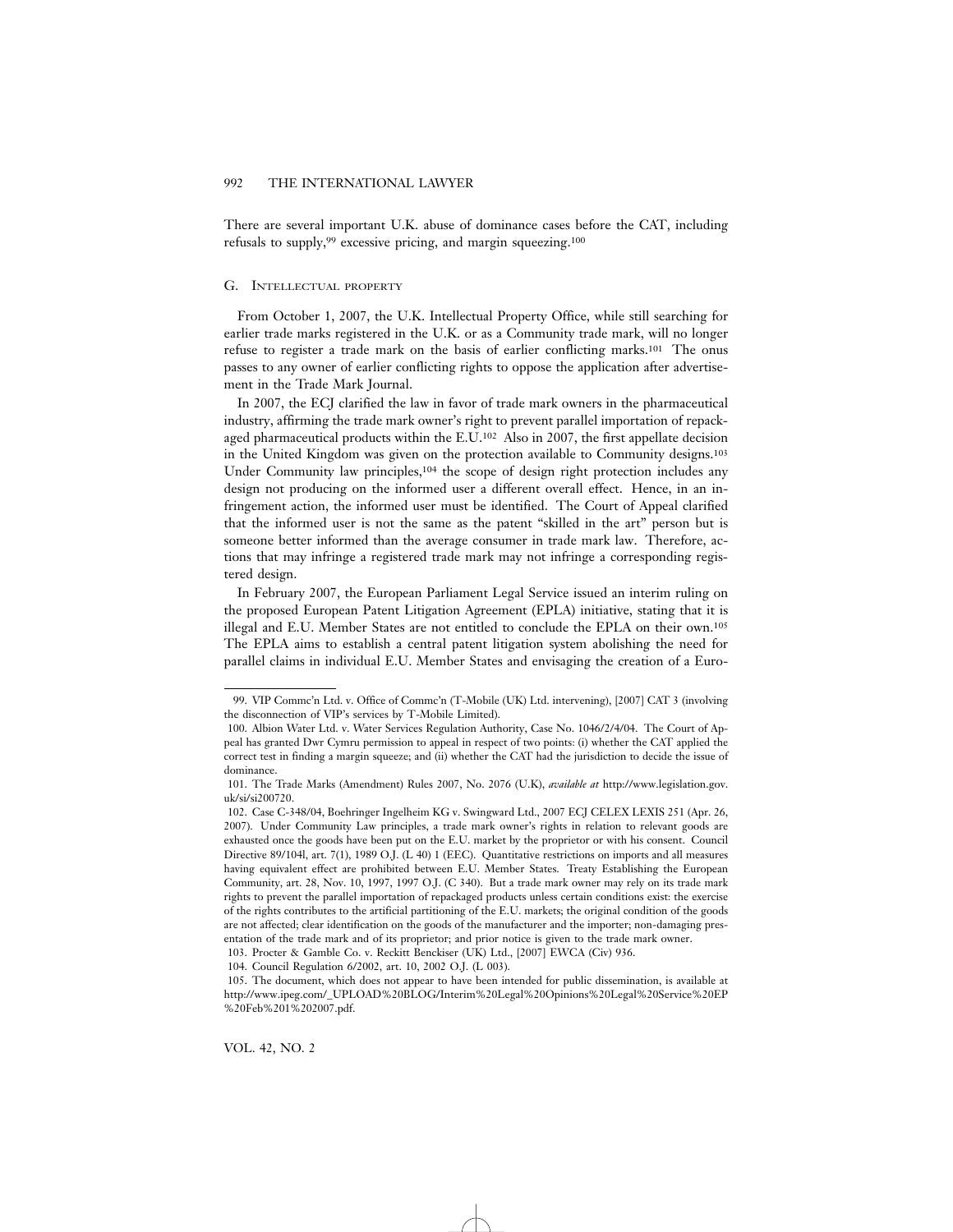There are several important U.K. abuse of dominance cases before the CAT, including refusals to supply,[99] excessive pricing, and margin squeezing.[100]

## G. Intellectual Property

From October 1, 2007, the U.K. Intellectual Property Office, while still searching for earlier trade marks registered in the U.K. or as a Community trade mark, will no longer refuse to register a trade mark on the basis of earlier conflicting marks.[101] The onus passes to any owner of earlier conflicting rights to oppose the application after advertisement in the Trade Mark Journal.

In 2007, the ECJ clarified the law in favor of trade mark owners in the pharmaceutical industry, affirming the trade mark owner's right to prevent parallel importation of repackaged pharmaceutical products within the E.U.[102] Also in 2007, the first appellate decision in the United Kingdom was given on the protection available to Community designs.[103] Under Community law principles,[104] the scope of design right protection includes any design not producing on the informed user a different overall effect. Hence, in an infringement action, the informed user must be identified. The Court of Appeal clarified that the informed user is not the same as the patent "skilled in the art" person but is someone better informed than the average consumer in trade mark law. Therefore, actions that may infringe a registered trade mark may not infringe a corresponding registered design.

In February 2007, the European Parliament Legal Service issued an interim ruling on the proposed European Patent Litigation Agreement (EPLA) initiative, stating that it is illegal and E.U. Member States are not entitled to conclude the EPLA on their own.[105] The EPLA aims to establish a central patent litigation system abolishing the need for parallel claims in individual E.U. Member States and envisaging the creation of a Euro-

---

99. VIP Commc'n Ltd. v. Office of Commc'n (T-Mobile (UK) Ltd. intervening), [2007] CAT 3 (involving the disconnection of VIP's services by T-Mobile Limited).

100. Albion Water Ltd. v. Water Services Regulation Authority, Case No. 1046/2/4/04. The Court of Appeal has granted Dwr Cymru permission to appeal in respect of two points: (i) whether the CAT applied the correct test in finding a margin squeeze; and (ii) whether the CAT had the jurisdiction to decide the issue of dominance.

101. The Trade Marks (Amendment) Rules 2007, No. 2076 (U.K), *available at* http://www.legislation.gov.uk/si/si200720.

102. Case C-348/04, Boehringer Ingelheim KG v. Swingward Ltd., 2007 ECJ CELEX LEXIS 251 (Apr. 26, 2007). Under Community Law principles, a trade mark owner's rights in relation to relevant goods are exhausted once the goods have been put on the E.U. market by the proprietor or with his consent. Council Directive 89/104l, art. 7(1), 1989 O.J. (L 40) 1 (EEC). Quantitative restrictions on imports and all measures having equivalent effect are prohibited between E.U. Member States. Treaty Establishing the European Community, art. 28, Nov. 10, 1997, 1997 O.J. (C 340). But a trade mark owner may rely on its trade mark rights to prevent the parallel importation of repackaged products unless certain conditions exist: the exercise of the rights contributes to the artificial partitioning of the E.U. markets; the original condition of the goods are not affected; clear identification on the goods of the manufacturer and the importer; non-damaging presentation of the trade mark and of its proprietor; and prior notice is given to the trade mark owner.

103. Procter & Gamble Co. v. Reckitt Benckiser (UK) Ltd., [2007] EWCA (Civ) 936.

104. Council Regulation 6/2002, art. 10, 2002 O.J. (L 003).

105. The document, which does not appear to have been intended for public dissemination, is available at http://www.ipeg.com/_UPLOAD%20BLOG/Interim%20Legal%20Opinions%20Legal%20Service%20EP%20Feb%201%202007.pdf.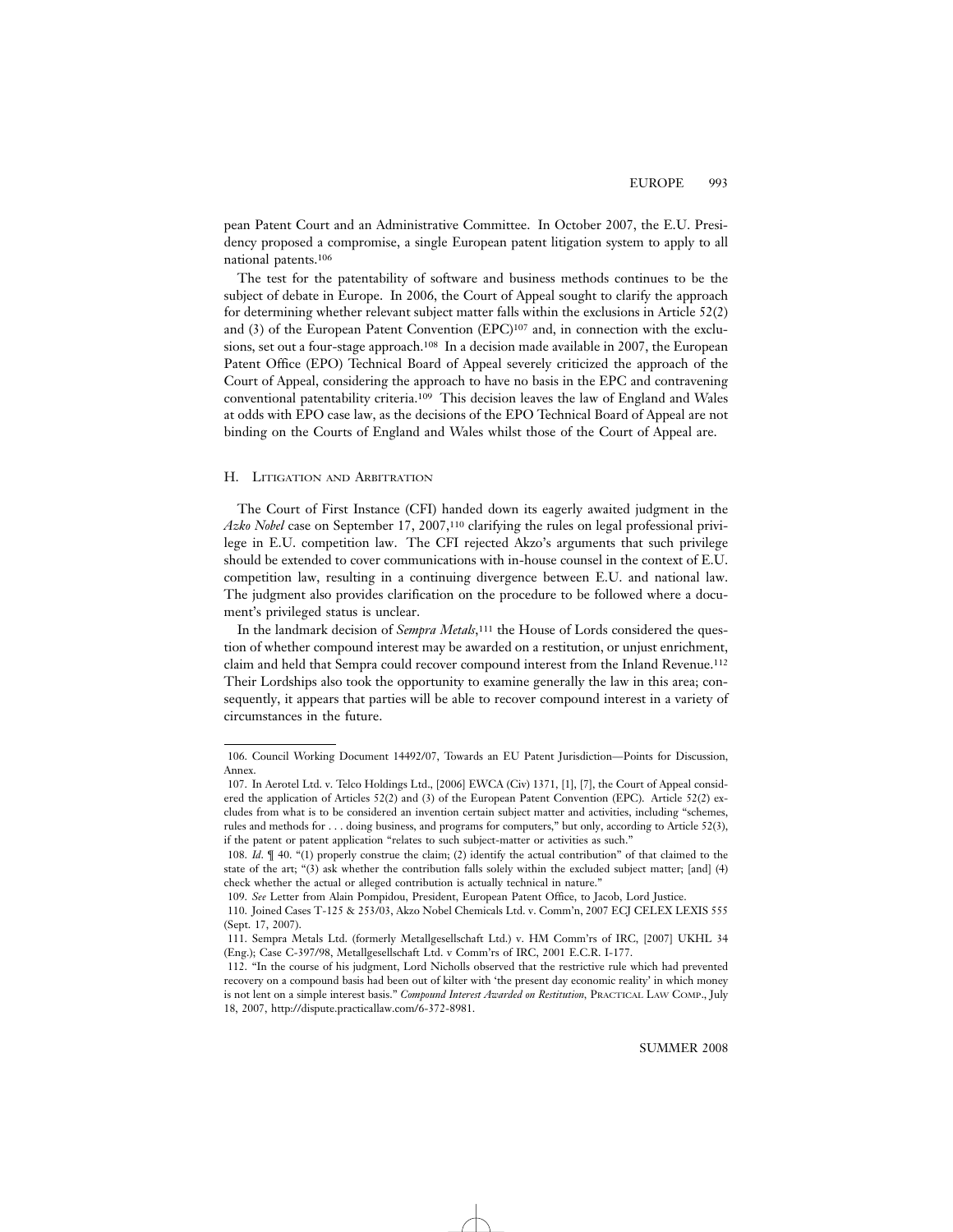pean Patent Court and an Administrative Committee. In October 2007, the E.U. Presidency proposed a compromise, a single European patent litigation system to apply to all national patents.[106]

The test for the patentability of software and business methods continues to be the subject of debate in Europe. In 2006, the Court of Appeal sought to clarify the approach for determining whether relevant subject matter falls within the exclusions in Article 52(2) and (3) of the European Patent Convention (EPC)[107] and, in connection with the exclusions, set out a four-stage approach.[108] In a decision made available in 2007, the European Patent Office (EPO) Technical Board of Appeal severely criticized the approach of the Court of Appeal, considering the approach to have no basis in the EPC and contravening conventional patentability criteria.[109] This decision leaves the law of England and Wales at odds with EPO case law, as the decisions of the EPO Technical Board of Appeal are not binding on the Courts of England and Wales whilst those of the Court of Appeal are.

## H. Litigation and Arbitration

The Court of First Instance (CFI) handed down its eagerly awaited judgment in the *Azko Nobel* case on September 17, 2007,[110] clarifying the rules on legal professional privilege in E.U. competition law. The CFI rejected Akzo's arguments that such privilege should be extended to cover communications with in-house counsel in the context of E.U. competition law, resulting in a continuing divergence between E.U. and national law. The judgment also provides clarification on the procedure to be followed where a document's privileged status is unclear.

In the landmark decision of *Sempra Metals*,[111] the House of Lords considered the question of whether compound interest may be awarded on a restitution, or unjust enrichment, claim and held that Sempra could recover compound interest from the Inland Revenue.[112] Their Lordships also took the opportunity to examine generally the law in this area; consequently, it appears that parties will be able to recover compound interest in a variety of circumstances in the future.

---

106. Council Working Document 14492/07, Towards an EU Patent Jurisdiction—Points for Discussion, Annex.

107. In Aerotel Ltd. v. Telco Holdings Ltd., [2006] EWCA (Civ) 1371, [1], [7], the Court of Appeal considered the application of Articles 52(2) and (3) of the European Patent Convention (EPC). Article 52(2) excludes from what is to be considered an invention certain subject matter and activities, including "schemes, rules and methods for . . . doing business, and programs for computers," but only, according to Article 52(3), if the patent or patent application "relates to such subject-matter or activities as such."

108. *Id.* ¶ 40. "(1) properly construe the claim; (2) identify the actual contribution" of that claimed to the state of the art; "(3) ask whether the contribution falls solely within the excluded subject matter; [and] (4) check whether the actual or alleged contribution is actually technical in nature."

109. *See* Letter from Alain Pompidou, President, European Patent Office, to Jacob, Lord Justice.

110. Joined Cases T-125 & 253/03, Akzo Nobel Chemicals Ltd. v. Comm'n, 2007 ECJ CELEX LEXIS 555 (Sept. 17, 2007).

111. Sempra Metals Ltd. (formerly Metallgesellschaft Ltd.) v. HM Comm'rs of IRC, [2007] UKHL 34 (Eng.); Case C-397/98, Metallgesellschaft Ltd. v Comm'rs of IRC, 2001 E.C.R. I-177.

112. "In the course of his judgment, Lord Nicholls observed that the restrictive rule which had prevented recovery on a compound basis had been out of kilter with 'the present day economic reality' in which money is not lent on a simple interest basis." *Compound Interest Awarded on Restitution*, Practical Law Comp., July 18, 2007, http://dispute.practicallaw.com/6-372-8981.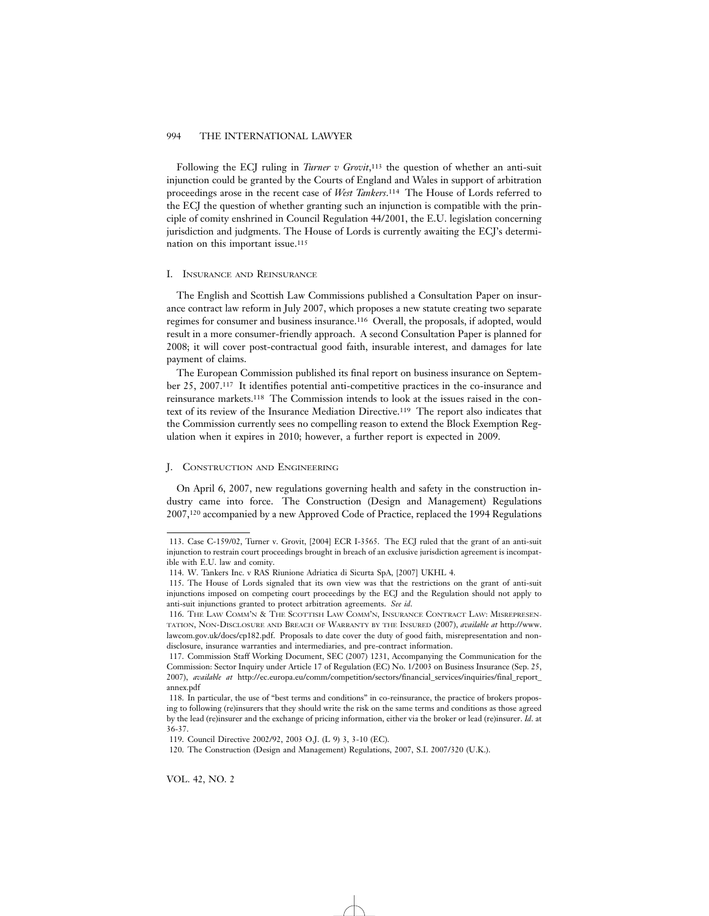Following the ECJ ruling in *Turner v Grovit*,[113] the question of whether an anti-suit injunction could be granted by the Courts of England and Wales in support of arbitration proceedings arose in the recent case of *West Tankers*.[114] The House of Lords referred to the ECJ the question of whether granting such an injunction is compatible with the principle of comity enshrined in Council Regulation 44/2001, the E.U. legislation concerning jurisdiction and judgments. The House of Lords is currently awaiting the ECJ's determination on this important issue.[115]

## I. Insurance and Reinsurance

The English and Scottish Law Commissions published a Consultation Paper on insurance contract law reform in July 2007, which proposes a new statute creating two separate regimes for consumer and business insurance.[116] Overall, the proposals, if adopted, would result in a more consumer-friendly approach. A second Consultation Paper is planned for 2008; it will cover post-contractual good faith, insurable interest, and damages for late payment of claims.

The European Commission published its final report on business insurance on September 25, 2007.[117] It identifies potential anti-competitive practices in the co-insurance and reinsurance markets.[118] The Commission intends to look at the issues raised in the context of its review of the Insurance Mediation Directive.[119] The report also indicates that the Commission currently sees no compelling reason to extend the Block Exemption Regulation when it expires in 2010; however, a further report is expected in 2009.

## J. Construction and Engineering

On April 6, 2007, new regulations governing health and safety in the construction industry came into force. The Construction (Design and Management) Regulations 2007,[120] accompanied by a new Approved Code of Practice, replaced the 1994 Regulations

---

113. Case C-159/02, Turner v. Grovit, [2004] ECR I-3565. The ECJ ruled that the grant of an anti-suit injunction to restrain court proceedings brought in breach of an exclusive jurisdiction agreement is incompatible with E.U. law and comity.

114. W. Tankers Inc. v RAS Riunione Adriatica di Sicurta SpA, [2007] UKHL 4.

115. The House of Lords signaled that its own view was that the restrictions on the grant of anti-suit injunctions imposed on competing court proceedings by the ECJ and the Regulation should not apply to anti-suit injunctions granted to protect arbitration agreements. *See id*.

116. The Law Comm'n & The Scottish Law Comm'n, Insurance Contract Law: Misrepresentation, Non-Disclosure and Breach of Warranty by the Insured (2007), *available at* http://www.lawcom.gov.uk/docs/cp182.pdf. Proposals to date cover the duty of good faith, misrepresentation and non-disclosure, insurance warranties and intermediaries, and pre-contract information.

117. Commission Staff Working Document, SEC (2007) 1231, Accompanying the Communication for the Commission: Sector Inquiry under Article 17 of Regulation (EC) No. 1/2003 on Business Insurance (Sep. 25, 2007), *available at* http://ec.europa.eu/comm/competition/sectors/financial_services/inquiries/final_report_annex.pdf

118. In particular, the use of "best terms and conditions" in co-reinsurance, the practice of brokers proposing to following (re)insurers that they should write the risk on the same terms and conditions as those agreed by the lead (re)insurer and the exchange of pricing information, either via the broker or lead (re)insurer. *Id*. at 36-37.

119. Council Directive 2002/92, 2003 O.J. (L 9) 3, 3-10 (EC).

120. The Construction (Design and Management) Regulations, 2007, S.I. 2007/320 (U.K.).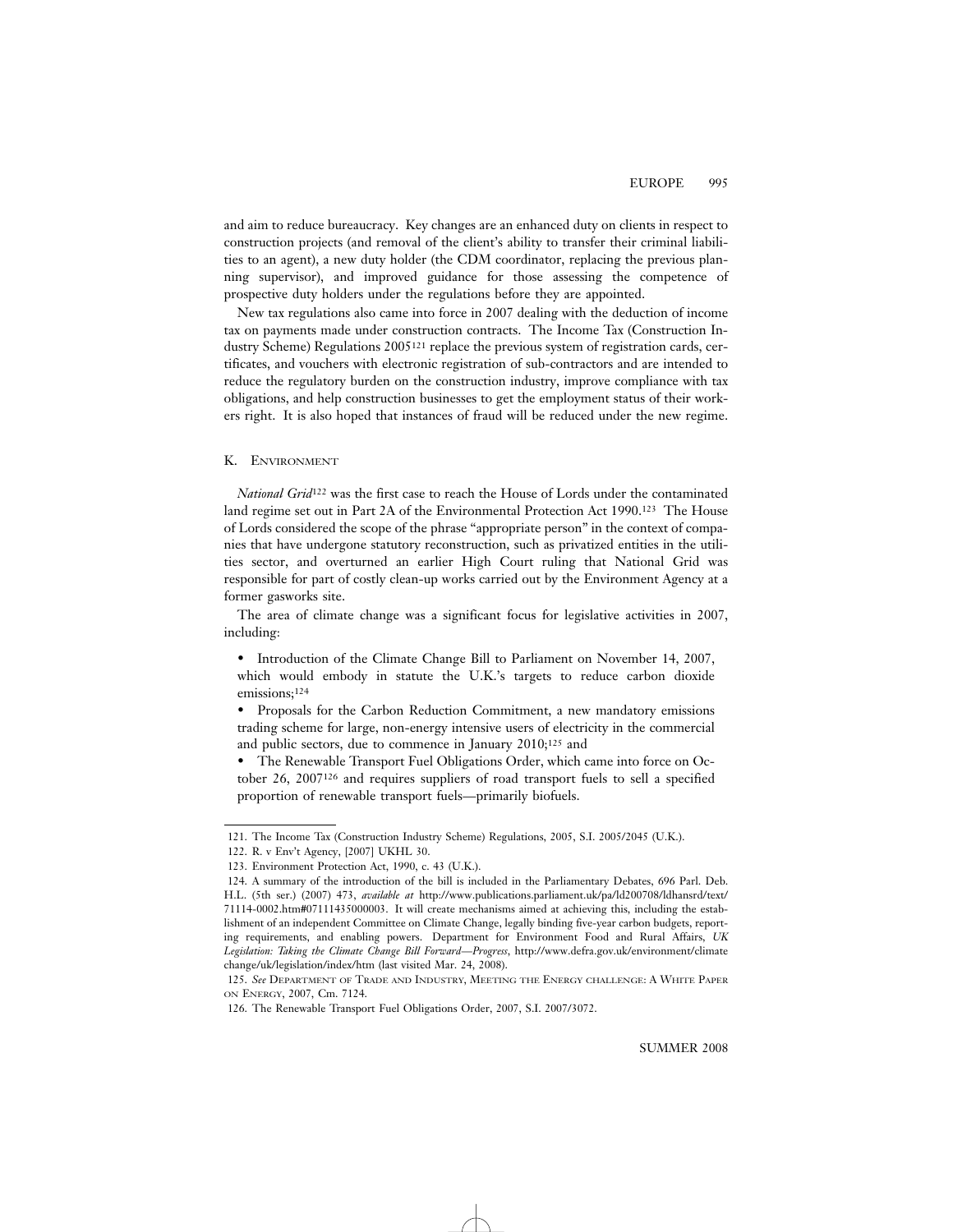and aim to reduce bureaucracy. Key changes are an enhanced duty on clients in respect to construction projects (and removal of the client's ability to transfer their criminal liabilities to an agent), a new duty holder (the CDM coordinator, replacing the previous planning supervisor), and improved guidance for those assessing the competence of prospective duty holders under the regulations before they are appointed.

New tax regulations also came into force in 2007 dealing with the deduction of income tax on payments made under construction contracts. The Income Tax (Construction Industry Scheme) Regulations 2005[121] replace the previous system of registration cards, certificates, and vouchers with electronic registration of sub-contractors and are intended to reduce the regulatory burden on the construction industry, improve compliance with tax obligations, and help construction businesses to get the employment status of their workers right. It is also hoped that instances of fraud will be reduced under the new regime.

## K. Environment

*National Grid*[122] was the first case to reach the House of Lords under the contaminated land regime set out in Part 2A of the Environmental Protection Act 1990.[123] The House of Lords considered the scope of the phrase "appropriate person" in the context of companies that have undergone statutory reconstruction, such as privatized entities in the utilities sector, and overturned an earlier High Court ruling that National Grid was responsible for part of costly clean-up works carried out by the Environment Agency at a former gasworks site.

The area of climate change was a significant focus for legislative activities in 2007, including:

- Introduction of the Climate Change Bill to Parliament on November 14, 2007, which would embody in statute the U.K.'s targets to reduce carbon dioxide emissions;[124]
- Proposals for the Carbon Reduction Commitment, a new mandatory emissions trading scheme for large, non-energy intensive users of electricity in the commercial and public sectors, due to commence in January 2010;[125] and
- The Renewable Transport Fuel Obligations Order, which came into force on October 26, 2007[126] and requires suppliers of road transport fuels to sell a specified proportion of renewable transport fuels—primarily biofuels.

---

121. The Income Tax (Construction Industry Scheme) Regulations, 2005, S.I. 2005/2045 (U.K.).

122. R. v Env't Agency, [2007] UKHL 30.

123. Environment Protection Act, 1990, c. 43 (U.K.).

124. A summary of the introduction of the bill is included in the Parliamentary Debates, 696 Parl. Deb. H.L. (5th ser.) (2007) 473, *available at* http://www.publications.parliament.uk/pa/ld200708/ldhansrd/text/71114-0002.htm#07111435000003. It will create mechanisms aimed at achieving this, including the establishment of an independent Committee on Climate Change, legally binding five-year carbon budgets, reporting requirements, and enabling powers. Department for Environment Food and Rural Affairs, *UK Legislation: Taking the Climate Change Bill Forward—Progress*, http://www.defra.gov.uk/environment/climate change/uk/legislation/index/htm (last visited Mar. 24, 2008).

125. *See* Department of Trade and Industry, Meeting the Energy challenge: A White Paper on Energy, 2007, Cm. 7124.

126. The Renewable Transport Fuel Obligations Order, 2007, S.I. 2007/3072.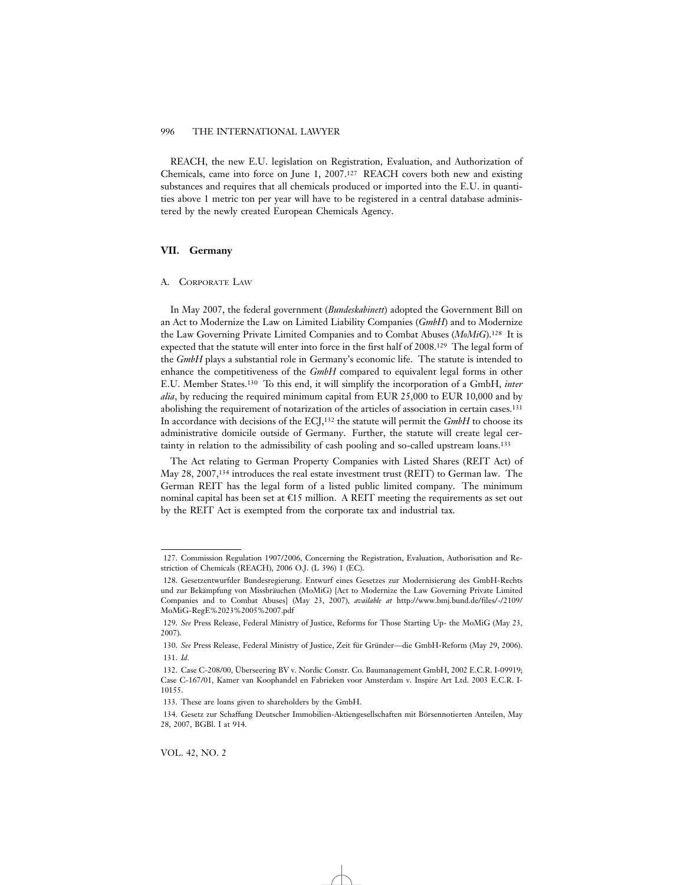REACH, the new E.U. legislation on Registration, Evaluation, and Authorization of Chemicals, came into force on June 1, 2007.[127] REACH covers both new and existing substances and requires that all chemicals produced or imported into the E.U. in quantities above 1 metric ton per year will have to be registered in a central database administered by the newly created European Chemicals Agency.

## VII. Germany

### A. Corporate Law

In May 2007, the federal government (*Bundeskabinett*) adopted the Government Bill on an Act to Modernize the Law on Limited Liability Companies (*GmbH*) and to Modernize the Law Governing Private Limited Companies and to Combat Abuses (*MoMiG*).[128] It is expected that the statute will enter into force in the first half of 2008.[129] The legal form of the *GmbH* plays a substantial role in Germany's economic life. The statute is intended to enhance the competitiveness of the *GmbH* compared to equivalent legal forms in other E.U. Member States.[130] To this end, it will simplify the incorporation of a GmbH, *inter alia*, by reducing the required minimum capital from EUR 25,000 to EUR 10,000 and by abolishing the requirement of notarization of the articles of association in certain cases.[131] In accordance with decisions of the ECJ,[132] the statute will permit the *GmbH* to choose its administrative domicile outside of Germany. Further, the statute will create legal certainty in relation to the admissibility of cash pooling and so-called upstream loans.[133]

The Act relating to German Property Companies with Listed Shares (REIT Act) of May 28, 2007,[134] introduces the real estate investment trust (REIT) to German law. The German REIT has the legal form of a listed public limited company. The minimum nominal capital has been set at €15 million. A REIT meeting the requirements as set out by the REIT Act is exempted from the corporate tax and industrial tax.

---

127. Commission Regulation 1907/2006, Concerning the Registration, Evaluation, Authorisation and Restriction of Chemicals (REACH), 2006 O.J. (L 396) 1 (EC).

128. Gesetzentwurfder Bundesregierung. Entwurf eines Gesetzes zur Modernisierung des GmbH-Rechts und zur Bekämpfung von Missbräuchen (MoMiG) [Act to Modernize the Law Governing Private Limited Companies and to Combat Abuses] (May 23, 2007), *available at* http://www.bmj.bund.de/files/-/2109/MoMiG-RegE%2023%2005%2007.pdf

129. *See* Press Release, Federal Ministry of Justice, Reforms for Those Starting Up- the MoMiG (May 23, 2007).

130. *See* Press Release, Federal Ministry of Justice, Zeit für Gründer—die GmbH-Reform (May 29, 2006).

131. *Id.*

132. Case C-208/00, Überseering BV v. Nordic Constr. Co. Baumanagement GmbH, 2002 E.C.R. I-09919; Case C-167/01, Kamer van Koophandel en Fabrieken voor Amsterdam v. Inspire Art Ltd. 2003 E.C.R. I-10155.

133. These are loans given to shareholders by the GmbH.

134. Gesetz zur Schaffung Deutscher Immobilien-Aktiengesellschaften mit Börsennotierten Anteilen, May 28, 2007, BGBl. I at 914.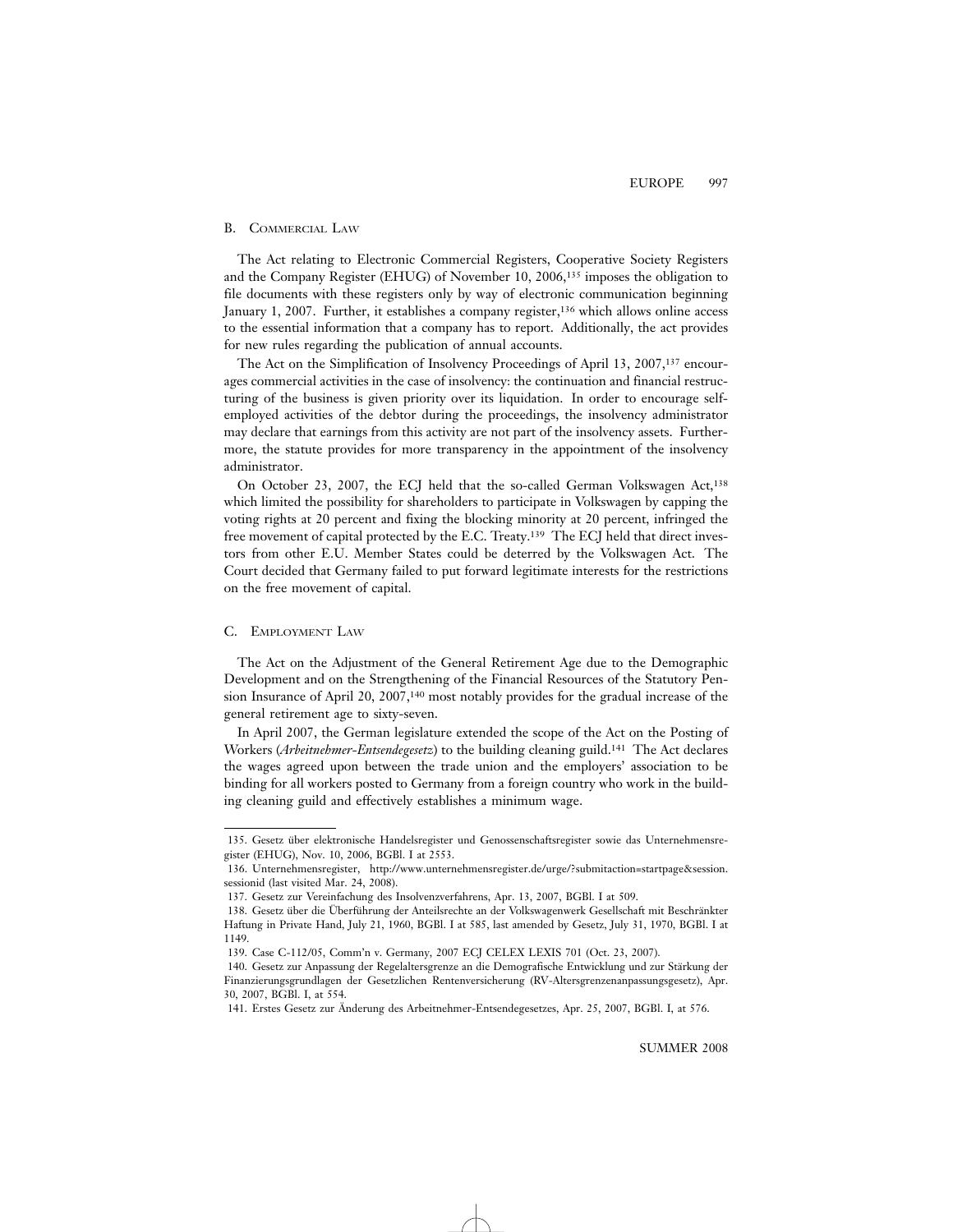### B. Commercial Law

The Act relating to Electronic Commercial Registers, Cooperative Society Registers and the Company Register (EHUG) of November 10, 2006,[135] imposes the obligation to file documents with these registers only by way of electronic communication beginning January 1, 2007. Further, it establishes a company register,[136] which allows online access to the essential information that a company has to report. Additionally, the act provides for new rules regarding the publication of annual accounts.

The Act on the Simplification of Insolvency Proceedings of April 13, 2007,[137] encourages commercial activities in the case of insolvency: the continuation and financial restructuring of the business is given priority over its liquidation. In order to encourage self-employed activities of the debtor during the proceedings, the insolvency administrator may declare that earnings from this activity are not part of the insolvency assets. Furthermore, the statute provides for more transparency in the appointment of the insolvency administrator.

On October 23, 2007, the ECJ held that the so-called German Volkswagen Act,[138] which limited the possibility for shareholders to participate in Volkswagen by capping the voting rights at 20 percent and fixing the blocking minority at 20 percent, infringed the free movement of capital protected by the E.C. Treaty.[139] The ECJ held that direct investors from other E.U. Member States could be deterred by the Volkswagen Act. The Court decided that Germany failed to put forward legitimate interests for the restrictions on the free movement of capital.

### C. Employment Law

The Act on the Adjustment of the General Retirement Age due to the Demographic Development and on the Strengthening of the Financial Resources of the Statutory Pension Insurance of April 20, 2007,[140] most notably provides for the gradual increase of the general retirement age to sixty-seven.

In April 2007, the German legislature extended the scope of the Act on the Posting of Workers (*Arbeitnehmer-Entsendegesetz*) to the building cleaning guild.[141] The Act declares the wages agreed upon between the trade union and the employers' association to be binding for all workers posted to Germany from a foreign country who work in the building cleaning guild and effectively establishes a minimum wage.

---

135. Gesetz über elektronische Handelsregister und Genossenschaftsregister sowie das Unternehmensregister (EHUG), Nov. 10, 2006, BGBl. I at 2553.

136. Unternehmensregister, http://www.unternehmensregister.de/urge/?submitaction=startpage&session.sessionid (last visited Mar. 24, 2008).

137. Gesetz zur Vereinfachung des Insolvenzverfahrens, Apr. 13, 2007, BGBl. I at 509.

138. Gesetz über die Überführung der Anteilsrechte an der Volkswagenwerk Gesellschaft mit Beschränkter Haftung in Private Hand, July 21, 1960, BGBl. I at 585, last amended by Gesetz, July 31, 1970, BGBl. I at 1149.

139. Case C-112/05, Comm'n v. Germany, 2007 ECJ CELEX LEXIS 701 (Oct. 23, 2007).

140. Gesetz zur Anpassung der Regelaltersgrenze an die Demografische Entwicklung und zur Stärkung der Finanzierungsgrundlagen der Gesetzlichen Rentenversicherung (RV-Altersgrenzenanpassungsgesetz), Apr. 30, 2007, BGBl. I, at 554.

141. Erstes Gesetz zur Änderung des Arbeitnehmer-Entsendegesetzes, Apr. 25, 2007, BGBl. I, at 576.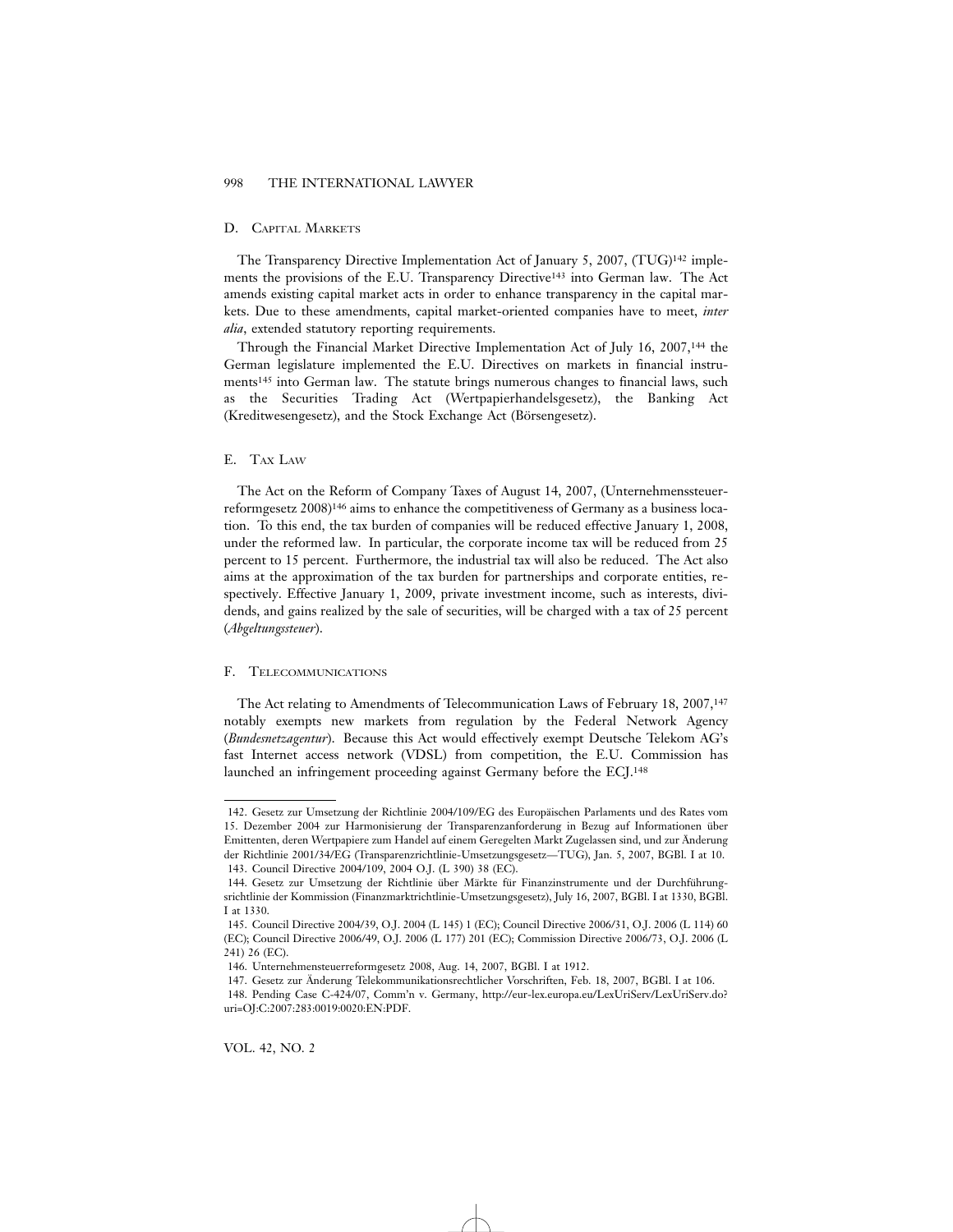### D. Capital Markets

The Transparency Directive Implementation Act of January 5, 2007, (TUG)[142] implements the provisions of the E.U. Transparency Directive[143] into German law. The Act amends existing capital market acts in order to enhance transparency in the capital markets. Due to these amendments, capital market-oriented companies have to meet, *inter alia*, extended statutory reporting requirements.

Through the Financial Market Directive Implementation Act of July 16, 2007,[144] the German legislature implemented the E.U. Directives on markets in financial instruments[145] into German law. The statute brings numerous changes to financial laws, such as the Securities Trading Act (Wertpapierhandelsgesetz), the Banking Act (Kreditwesengesetz), and the Stock Exchange Act (Börsengesetz).

### E. Tax Law

The Act on the Reform of Company Taxes of August 14, 2007, (Unternehmenssteuerreformgesetz 2008)[146] aims to enhance the competitiveness of Germany as a business location. To this end, the tax burden of companies will be reduced effective January 1, 2008, under the reformed law. In particular, the corporate income tax will be reduced from 25 percent to 15 percent. Furthermore, the industrial tax will also be reduced. The Act also aims at the approximation of the tax burden for partnerships and corporate entities, respectively. Effective January 1, 2009, private investment income, such as interests, dividends, and gains realized by the sale of securities, will be charged with a tax of 25 percent (*Abgeltungssteuer*).

### F. Telecommunications

The Act relating to Amendments of Telecommunication Laws of February 18, 2007,[147] notably exempts new markets from regulation by the Federal Network Agency (*Bundesnetzagentur*). Because this Act would effectively exempt Deutsche Telekom AG's fast Internet access network (VDSL) from competition, the E.U. Commission has launched an infringement proceeding against Germany before the ECJ.[148]

---

142. Gesetz zur Umsetzung der Richtlinie 2004/109/EG des Europäischen Parlaments und des Rates vom 15. Dezember 2004 zur Harmonisierung der Transparenzanforderung in Bezug auf Informationen über Emittenten, deren Wertpapiere zum Handel auf einem Geregelten Markt Zugelassen sind, und zur Änderung der Richtlinie 2001/34/EG (Transparenzrichtlinie-Umsetzungsgesetz—TUG), Jan. 5, 2007, BGBl. I at 10.

143. Council Directive 2004/109, 2004 O.J. (L 390) 38 (EC).

144. Gesetz zur Umsetzung der Richtlinie über Märkte für Finanzinstrumente und der Durchführungsrichtlinie der Kommission (Finanzmarktrichtlinie-Umsetzungsgesetz), July 16, 2007, BGBl. I at 1330, BGBl. I at 1330.

145. Council Directive 2004/39, O.J. 2004 (L 145) 1 (EC); Council Directive 2006/31, O.J. 2006 (L 114) 60 (EC); Council Directive 2006/49, O.J. 2006 (L 177) 201 (EC); Commission Directive 2006/73, O.J. 2006 (L 241) 26 (EC).

146. Unternehmensteuerreformgesetz 2008, Aug. 14, 2007, BGBl. I at 1912.

147. Gesetz zur Änderung Telekommunikationsrechtlicher Vorschriften, Feb. 18, 2007, BGBl. I at 106.

148. Pending Case C-424/07, Comm'n v. Germany, http://eur-lex.europa.eu/LexUriServ/LexUriServ.do?uri=OJ:C:2007:283:0019:0020:EN:PDF.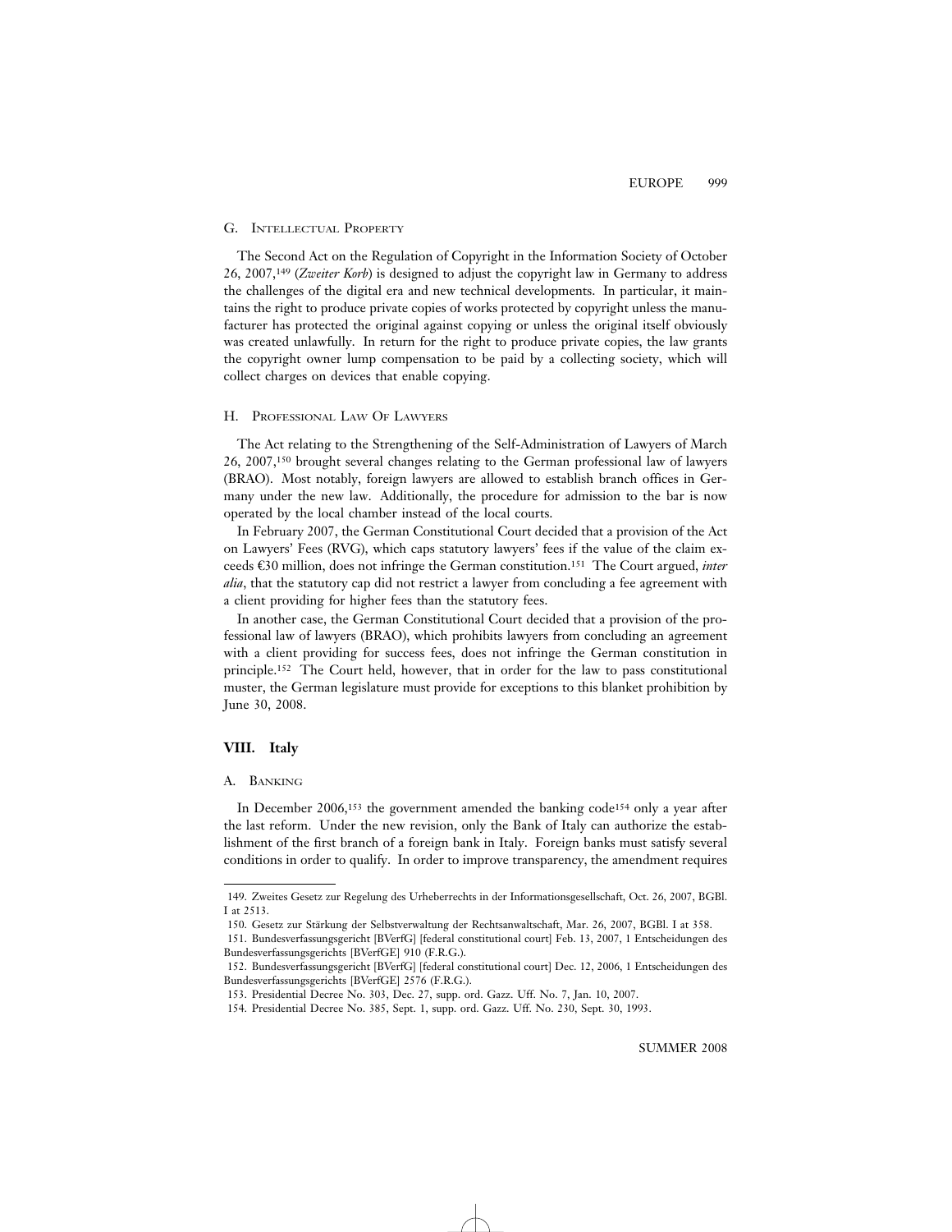### G. Intellectual Property

The Second Act on the Regulation of Copyright in the Information Society of October 26, 2007,[149] (*Zweiter Korb*) is designed to adjust the copyright law in Germany to address the challenges of the digital era and new technical developments. In particular, it maintains the right to produce private copies of works protected by copyright unless the manufacturer has protected the original against copying or unless the original itself obviously was created unlawfully. In return for the right to produce private copies, the law grants the copyright owner lump compensation to be paid by a collecting society, which will collect charges on devices that enable copying.

### H. Professional Law Of Lawyers

The Act relating to the Strengthening of the Self-Administration of Lawyers of March 26, 2007,[150] brought several changes relating to the German professional law of lawyers (BRAO). Most notably, foreign lawyers are allowed to establish branch offices in Germany under the new law. Additionally, the procedure for admission to the bar is now operated by the local chamber instead of the local courts.

In February 2007, the German Constitutional Court decided that a provision of the Act on Lawyers' Fees (RVG), which caps statutory lawyers' fees if the value of the claim exceeds €30 million, does not infringe the German constitution.[151] The Court argued, *inter alia*, that the statutory cap did not restrict a lawyer from concluding a fee agreement with a client providing for higher fees than the statutory fees.

In another case, the German Constitutional Court decided that a provision of the professional law of lawyers (BRAO), which prohibits lawyers from concluding an agreement with a client providing for success fees, does not infringe the German constitution in principle.[152] The Court held, however, that in order for the law to pass constitutional muster, the German legislature must provide for exceptions to this blanket prohibition by June 30, 2008.

## VIII. Italy

### A. Banking

In December 2006,[153] the government amended the banking code[154] only a year after the last reform. Under the new revision, only the Bank of Italy can authorize the establishment of the first branch of a foreign bank in Italy. Foreign banks must satisfy several conditions in order to qualify. In order to improve transparency, the amendment requires

---

149. Zweites Gesetz zur Regelung des Urheberrechts in der Informationsgesellschaft, Oct. 26, 2007, BGBl. I at 2513.

150. Gesetz zur Stärkung der Selbstverwaltung der Rechtsanwaltschaft, Mar. 26, 2007, BGBl. I at 358.

151. Bundesverfassungsgericht [BVerfG] [federal constitutional court] Feb. 13, 2007, 1 Entscheidungen des Bundesverfassungsgerichts [BVerfGE] 910 (F.R.G.).

152. Bundesverfassungsgericht [BVerfG] [federal constitutional court] Dec. 12, 2006, 1 Entscheidungen des Bundesverfassungsgerichts [BVerfGE] 2576 (F.R.G.).

153. Presidential Decree No. 303, Dec. 27, supp. ord. Gazz. Uff. No. 7, Jan. 10, 2007.

154. Presidential Decree No. 385, Sept. 1, supp. ord. Gazz. Uff. No. 230, Sept. 30, 1993.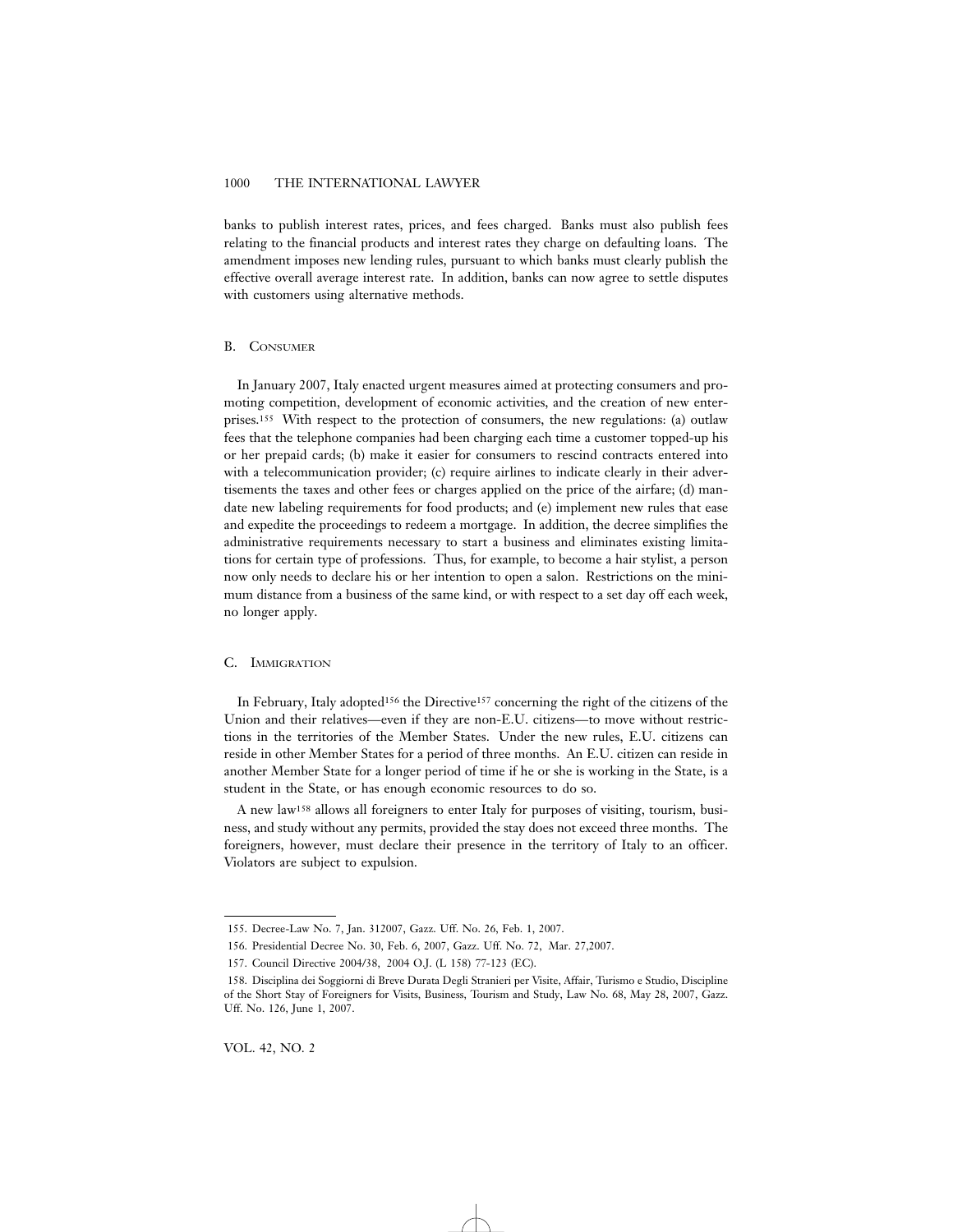banks to publish interest rates, prices, and fees charged. Banks must also publish fees relating to the financial products and interest rates they charge on defaulting loans. The amendment imposes new lending rules, pursuant to which banks must clearly publish the effective overall average interest rate. In addition, banks can now agree to settle disputes with customers using alternative methods.

### B. Consumer

In January 2007, Italy enacted urgent measures aimed at protecting consumers and promoting competition, development of economic activities, and the creation of new enterprises.[155] With respect to the protection of consumers, the new regulations: (a) outlaw fees that the telephone companies had been charging each time a customer topped-up his or her prepaid cards; (b) make it easier for consumers to rescind contracts entered into with a telecommunication provider; (c) require airlines to indicate clearly in their advertisements the taxes and other fees or charges applied on the price of the airfare; (d) mandate new labeling requirements for food products; and (e) implement new rules that ease and expedite the proceedings to redeem a mortgage. In addition, the decree simplifies the administrative requirements necessary to start a business and eliminates existing limitations for certain type of professions. Thus, for example, to become a hair stylist, a person now only needs to declare his or her intention to open a salon. Restrictions on the minimum distance from a business of the same kind, or with respect to a set day off each week, no longer apply.

### C. Immigration

In February, Italy adopted[156] the Directive[157] concerning the right of the citizens of the Union and their relatives—even if they are non-E.U. citizens—to move without restrictions in the territories of the Member States. Under the new rules, E.U. citizens can reside in other Member States for a period of three months. An E.U. citizen can reside in another Member State for a longer period of time if he or she is working in the State, is a student in the State, or has enough economic resources to do so.

A new law[158] allows all foreigners to enter Italy for purposes of visiting, tourism, business, and study without any permits, provided the stay does not exceed three months. The foreigners, however, must declare their presence in the territory of Italy to an officer. Violators are subject to expulsion.

---

155. Decree-Law No. 7, Jan. 312007, Gazz. Uff. No. 26, Feb. 1, 2007.

156. Presidential Decree No. 30, Feb. 6, 2007, Gazz. Uff. No. 72, Mar. 27,2007.

157. Council Directive 2004/38, 2004 O.J. (L 158) 77-123 (EC).

158. Disciplina dei Soggiorni di Breve Durata Degli Stranieri per Visite, Affair, Turismo e Studio, Discipline of the Short Stay of Foreigners for Visits, Business, Tourism and Study, Law No. 68, May 28, 2007, Gazz. Uff. No. 126, June 1, 2007.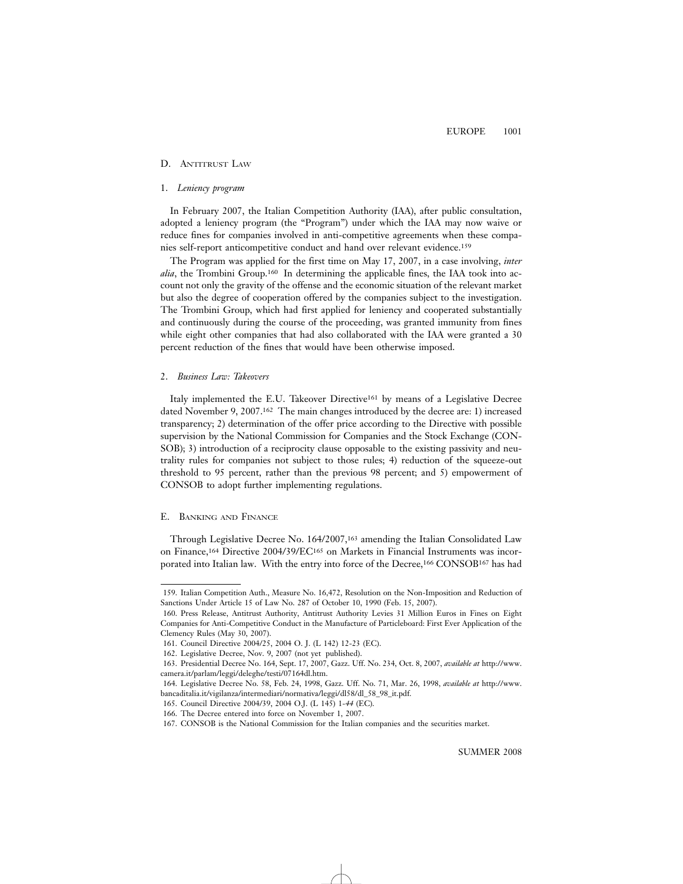### D. Antitrust Law

#### 1. *Leniency program*

In February 2007, the Italian Competition Authority (IAA), after public consultation, adopted a leniency program (the "Program") under which the IAA may now waive or reduce fines for companies involved in anti-competitive agreements when these companies self-report anticompetitive conduct and hand over relevant evidence.[159]

The Program was applied for the first time on May 17, 2007, in a case involving, *inter alia*, the Trombini Group.[160] In determining the applicable fines, the IAA took into account not only the gravity of the offense and the economic situation of the relevant market but also the degree of cooperation offered by the companies subject to the investigation. The Trombini Group, which had first applied for leniency and cooperated substantially and continuously during the course of the proceeding, was granted immunity from fines while eight other companies that had also collaborated with the IAA were granted a 30 percent reduction of the fines that would have been otherwise imposed.

#### 2. *Business Law: Takeovers*

Italy implemented the E.U. Takeover Directive[161] by means of a Legislative Decree dated November 9, 2007.[162] The main changes introduced by the decree are: 1) increased transparency; 2) determination of the offer price according to the Directive with possible supervision by the National Commission for Companies and the Stock Exchange (CONSOB); 3) introduction of a reciprocity clause opposable to the existing passivity and neutrality rules for companies not subject to those rules; 4) reduction of the squeeze-out threshold to 95 percent, rather than the previous 98 percent; and 5) empowerment of CONSOB to adopt further implementing regulations.

### E. Banking and Finance

Through Legislative Decree No. 164/2007,[163] amending the Italian Consolidated Law on Finance,[164] Directive 2004/39/EC[165] on Markets in Financial Instruments was incorporated into Italian law. With the entry into force of the Decree,[166] CONSOB[167] has had

---

159. Italian Competition Auth., Measure No. 16,472, Resolution on the Non-Imposition and Reduction of Sanctions Under Article 15 of Law No. 287 of October 10, 1990 (Feb. 15, 2007).

160. Press Release, Antitrust Authority, Antitrust Authority Levies 31 Million Euros in Fines on Eight Companies for Anti-Competitive Conduct in the Manufacture of Particleboard: First Ever Application of the Clemency Rules (May 30, 2007).

161. Council Directive 2004/25, 2004 O. J. (L 142) 12-23 (EC).

162. Legislative Decree, Nov. 9, 2007 (not yet published).

163. Presidential Decree No. 164, Sept. 17, 2007, Gazz. Uff. No. 234, Oct. 8, 2007, *available at* http://www.camera.it/parlam/leggi/deleghe/testi/07164dl.htm.

164. Legislative Decree No. 58, Feb. 24, 1998, Gazz. Uff. No. 71, Mar. 26, 1998, *available at* http://www.bancaditalia.it/vigilanza/intermediari/normativa/leggi/dl58/dl_58_98_it.pdf.

165. Council Directive 2004/39, 2004 O.J. (L 145) 1-*44* (EC).

166. The Decree entered into force on November 1, 2007.

167. CONSOB is the National Commission for the Italian companies and the securities market.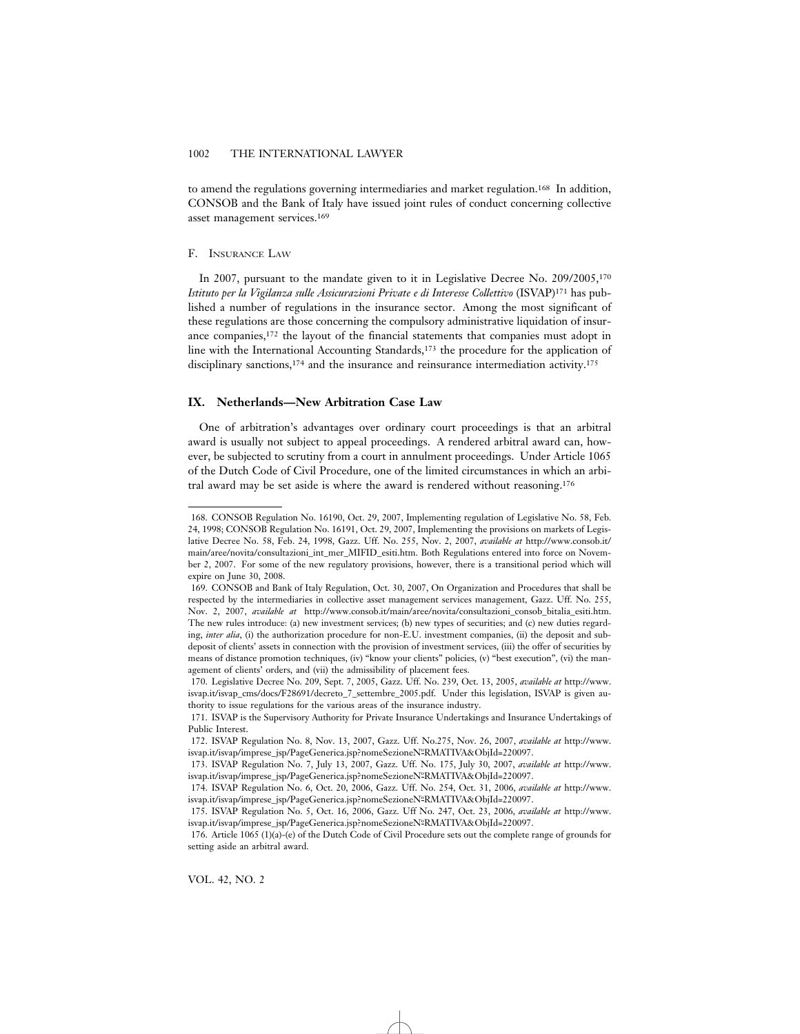to amend the regulations governing intermediaries and market regulation.[168] In addition, CONSOB and the Bank of Italy have issued joint rules of conduct concerning collective asset management services.[169]

### F. Insurance Law

In 2007, pursuant to the mandate given to it in Legislative Decree No. 209/2005,[170] *Istituto per la Vigilanza sulle Assicurazioni Private e di Interesse Collettivo* (ISVAP)[171] has published a number of regulations in the insurance sector. Among the most significant of these regulations are those concerning the compulsory administrative liquidation of insurance companies,[172] the layout of the financial statements that companies must adopt in line with the International Accounting Standards,[173] the procedure for the application of disciplinary sanctions,[174] and the insurance and reinsurance intermediation activity.[175]

## IX. Netherlands—New Arbitration Case Law

One of arbitration's advantages over ordinary court proceedings is that an arbitral award is usually not subject to appeal proceedings. A rendered arbitral award can, however, be subjected to scrutiny from a court in annulment proceedings. Under Article 1065 of the Dutch Code of Civil Procedure, one of the limited circumstances in which an arbitral award may be set aside is where the award is rendered without reasoning.[176]

---

168. CONSOB Regulation No. 16190, Oct. 29, 2007, Implementing regulation of Legislative No. 58, Feb. 24, 1998; CONSOB Regulation No. 16191, Oct. 29, 2007, Implementing the provisions on markets of Legislative Decree No. 58, Feb. 24, 1998, Gazz. Uff. No. 255, Nov. 2, 2007, *available at* http://www.consob.it/main/aree/novita/consultazioni_int_mer_MIFID_esiti.htm. Both Regulations entered into force on November 2, 2007. For some of the new regulatory provisions, however, there is a transitional period which will expire on June 30, 2008.

169. CONSOB and Bank of Italy Regulation, Oct. 30, 2007, On Organization and Procedures that shall be respected by the intermediaries in collective asset management services management, Gazz. Uff. No. 255, Nov. 2, 2007, *available at* http://www.consob.it/main/aree/novita/consultazioni_consob_bitalia_esiti.htm. The new rules introduce: (a) new investment services; (b) new types of securities; and (c) new duties regarding, *inter alia*, (i) the authorization procedure for non-E.U. investment companies, (ii) the deposit and subdeposit of clients' assets in connection with the provision of investment services, (iii) the offer of securities by means of distance promotion techniques, (iv) "know your clients" policies, (v) "best execution", (vi) the management of clients' orders, and (vii) the admissibility of placement fees.

170. Legislative Decree No. 209, Sept. 7, 2005, Gazz. Uff. No. 239, Oct. 13, 2005, *available at* http://www.isvap.it/isvap_cms/docs/F28691/decreto_7_settembre_2005.pdf. Under this legislation, ISVAP is given authority to issue regulations for the various areas of the insurance industry.

171. ISVAP is the Supervisory Authority for Private Insurance Undertakings and Insurance Undertakings of Public Interest.

172. ISVAP Regulation No. 8, Nov. 13, 2007, Gazz. Uff. No.275, Nov. 26, 2007, *available at* http://www.isvap.it/isvap/imprese_jsp/PageGenerica.jsp?nomeSezioneNºRMATIVA&ObjId=220097.

173. ISVAP Regulation No. 7, July 13, 2007, Gazz. Uff. No. 175, July 30, 2007, *available at* http://www.isvap.it/isvap/imprese_jsp/PageGenerica.jsp?nomeSezioneNºRMATIVA&ObjId=220097.

174. ISVAP Regulation No. 6, Oct. 20, 2006, Gazz. Uff. No. 254, Oct. 31, 2006, *available at* http://www.isvap.it/isvap/imprese_jsp/PageGenerica.jsp?nomeSezioneNºRMATIVA&ObjId=220097.

175. ISVAP Regulation No. 5, Oct. 16, 2006, Gazz. Uff No. 247, Oct. 23, 2006, *available at* http://www.isvap.it/isvap/imprese_jsp/PageGenerica.jsp?nomeSezioneNºRMATIVA&ObjId=220097.

176. Article 1065 (1)(a)-(e) of the Dutch Code of Civil Procedure sets out the complete range of grounds for setting aside an arbitral award.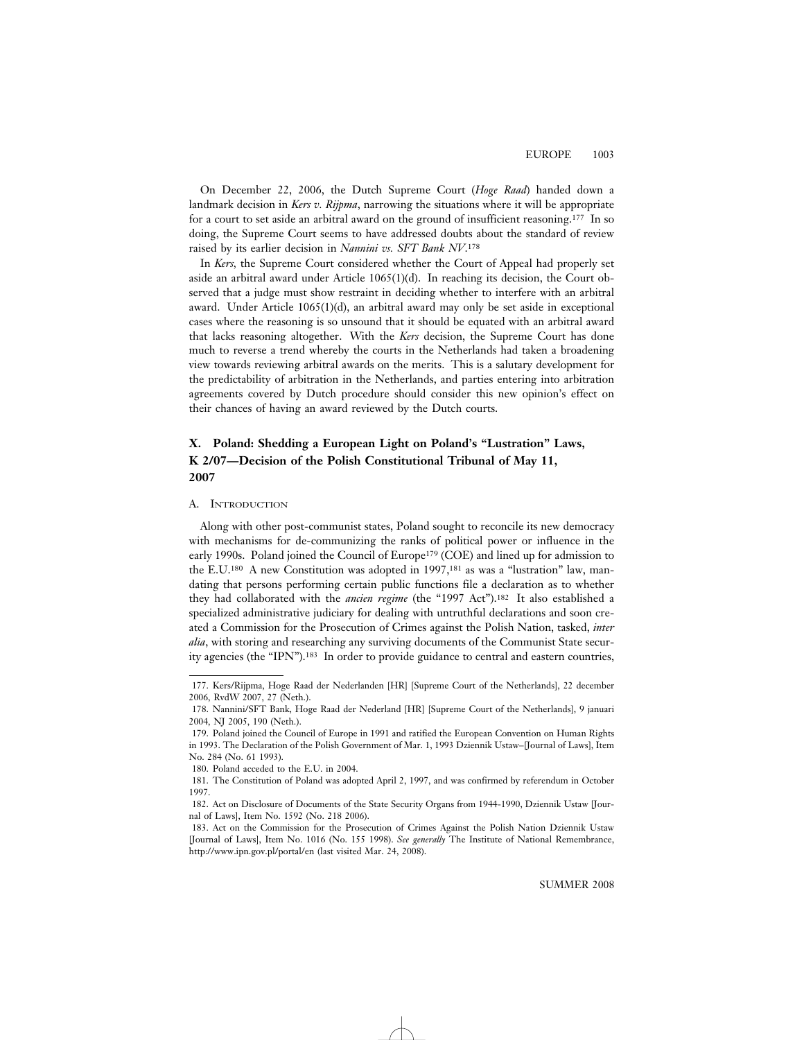On December 22, 2006, the Dutch Supreme Court (*Hoge Raad*) handed down a landmark decision in *Kers v. Rijpma*, narrowing the situations where it will be appropriate for a court to set aside an arbitral award on the ground of insufficient reasoning.[177] In so doing, the Supreme Court seems to have addressed doubts about the standard of review raised by its earlier decision in *Nannini vs. SFT Bank NV*.[178]

In *Kers*, the Supreme Court considered whether the Court of Appeal had properly set aside an arbitral award under Article 1065(1)(d). In reaching its decision, the Court observed that a judge must show restraint in deciding whether to interfere with an arbitral award. Under Article 1065(1)(d), an arbitral award may only be set aside in exceptional cases where the reasoning is so unsound that it should be equated with an arbitral award that lacks reasoning altogether. With the *Kers* decision, the Supreme Court has done much to reverse a trend whereby the courts in the Netherlands had taken a broadening view towards reviewing arbitral awards on the merits. This is a salutary development for the predictability of arbitration in the Netherlands, and parties entering into arbitration agreements covered by Dutch procedure should consider this new opinion's effect on their chances of having an award reviewed by the Dutch courts.

## X. Poland: Shedding a European Light on Poland's "Lustration" Laws, K 2/07—Decision of the Polish Constitutional Tribunal of May 11, 2007

### A. Introduction

Along with other post-communist states, Poland sought to reconcile its new democracy with mechanisms for de-communizing the ranks of political power or influence in the early 1990s. Poland joined the Council of Europe[179] (COE) and lined up for admission to the E.U.[180] A new Constitution was adopted in 1997,[181] as was a "lustration" law, mandating that persons performing certain public functions file a declaration as to whether they had collaborated with the *ancien regime* (the "1997 Act").[182] It also established a specialized administrative judiciary for dealing with untruthful declarations and soon created a Commission for the Prosecution of Crimes against the Polish Nation, tasked, *inter alia*, with storing and researching any surviving documents of the Communist State security agencies (the "IPN").[183] In order to provide guidance to central and eastern countries,

---

177. Kers/Rijpma, Hoge Raad der Nederlanden [HR] [Supreme Court of the Netherlands], 22 december 2006, RvdW 2007, 27 (Neth.).

178. Nannini/SFT Bank, Hoge Raad der Nederland [HR] [Supreme Court of the Netherlands], 9 januari 2004, NJ 2005, 190 (Neth.).

179. Poland joined the Council of Europe in 1991 and ratified the European Convention on Human Rights in 1993. The Declaration of the Polish Government of Mar. 1, 1993 Dziennik Ustaw–[Journal of Laws], Item No. 284 (No. 61 1993).

180. Poland acceded to the E.U. in 2004.

181. The Constitution of Poland was adopted April 2, 1997, and was confirmed by referendum in October 1997.

182. Act on Disclosure of Documents of the State Security Organs from 1944-1990, Dziennik Ustaw [Journal of Laws], Item No. 1592 (No. 218 2006).

183. Act on the Commission for the Prosecution of Crimes Against the Polish Nation Dziennik Ustaw [Journal of Laws], Item No. 1016 (No. 155 1998). *See generally* The Institute of National Remembrance, http://www.ipn.gov.pl/portal/en (last visited Mar. 24, 2008).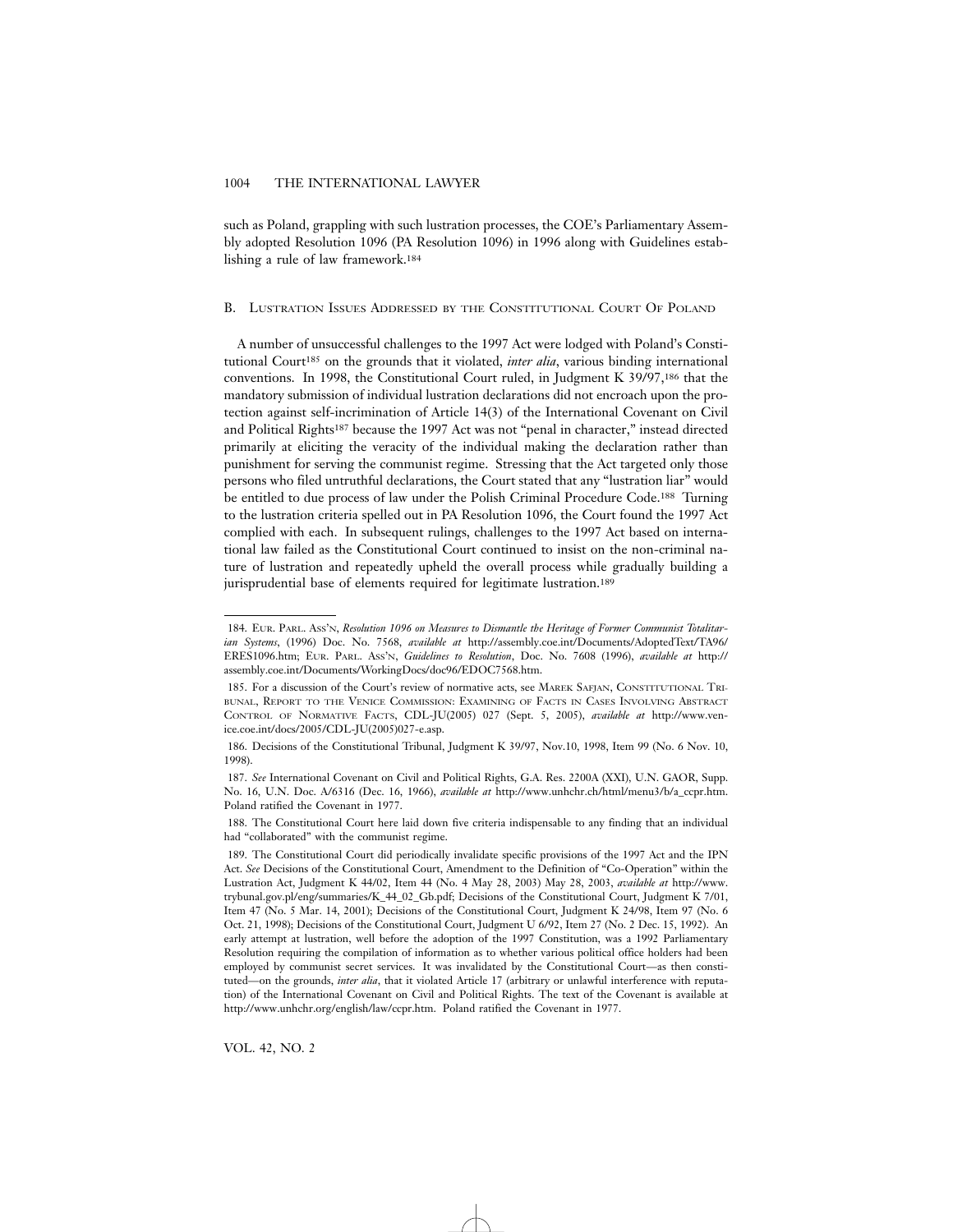such as Poland, grappling with such lustration processes, the COE's Parliamentary Assembly adopted Resolution 1096 (PA Resolution 1096) in 1996 along with Guidelines establishing a rule of law framework.[184]

### B. Lustration Issues Addressed by the Constitutional Court Of Poland

A number of unsuccessful challenges to the 1997 Act were lodged with Poland's Constitutional Court[185] on the grounds that it violated, *inter alia*, various binding international conventions. In 1998, the Constitutional Court ruled, in Judgment K 39/97,[186] that the mandatory submission of individual lustration declarations did not encroach upon the protection against self-incrimination of Article 14(3) of the International Covenant on Civil and Political Rights[187] because the 1997 Act was not "penal in character," instead directed primarily at eliciting the veracity of the individual making the declaration rather than punishment for serving the communist regime. Stressing that the Act targeted only those persons who filed untruthful declarations, the Court stated that any "lustration liar" would be entitled to due process of law under the Polish Criminal Procedure Code.[188] Turning to the lustration criteria spelled out in PA Resolution 1096, the Court found the 1997 Act complied with each. In subsequent rulings, challenges to the 1997 Act based on international law failed as the Constitutional Court continued to insist on the non-criminal nature of lustration and repeatedly upheld the overall process while gradually building a jurisprudential base of elements required for legitimate lustration.[189]

---

184. Eur. Parl. Ass'n, *Resolution 1096 on Measures to Dismantle the Heritage of Former Communist Totalitarian Systems*, (1996) Doc. No. 7568, *available at* http://assembly.coe.int/Documents/AdoptedText/TA96/ERES1096.htm; Eur. Parl. Ass'n, *Guidelines to Resolution*, Doc. No. 7608 (1996), *available at* http://assembly.coe.int/Documents/WorkingDocs/doc96/EDOC7568.htm.

185. For a discussion of the Court's review of normative acts, see Marek Safjan, Constitutional Tribunal, Report to the Venice Commission: Examining of Facts in Cases Involving Abstract Control of Normative Facts, CDL-JU(2005) 027 (Sept. 5, 2005), *available at* http://www.venice.coe.int/docs/2005/CDL-JU(2005)027-e.asp.

186. Decisions of the Constitutional Tribunal, Judgment K 39/97, Nov.10, 1998, Item 99 (No. 6 Nov. 10, 1998).

187. *See* International Covenant on Civil and Political Rights, G.A. Res. 2200A (XXI), U.N. GAOR, Supp. No. 16, U.N. Doc. A/6316 (Dec. 16, 1966), *available at* http://www.unhchr.ch/html/menu3/b/a_ccpr.htm. Poland ratified the Covenant in 1977.

188. The Constitutional Court here laid down five criteria indispensable to any finding that an individual had "collaborated" with the communist regime.

189. The Constitutional Court did periodically invalidate specific provisions of the 1997 Act and the IPN Act. *See* Decisions of the Constitutional Court, Amendment to the Definition of "Co-Operation" within the Lustration Act, Judgment K 44/02, Item 44 (No. 4 May 28, 2003) May 28, 2003, *available at* http://www.trybunal.gov.pl/eng/summaries/K_44_02_Gb.pdf; Decisions of the Constitutional Court, Judgment K 7/01, Item 47 (No. 5 Mar. 14, 2001); Decisions of the Constitutional Court, Judgment K 24/98, Item 97 (No. 6 Oct. 21, 1998); Decisions of the Constitutional Court, Judgment U 6/92, Item 27 (No. 2 Dec. 15, 1992). An early attempt at lustration, well before the adoption of the 1997 Constitution, was a 1992 Parliamentary Resolution requiring the compilation of information as to whether various political office holders had been employed by communist secret services. It was invalidated by the Constitutional Court—as then constituted—on the grounds, *inter alia*, that it violated Article 17 (arbitrary or unlawful interference with reputation) of the International Covenant on Civil and Political Rights. The text of the Covenant is available at http://www.unhchr.org/english/law/ccpr.htm. Poland ratified the Covenant in 1977.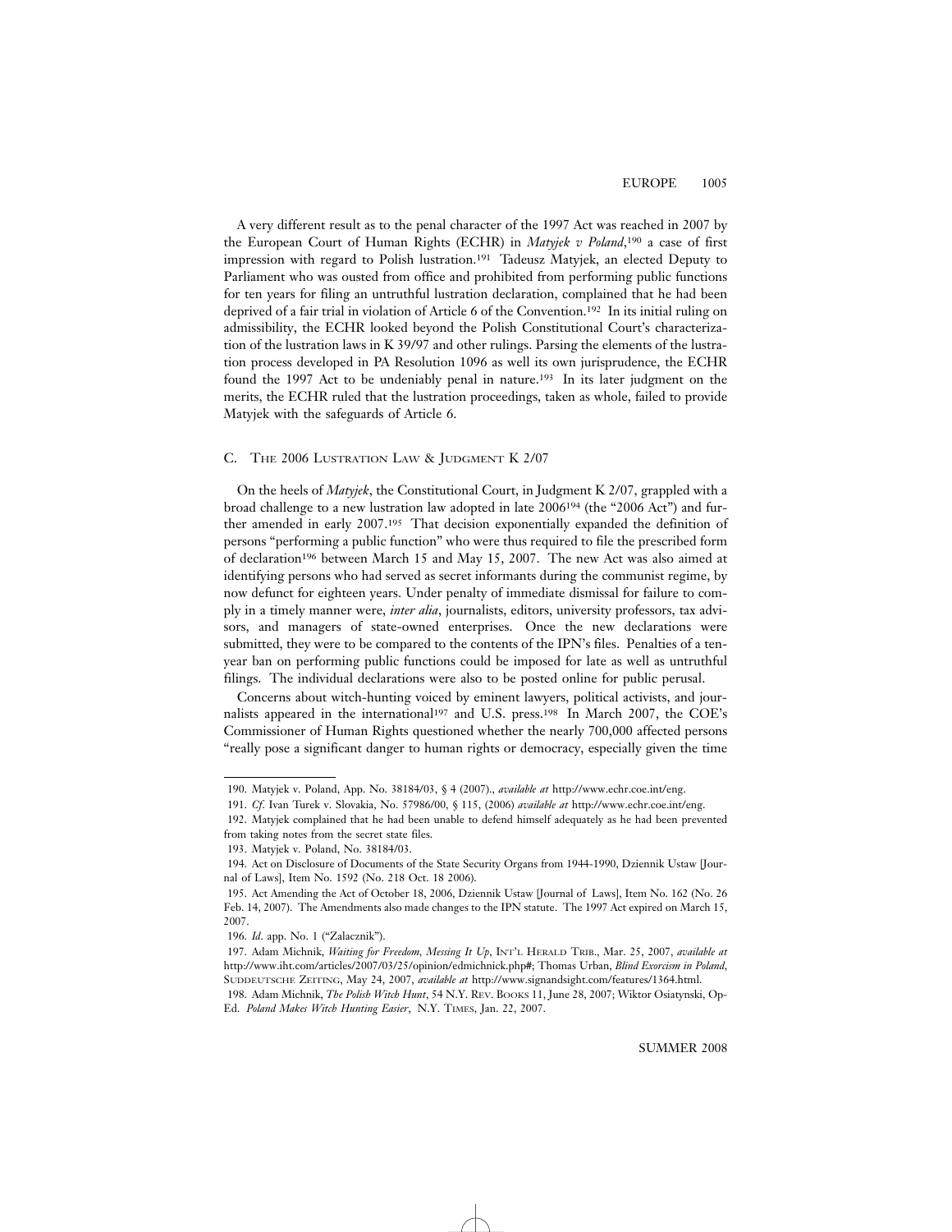A very different result as to the penal character of the 1997 Act was reached in 2007 by the European Court of Human Rights (ECHR) in *Matyjek v Poland*,[190] a case of first impression with regard to Polish lustration.[191] Tadeusz Matyjek, an elected Deputy to Parliament who was ousted from office and prohibited from performing public functions for ten years for filing an untruthful lustration declaration, complained that he had been deprived of a fair trial in violation of Article 6 of the Convention.[192] In its initial ruling on admissibility, the ECHR looked beyond the Polish Constitutional Court's characterization of the lustration laws in K 39/97 and other rulings. Parsing the elements of the lustration process developed in PA Resolution 1096 as well its own jurisprudence, the ECHR found the 1997 Act to be undeniably penal in nature.[193] In its later judgment on the merits, the ECHR ruled that the lustration proceedings, taken as whole, failed to provide Matyjek with the safeguards of Article 6.

### C. The 2006 Lustration Law & Judgment K 2/07

On the heels of *Matyjek*, the Constitutional Court, in Judgment K 2/07, grappled with a broad challenge to a new lustration law adopted in late 2006[194] (the "2006 Act") and further amended in early 2007.[195] That decision exponentially expanded the definition of persons "performing a public function" who were thus required to file the prescribed form of declaration[196] between March 15 and May 15, 2007. The new Act was also aimed at identifying persons who had served as secret informants during the communist regime, by now defunct for eighteen years. Under penalty of immediate dismissal for failure to comply in a timely manner were, *inter alia*, journalists, editors, university professors, tax advisors, and managers of state-owned enterprises. Once the new declarations were submitted, they were to be compared to the contents of the IPN's files. Penalties of a ten-year ban on performing public functions could be imposed for late as well as untruthful filings. The individual declarations were also to be posted online for public perusal.

Concerns about witch-hunting voiced by eminent lawyers, political activists, and journalists appeared in the international[197] and U.S. press.[198] In March 2007, the COE's Commissioner of Human Rights questioned whether the nearly 700,000 affected persons "really pose a significant danger to human rights or democracy, especially given the time

---

190. Matyjek v. Poland, App. No. 38184/03, § 4 (2007)., *available at* http://www.echr.coe.int/eng.

191. *Cf*. Ivan Turek v. Slovakia, No. 57986/00, § 115, (2006) *available at* http://www.echr.coe.int/eng.

192. Matyjek complained that he had been unable to defend himself adequately as he had been prevented from taking notes from the secret state files.

193. Matyjek v. Poland, No. 38184/03.

194. Act on Disclosure of Documents of the State Security Organs from 1944-1990, Dziennik Ustaw [Journal of Laws], Item No. 1592 (No. 218 Oct. 18 2006).

195. Act Amending the Act of October 18, 2006, Dziennik Ustaw [Journal of Laws], Item No. 162 (No. 26 Feb. 14, 2007). The Amendments also made changes to the IPN statute. The 1997 Act expired on March 15, 2007.

196. *Id*. app. No. 1 ("Zalacznik").

197. Adam Michnik, *Waiting for Freedom, Messing It Up*, Int'l Herald Trib., Mar. 25, 2007, *available at* http://www.iht.com/articles/2007/03/25/opinion/edmichnick.php#; Thomas Urban, *Blind Exorcism in Poland*, Suddeutsche Zeitung, May 24, 2007, *available at* http://www.signandsight.com/features/1364.html.

198. Adam Michnik, *The Polish Witch Hunt*, 54 N.Y. Rev. Books 11, June 28, 2007; Wiktor Osiatynski, Op-Ed. *Poland Makes Witch Hunting Easier*, N.Y. Times, Jan. 22, 2007.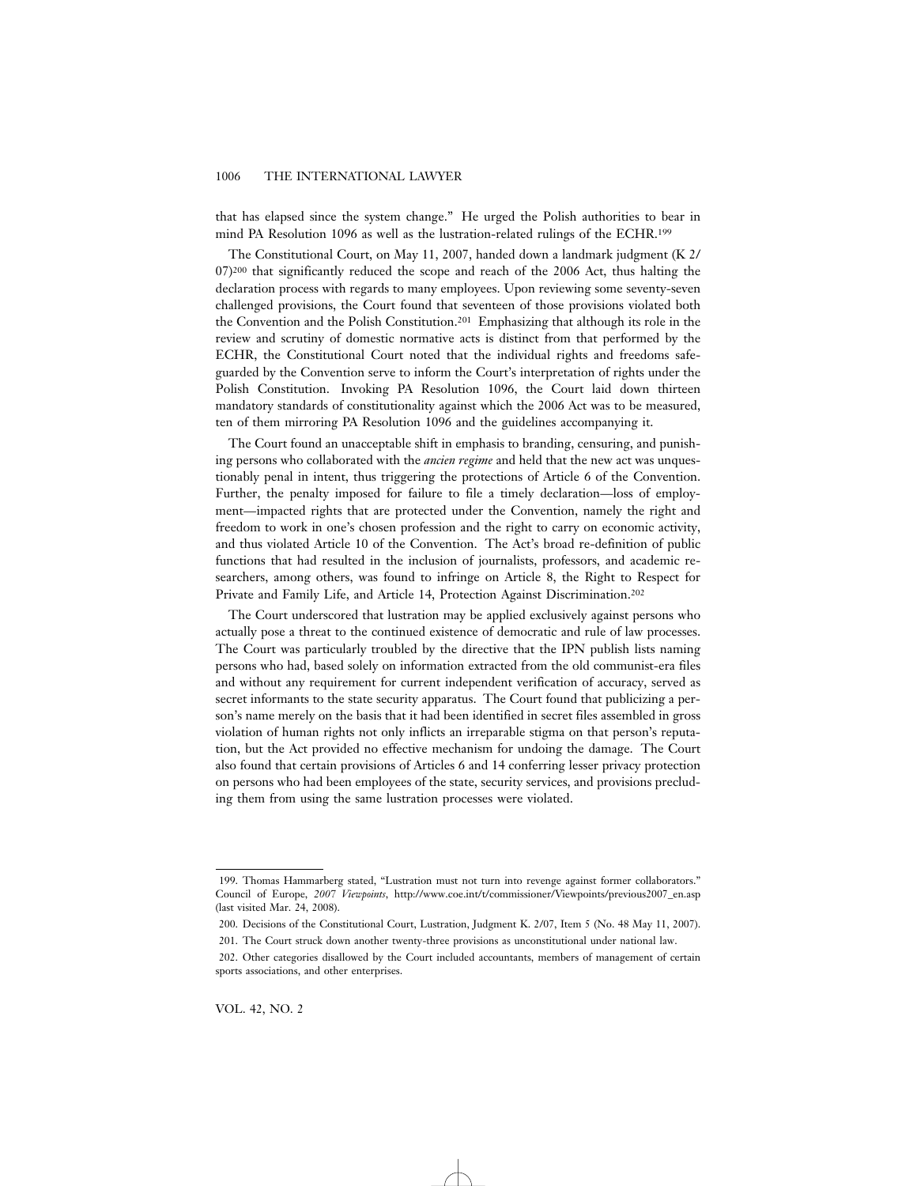that has elapsed since the system change." He urged the Polish authorities to bear in mind PA Resolution 1096 as well as the lustration-related rulings of the ECHR.[199]

The Constitutional Court, on May 11, 2007, handed down a landmark judgment (K 2/07)[200] that significantly reduced the scope and reach of the 2006 Act, thus halting the declaration process with regards to many employees. Upon reviewing some seventy-seven challenged provisions, the Court found that seventeen of those provisions violated both the Convention and the Polish Constitution.[201] Emphasizing that although its role in the review and scrutiny of domestic normative acts is distinct from that performed by the ECHR, the Constitutional Court noted that the individual rights and freedoms safeguarded by the Convention serve to inform the Court's interpretation of rights under the Polish Constitution. Invoking PA Resolution 1096, the Court laid down thirteen mandatory standards of constitutionality against which the 2006 Act was to be measured, ten of them mirroring PA Resolution 1096 and the guidelines accompanying it.

The Court found an unacceptable shift in emphasis to branding, censuring, and punishing persons who collaborated with the *ancien regime* and held that the new act was unquestionably penal in intent, thus triggering the protections of Article 6 of the Convention. Further, the penalty imposed for failure to file a timely declaration—loss of employment—impacted rights that are protected under the Convention, namely the right and freedom to work in one's chosen profession and the right to carry on economic activity, and thus violated Article 10 of the Convention. The Act's broad re-definition of public functions that had resulted in the inclusion of journalists, professors, and academic researchers, among others, was found to infringe on Article 8, the Right to Respect for Private and Family Life, and Article 14, Protection Against Discrimination.[202]

The Court underscored that lustration may be applied exclusively against persons who actually pose a threat to the continued existence of democratic and rule of law processes. The Court was particularly troubled by the directive that the IPN publish lists naming persons who had, based solely on information extracted from the old communist-era files and without any requirement for current independent verification of accuracy, served as secret informants to the state security apparatus. The Court found that publicizing a person's name merely on the basis that it had been identified in secret files assembled in gross violation of human rights not only inflicts an irreparable stigma on that person's reputation, but the Act provided no effective mechanism for undoing the damage. The Court also found that certain provisions of Articles 6 and 14 conferring lesser privacy protection on persons who had been employees of the state, security services, and provisions precluding them from using the same lustration processes were violated.

---

199. Thomas Hammarberg stated, "Lustration must not turn into revenge against former collaborators." Council of Europe, *2007 Viewpoints*, http://www.coe.int/t/commissioner/Viewpoints/previous2007_en.asp (last visited Mar. 24, 2008).

200. Decisions of the Constitutional Court, Lustration, Judgment K. 2/07, Item 5 (No. 48 May 11, 2007).

201. The Court struck down another twenty-three provisions as unconstitutional under national law.

202. Other categories disallowed by the Court included accountants, members of management of certain sports associations, and other enterprises.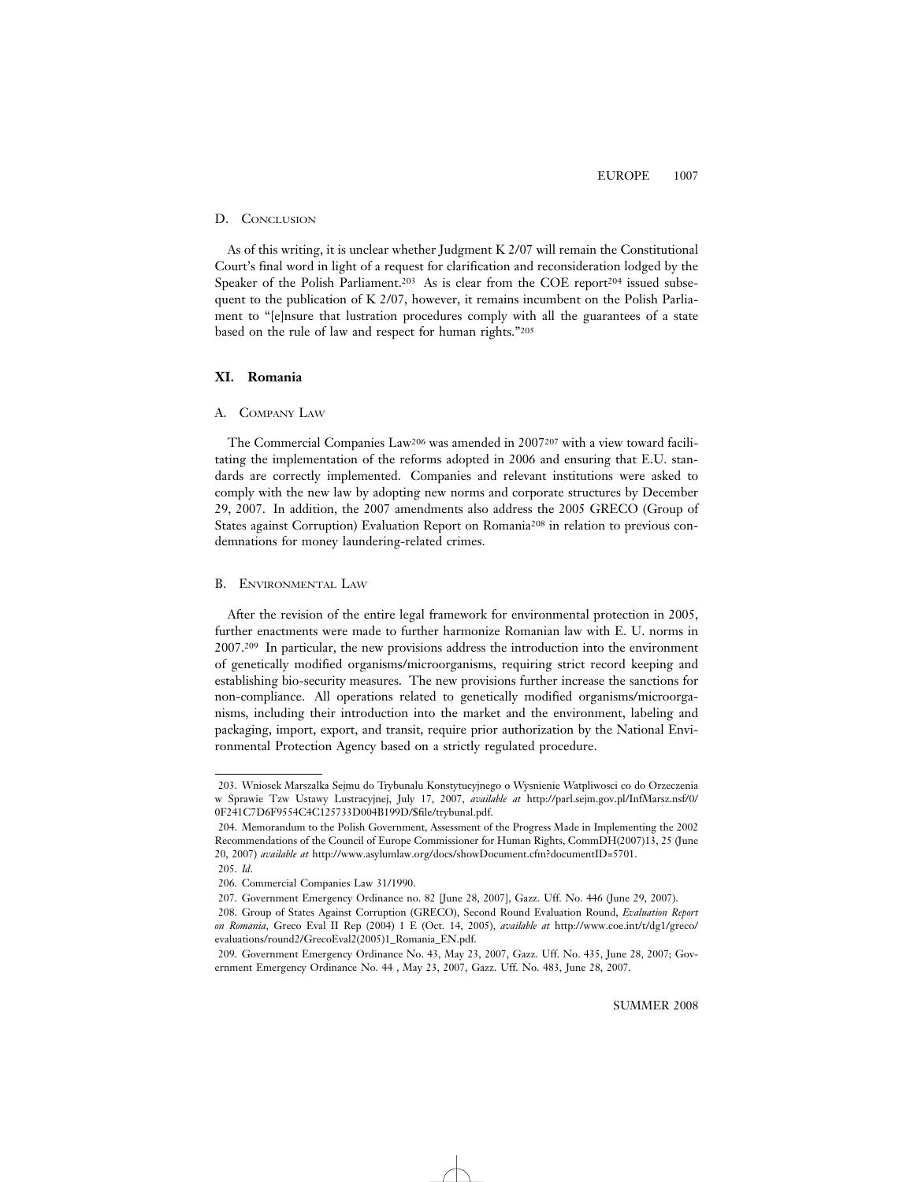### D. Conclusion

As of this writing, it is unclear whether Judgment K 2/07 will remain the Constitutional Court's final word in light of a request for clarification and reconsideration lodged by the Speaker of the Polish Parliament.[203] As is clear from the COE report[204] issued subsequent to the publication of K 2/07, however, it remains incumbent on the Polish Parliament to "[e]nsure that lustration procedures comply with all the guarantees of a state based on the rule of law and respect for human rights."[205]

## XI. Romania

### A. Company Law

The Commercial Companies Law[206] was amended in 2007[207] with a view toward facilitating the implementation of the reforms adopted in 2006 and ensuring that E.U. standards are correctly implemented. Companies and relevant institutions were asked to comply with the new law by adopting new norms and corporate structures by December 29, 2007. In addition, the 2007 amendments also address the 2005 GRECO (Group of States against Corruption) Evaluation Report on Romania[208] in relation to previous condemnations for money laundering-related crimes.

### B. Environmental Law

After the revision of the entire legal framework for environmental protection in 2005, further enactments were made to further harmonize Romanian law with E. U. norms in 2007.[209] In particular, the new provisions address the introduction into the environment of genetically modified organisms/microorganisms, requiring strict record keeping and establishing bio-security measures. The new provisions further increase the sanctions for non-compliance. All operations related to genetically modified organisms/microorganisms, including their introduction into the market and the environment, labeling and packaging, import, export, and transit, require prior authorization by the National Environmental Protection Agency based on a strictly regulated procedure.

---

203. Wniosek Marszalka Sejmu do Trybunalu Konstytucyjnego o Wysnienie Watpliwosci co do Orzeczenia w Sprawie Tzw Ustawy Lustracyjnej, July 17, 2007, *available at* http://parl.sejm.gov.pl/InfMarsz.nsf/0/0F241C7D6F9554C4C125733D004B199D/$file/trybunal.pdf.

204. Memorandum to the Polish Government, Assessment of the Progress Made in Implementing the 2002 Recommendations of the Council of Europe Commissioner for Human Rights, CommDH(2007)13, 25 (June 20, 2007) *available at* http://www.asylumlaw.org/docs/showDocument.cfm?documentID=5701.

205. *Id*.

206. Commercial Companies Law 31/1990.

207. Government Emergency Ordinance no. 82 [June 28, 2007], Gazz. Uff. No. 446 (June 29, 2007).

208. Group of States Against Corruption (GRECO), Second Round Evaluation Round, *Evaluation Report on Romania*, Greco Eval II Rep (2004) 1 E (Oct. 14, 2005), *available at* http://www.coe.int/t/dg1/greco/evaluations/round2/GrecoEval2(2005)1_Romania_EN.pdf.

209. Government Emergency Ordinance No. 43, May 23, 2007, Gazz. Uff. No. 435, June 28, 2007; Government Emergency Ordinance No. 44 , May 23, 2007, Gazz. Uff. No. 483, June 28, 2007.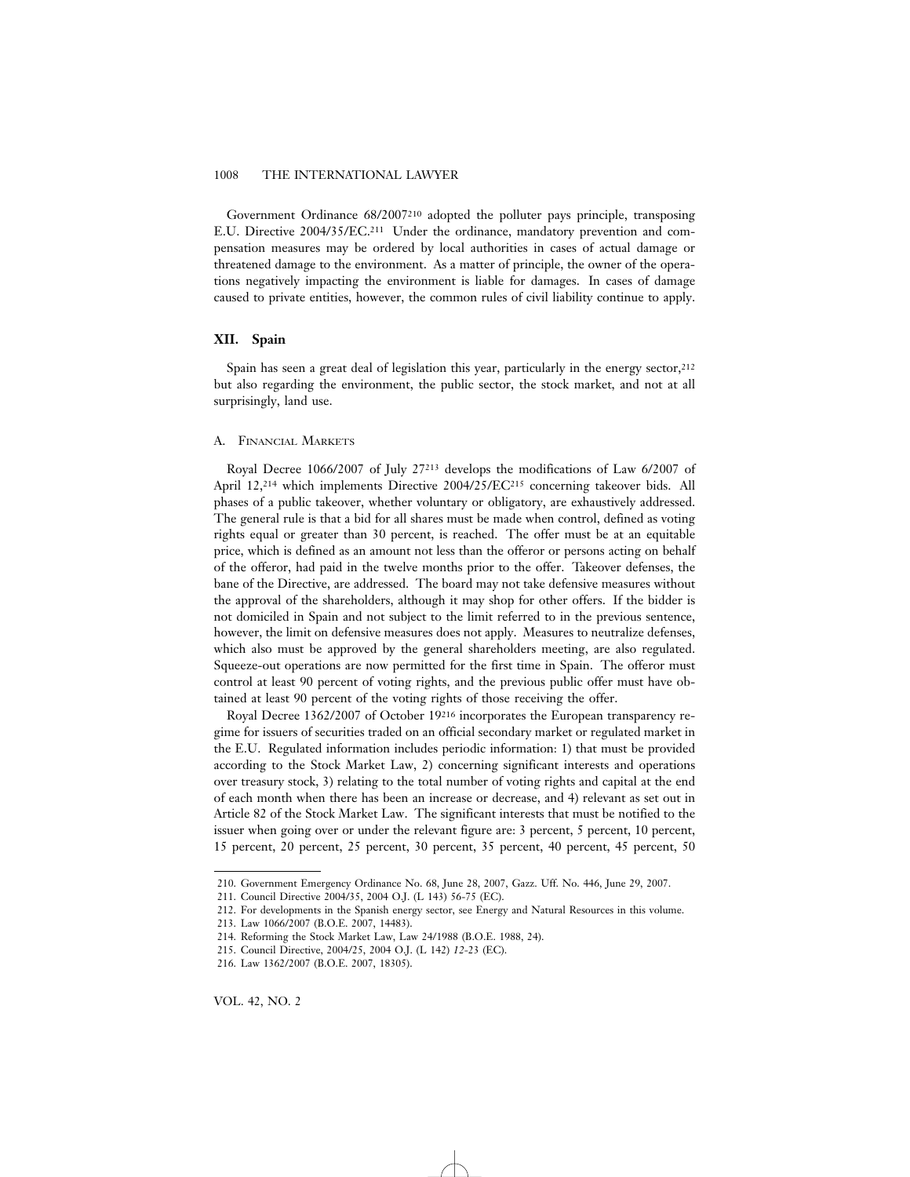Government Ordinance 68/2007[210] adopted the polluter pays principle, transposing E.U. Directive 2004/35/EC.[211] Under the ordinance, mandatory prevention and compensation measures may be ordered by local authorities in cases of actual damage or threatened damage to the environment. As a matter of principle, the owner of the operations negatively impacting the environment is liable for damages. In cases of damage caused to private entities, however, the common rules of civil liability continue to apply.

## XII. Spain

Spain has seen a great deal of legislation this year, particularly in the energy sector,[212] but also regarding the environment, the public sector, the stock market, and not at all surprisingly, land use.

### A. Financial Markets

Royal Decree 1066/2007 of July 27[213] develops the modifications of Law 6/2007 of April 12,[214] which implements Directive 2004/25/EC[215] concerning takeover bids. All phases of a public takeover, whether voluntary or obligatory, are exhaustively addressed. The general rule is that a bid for all shares must be made when control, defined as voting rights equal or greater than 30 percent, is reached. The offer must be at an equitable price, which is defined as an amount not less than the offeror or persons acting on behalf of the offeror, had paid in the twelve months prior to the offer. Takeover defenses, the bane of the Directive, are addressed. The board may not take defensive measures without the approval of the shareholders, although it may shop for other offers. If the bidder is not domiciled in Spain and not subject to the limit referred to in the previous sentence, however, the limit on defensive measures does not apply. Measures to neutralize defenses, which also must be approved by the general shareholders meeting, are also regulated. Squeeze-out operations are now permitted for the first time in Spain. The offeror must control at least 90 percent of voting rights, and the previous public offer must have obtained at least 90 percent of the voting rights of those receiving the offer.

Royal Decree 1362/2007 of October 19[216] incorporates the European transparency regime for issuers of securities traded on an official secondary market or regulated market in the E.U. Regulated information includes periodic information: 1) that must be provided according to the Stock Market Law, 2) concerning significant interests and operations over treasury stock, 3) relating to the total number of voting rights and capital at the end of each month when there has been an increase or decrease, and 4) relevant as set out in Article 82 of the Stock Market Law. The significant interests that must be notified to the issuer when going over or under the relevant figure are: 3 percent, 5 percent, 10 percent, 15 percent, 20 percent, 25 percent, 30 percent, 35 percent, 40 percent, 45 percent, 50

---

210. Government Emergency Ordinance No. 68, June 28, 2007, Gazz. Uff. No. 446, June 29, 2007.

211. Council Directive 2004/35, 2004 O.J. (L 143) 56-75 (EC).

212. For developments in the Spanish energy sector, see Energy and Natural Resources in this volume.

213. Law 1066/2007 (B.O.E. 2007, 14483).

214. Reforming the Stock Market Law, Law 24/1988 (B.O.E. 1988, 24).

215. Council Directive, 2004/25, 2004 O.J. (L 142) *12*-23 (EC).

216. Law 1362/2007 (B.O.E. 2007, 18305).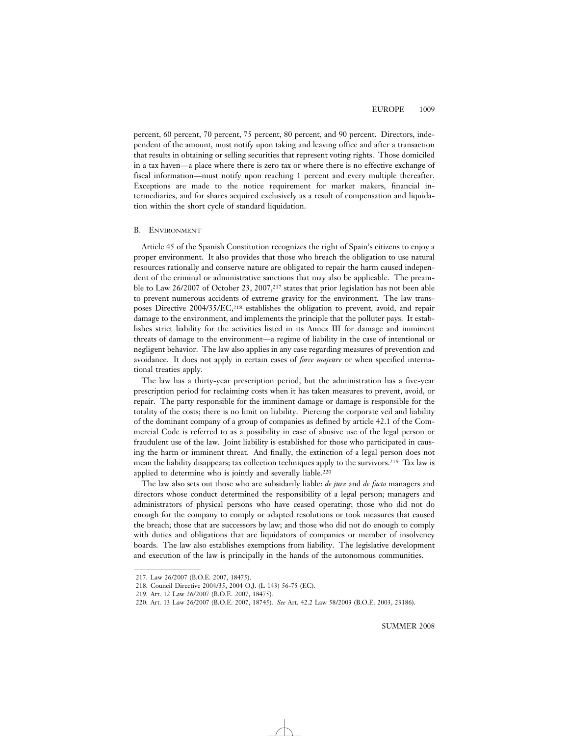percent, 60 percent, 70 percent, 75 percent, 80 percent, and 90 percent. Directors, independent of the amount, must notify upon taking and leaving office and after a transaction that results in obtaining or selling securities that represent voting rights. Those domiciled in a tax haven—a place where there is zero tax or where there is no effective exchange of fiscal information—must notify upon reaching 1 percent and every multiple thereafter. Exceptions are made to the notice requirement for market makers, financial intermediaries, and for shares acquired exclusively as a result of compensation and liquidation within the short cycle of standard liquidation.

## B. Environment

Article 45 of the Spanish Constitution recognizes the right of Spain's citizens to enjoy a proper environment. It also provides that those who breach the obligation to use natural resources rationally and conserve nature are obligated to repair the harm caused independent of the criminal or administrative sanctions that may also be applicable. The preamble to Law 26/2007 of October 23, 2007,[217] states that prior legislation has not been able to prevent numerous accidents of extreme gravity for the environment. The law transposes Directive 2004/35/EC,[218] establishes the obligation to prevent, avoid, and repair damage to the environment, and implements the principle that the polluter pays. It establishes strict liability for the activities listed in its Annex III for damage and imminent threats of damage to the environment—a regime of liability in the case of intentional or negligent behavior. The law also applies in any case regarding measures of prevention and avoidance. It does not apply in certain cases of *force majeure* or when specified international treaties apply.

The law has a thirty-year prescription period, but the administration has a five-year prescription period for reclaiming costs when it has taken measures to prevent, avoid, or repair. The party responsible for the imminent damage or damage is responsible for the totality of the costs; there is no limit on liability. Piercing the corporate veil and liability of the dominant company of a group of companies as defined by article 42.1 of the Commercial Code is referred to as a possibility in case of abusive use of the legal person or fraudulent use of the law. Joint liability is established for those who participated in causing the harm or imminent threat. And finally, the extinction of a legal person does not mean the liability disappears; tax collection techniques apply to the survivors.[219] Tax law is applied to determine who is jointly and severally liable.[220]

The law also sets out those who are subsidarily liable: *de jure* and *de facto* managers and directors whose conduct determined the responsibility of a legal person; managers and administrators of physical persons who have ceased operating; those who did not do enough for the company to comply or adapted resolutions or took measures that caused the breach; those that are successors by law; and those who did not do enough to comply with duties and obligations that are liquidators of companies or member of insolvency boards. The law also establishes exemptions from liability. The legislative development and execution of the law is principally in the hands of the autonomous communities.

---

217. Law 26/2007 (B.O.E. 2007, 18475).

218. Council Directive 2004/35, 2004 O.J. (L 143) 56-75 (EC).

219. Art. 12 Law 26/2007 (B.O.E. 2007, 18475).

220. Art. 13 Law 26/2007 (B.O.E. 2007, 18745). *See* Art. 42.2 Law 58/2003 (B.O.E. 2003, 23186).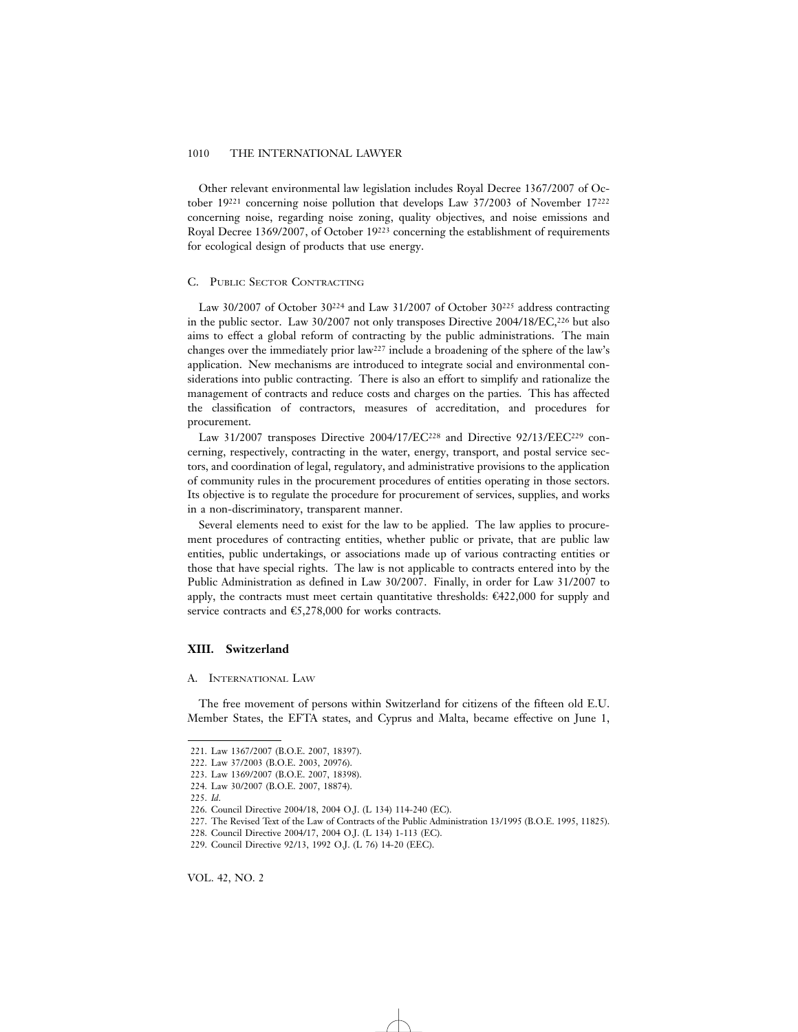Other relevant environmental law legislation includes Royal Decree 1367/2007 of October 19[221] concerning noise pollution that develops Law 37/2003 of November 17[222] concerning noise, regarding noise zoning, quality objectives, and noise emissions and Royal Decree 1369/2007, of October 19[223] concerning the establishment of requirements for ecological design of products that use energy.

### C. Public Sector Contracting

Law 30/2007 of October 30[224] and Law 31/2007 of October 30[225] address contracting in the public sector. Law 30/2007 not only transposes Directive 2004/18/EC,[226] but also aims to effect a global reform of contracting by the public administrations. The main changes over the immediately prior law[227] include a broadening of the sphere of the law's application. New mechanisms are introduced to integrate social and environmental considerations into public contracting. There is also an effort to simplify and rationalize the management of contracts and reduce costs and charges on the parties. This has affected the classification of contractors, measures of accreditation, and procedures for procurement.

Law 31/2007 transposes Directive 2004/17/EC[228] and Directive 92/13/EEC[229] concerning, respectively, contracting in the water, energy, transport, and postal service sectors, and coordination of legal, regulatory, and administrative provisions to the application of community rules in the procurement procedures of entities operating in those sectors. Its objective is to regulate the procedure for procurement of services, supplies, and works in a non-discriminatory, transparent manner.

Several elements need to exist for the law to be applied. The law applies to procurement procedures of contracting entities, whether public or private, that are public law entities, public undertakings, or associations made up of various contracting entities or those that have special rights. The law is not applicable to contracts entered into by the Public Administration as defined in Law 30/2007. Finally, in order for Law 31/2007 to apply, the contracts must meet certain quantitative thresholds: €422,000 for supply and service contracts and €5,278,000 for works contracts.

## XIII. Switzerland

### A. International Law

The free movement of persons within Switzerland for citizens of the fifteen old E.U. Member States, the EFTA states, and Cyprus and Malta, became effective on June 1,

---

221. Law 1367/2007 (B.O.E. 2007, 18397).
222. Law 37/2003 (B.O.E. 2003, 20976).
223. Law 1369/2007 (B.O.E. 2007, 18398).
224. Law 30/2007 (B.O.E. 2007, 18874).
225. *Id.*
226. Council Directive 2004/18, 2004 O.J. (L 134) 114-240 (EC).
227. The Revised Text of the Law of Contracts of the Public Administration 13/1995 (B.O.E. 1995, 11825).
228. Council Directive 2004/17, 2004 O.J. (L 134) 1-113 (EC).
229. Council Directive 92/13, 1992 O.J. (L 76) 14-20 (EEC).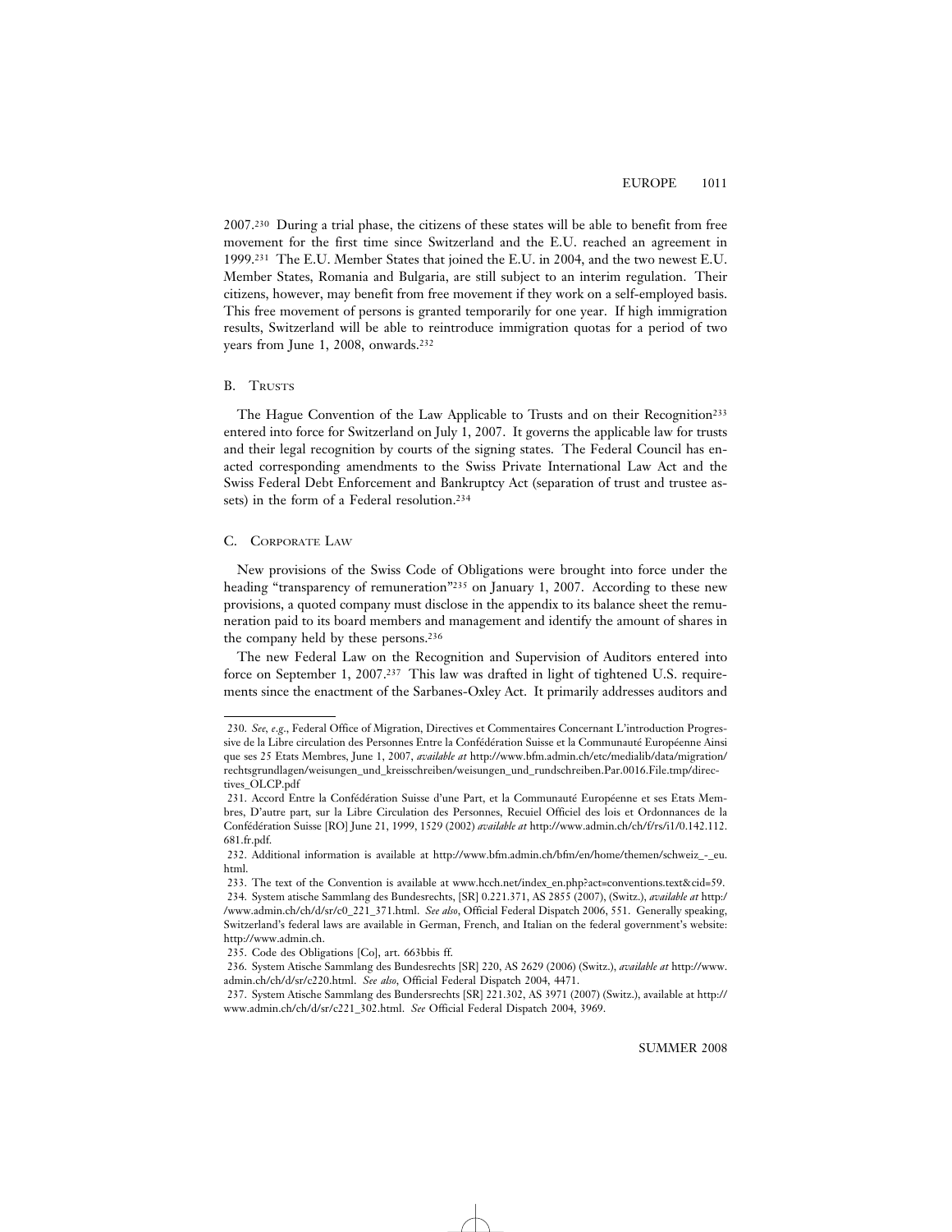2007.[230] During a trial phase, the citizens of these states will be able to benefit from free movement for the first time since Switzerland and the E.U. reached an agreement in 1999.[231] The E.U. Member States that joined the E.U. in 2004, and the two newest E.U. Member States, Romania and Bulgaria, are still subject to an interim regulation. Their citizens, however, may benefit from free movement if they work on a self-employed basis. This free movement of persons is granted temporarily for one year. If high immigration results, Switzerland will be able to reintroduce immigration quotas for a period of two years from June 1, 2008, onwards.[232]

### B. Trusts

The Hague Convention of the Law Applicable to Trusts and on their Recognition[233] entered into force for Switzerland on July 1, 2007. It governs the applicable law for trusts and their legal recognition by courts of the signing states. The Federal Council has enacted corresponding amendments to the Swiss Private International Law Act and the Swiss Federal Debt Enforcement and Bankruptcy Act (separation of trust and trustee assets) in the form of a Federal resolution.[234]

### C. Corporate Law

New provisions of the Swiss Code of Obligations were brought into force under the heading "transparency of remuneration"[235] on January 1, 2007. According to these new provisions, a quoted company must disclose in the appendix to its balance sheet the remuneration paid to its board members and management and identify the amount of shares in the company held by these persons.[236]

The new Federal Law on the Recognition and Supervision of Auditors entered into force on September 1, 2007.[237] This law was drafted in light of tightened U.S. requirements since the enactment of the Sarbanes-Oxley Act. It primarily addresses auditors and

---

230. *See, e.g.*, Federal Office of Migration, Directives et Commentaires Concernant L'introduction Progressive de la Libre circulation des Personnes Entre la Confédération Suisse et la Communauté Européenne Ainsi que ses 25 Etats Membres, June 1, 2007, *available at* http://www.bfm.admin.ch/etc/medialib/data/migration/rechtsgrundlagen/weisungen_und_kreisschreiben/weisungen_und_rundschreiben.Par.0016.File.tmp/directives_OLCP.pdf

231. Accord Entre la Confédération Suisse d'une Part, et la Communauté Européenne et ses Etats Membres, D'autre part, sur la Libre Circulation des Personnes, Recuiel Officiel des lois et Ordonnances de la Confédération Suisse [RO] June 21, 1999, 1529 (2002) *available at* http://www.admin.ch/ch/f/rs/i1/0.142.112.681.fr.pdf.

232. Additional information is available at http://www.bfm.admin.ch/bfm/en/home/themen/schweiz_-_eu.html.

233. The text of the Convention is available at www.hcch.net/index_en.php?act=conventions.text&cid=59.

234. System atische Sammlang des Bundesrechts, [SR] 0.221.371, AS 2855 (2007), (Switz.), *available at* http://www.admin.ch/ch/d/sr/c0_221_371.html. *See also*, Official Federal Dispatch 2006, 551. Generally speaking, Switzerland's federal laws are available in German, French, and Italian on the federal government's website: http://www.admin.ch.

235. Code des Obligations [Co], art. 663bbis ff.

236. System Atische Sammlang des Bundesrechts [SR] 220, AS 2629 (2006) (Switz.), *available at* http://www.admin.ch/ch/d/sr/c220.html. *See also*, Official Federal Dispatch 2004, 4471.

237. System Atische Sammlang des Bundersrechts [SR] 221.302, AS 3971 (2007) (Switz.), available at http://www.admin.ch/ch/d/sr/c221_302.html. *See* Official Federal Dispatch 2004, 3969.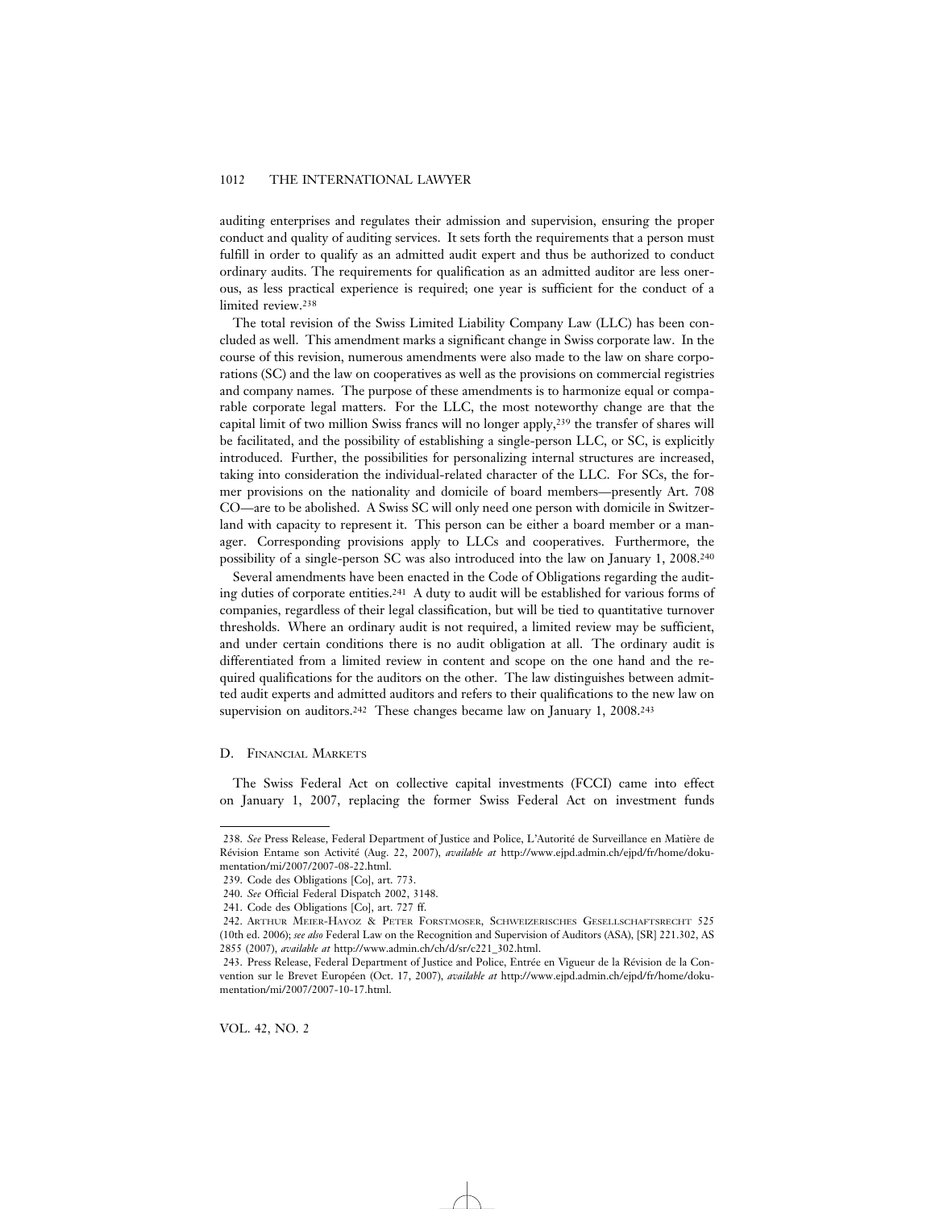auditing enterprises and regulates their admission and supervision, ensuring the proper conduct and quality of auditing services. It sets forth the requirements that a person must fulfill in order to qualify as an admitted audit expert and thus be authorized to conduct ordinary audits. The requirements for qualification as an admitted auditor are less onerous, as less practical experience is required; one year is sufficient for the conduct of a limited review.[238]

The total revision of the Swiss Limited Liability Company Law (LLC) has been concluded as well. This amendment marks a significant change in Swiss corporate law. In the course of this revision, numerous amendments were also made to the law on share corporations (SC) and the law on cooperatives as well as the provisions on commercial registries and company names. The purpose of these amendments is to harmonize equal or comparable corporate legal matters. For the LLC, the most noteworthy change are that the capital limit of two million Swiss francs will no longer apply,[239] the transfer of shares will be facilitated, and the possibility of establishing a single-person LLC, or SC, is explicitly introduced. Further, the possibilities for personalizing internal structures are increased, taking into consideration the individual-related character of the LLC. For SCs, the former provisions on the nationality and domicile of board members—presently Art. 708 CO—are to be abolished. A Swiss SC will only need one person with domicile in Switzerland with capacity to represent it. This person can be either a board member or a manager. Corresponding provisions apply to LLCs and cooperatives. Furthermore, the possibility of a single-person SC was also introduced into the law on January 1, 2008.[240]

Several amendments have been enacted in the Code of Obligations regarding the auditing duties of corporate entities.[241] A duty to audit will be established for various forms of companies, regardless of their legal classification, but will be tied to quantitative turnover thresholds. Where an ordinary audit is not required, a limited review may be sufficient, and under certain conditions there is no audit obligation at all. The ordinary audit is differentiated from a limited review in content and scope on the one hand and the required qualifications for the auditors on the other. The law distinguishes between admitted audit experts and admitted auditors and refers to their qualifications to the new law on supervision on auditors.[242] These changes became law on January 1, 2008.[243]

### D. Financial Markets

The Swiss Federal Act on collective capital investments (FCCI) came into effect on January 1, 2007, replacing the former Swiss Federal Act on investment funds

---

238. *See* Press Release, Federal Department of Justice and Police, L'Autorité de Surveillance en Matière de Révision Entame son Activité (Aug. 22, 2007), *available at* http://www.ejpd.admin.ch/ejpd/fr/home/dokumentation/mi/2007/2007-08-22.html.

239. Code des Obligations [Co], art. 773.

240. *See* Official Federal Dispatch 2002, 3148.

241. Code des Obligations [Co], art. 727 ff.

242. Arthur Meier-Hayoz & Peter Forstmoser, Schweizerisches Gesellschaftsrecht 525 (10th ed. 2006); *see also* Federal Law on the Recognition and Supervision of Auditors (ASA), [SR] 221.302, AS 2855 (2007), *available at* http://www.admin.ch/ch/d/sr/c221_302.html.

243. Press Release, Federal Department of Justice and Police, Entrée en Vigueur de la Révision de la Convention sur le Brevet Européen (Oct. 17, 2007), *available at* http://www.ejpd.admin.ch/ejpd/fr/home/dokumentation/mi/2007/2007-10-17.html.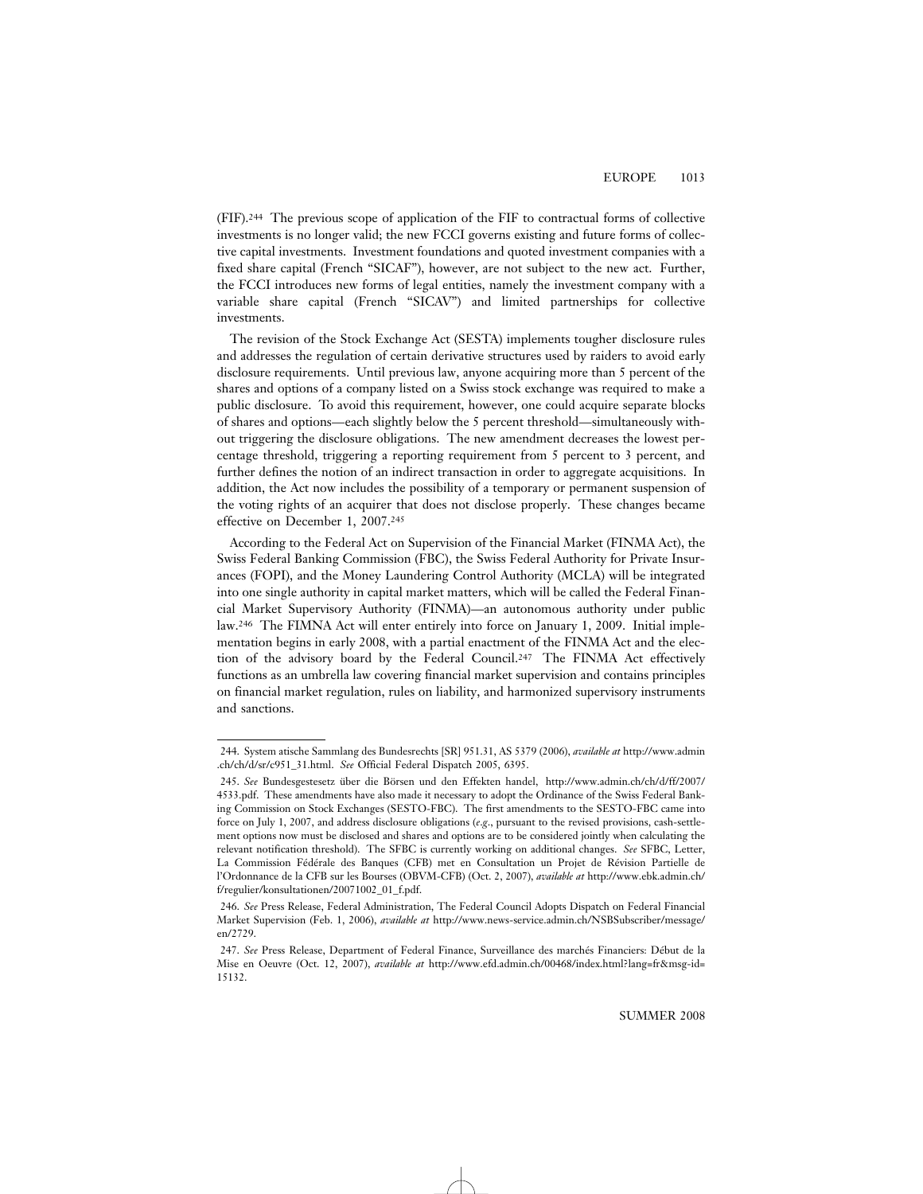(FIF).[244] The previous scope of application of the FIF to contractual forms of collective investments is no longer valid; the new FCCI governs existing and future forms of collective capital investments. Investment foundations and quoted investment companies with a fixed share capital (French "SICAF"), however, are not subject to the new act. Further, the FCCI introduces new forms of legal entities, namely the investment company with a variable share capital (French "SICAV") and limited partnerships for collective investments.

The revision of the Stock Exchange Act (SESTA) implements tougher disclosure rules and addresses the regulation of certain derivative structures used by raiders to avoid early disclosure requirements. Until previous law, anyone acquiring more than 5 percent of the shares and options of a company listed on a Swiss stock exchange was required to make a public disclosure. To avoid this requirement, however, one could acquire separate blocks of shares and options—each slightly below the 5 percent threshold—simultaneously without triggering the disclosure obligations. The new amendment decreases the lowest percentage threshold, triggering a reporting requirement from 5 percent to 3 percent, and further defines the notion of an indirect transaction in order to aggregate acquisitions. In addition, the Act now includes the possibility of a temporary or permanent suspension of the voting rights of an acquirer that does not disclose properly. These changes became effective on December 1, 2007.[245]

According to the Federal Act on Supervision of the Financial Market (FINMA Act), the Swiss Federal Banking Commission (FBC), the Swiss Federal Authority for Private Insurances (FOPI), and the Money Laundering Control Authority (MCLA) will be integrated into one single authority in capital market matters, which will be called the Federal Financial Market Supervisory Authority (FINMA)—an autonomous authority under public law.[246] The FIMNA Act will enter entirely into force on January 1, 2009. Initial implementation begins in early 2008, with a partial enactment of the FINMA Act and the election of the advisory board by the Federal Council.[247] The FINMA Act effectively functions as an umbrella law covering financial market supervision and contains principles on financial market regulation, rules on liability, and harmonized supervisory instruments and sanctions.

---

244. System atische Sammlang des Bundesrechts [SR] 951.31, AS 5379 (2006), *available at* http://www.admin.ch/ch/d/sr/c951_31.html. *See* Official Federal Dispatch 2005, 6395.

245. *See* Bundesgestesetz über die Börsen und den Effekten handel, http://www.admin.ch/ch/d/ff/2007/4533.pdf. These amendments have also made it necessary to adopt the Ordinance of the Swiss Federal Banking Commission on Stock Exchanges (SESTO-FBC). The first amendments to the SESTO-FBC came into force on July 1, 2007, and address disclosure obligations (*e.g.*, pursuant to the revised provisions, cash-settlement options now must be disclosed and shares and options are to be considered jointly when calculating the relevant notification threshold). The SFBC is currently working on additional changes. *See* SFBC, Letter, La Commission Fédérale des Banques (CFB) met en Consultation un Projet de Révision Partielle de l'Ordonnance de la CFB sur les Bourses (OBVM-CFB) (Oct. 2, 2007), *available at* http://www.ebk.admin.ch/f/regulier/konsultationen/20071002_01_f.pdf.

246. *See* Press Release, Federal Administration, The Federal Council Adopts Dispatch on Federal Financial Market Supervision (Feb. 1, 2006), *available at* http://www.news-service.admin.ch/NSBSubscriber/message/en/2729.

247. *See* Press Release, Department of Federal Finance, Surveillance des marchés Financiers: Début de la Mise en Oeuvre (Oct. 12, 2007), *available at* http://www.efd.admin.ch/00468/index.html?lang=fr&msg-id=15132.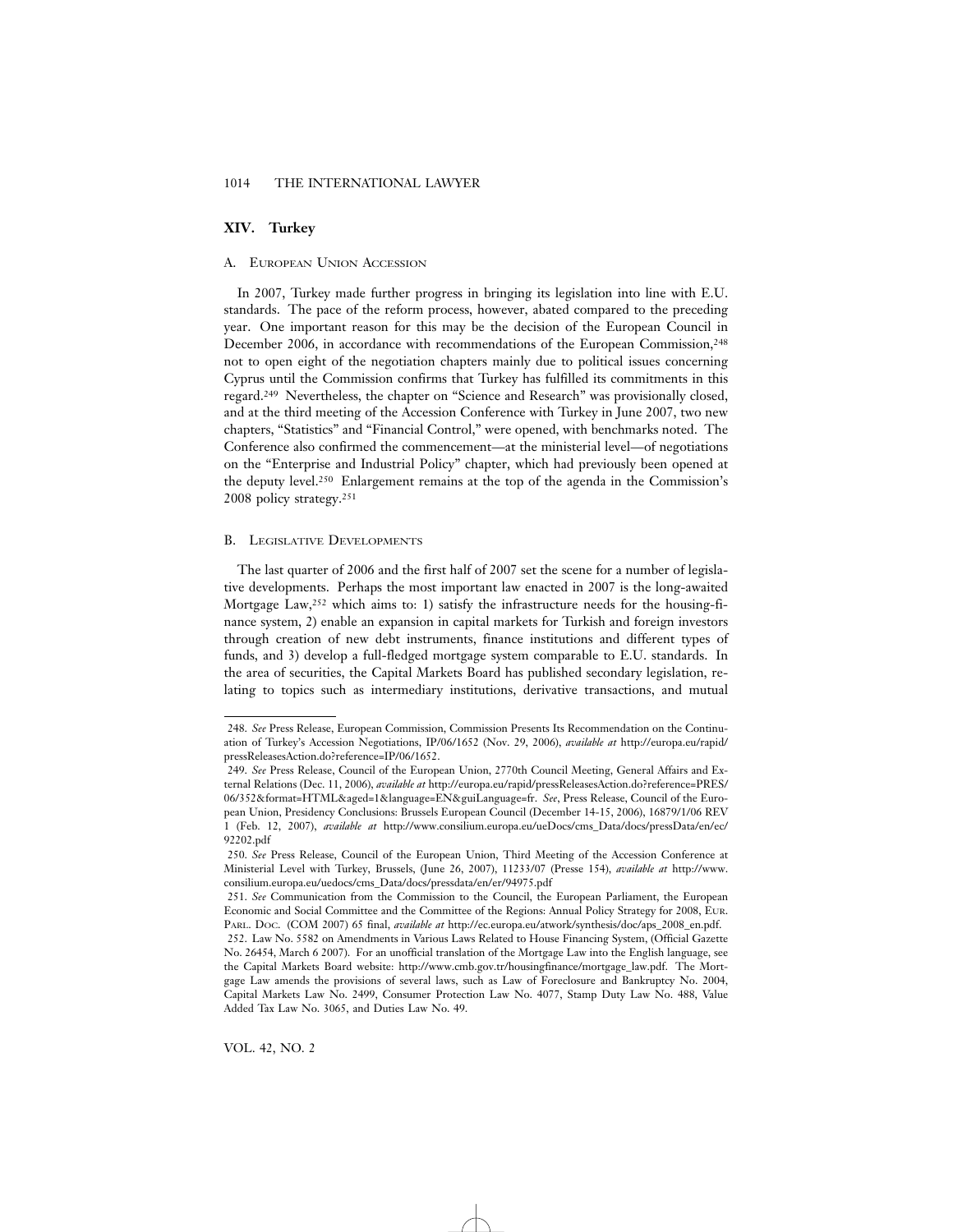## XIV. Turkey

### A. European Union Accession

In 2007, Turkey made further progress in bringing its legislation into line with E.U. standards. The pace of the reform process, however, abated compared to the preceding year. One important reason for this may be the decision of the European Council in December 2006, in accordance with recommendations of the European Commission,[248] not to open eight of the negotiation chapters mainly due to political issues concerning Cyprus until the Commission confirms that Turkey has fulfilled its commitments in this regard.[249] Nevertheless, the chapter on "Science and Research" was provisionally closed, and at the third meeting of the Accession Conference with Turkey in June 2007, two new chapters, "Statistics" and "Financial Control," were opened, with benchmarks noted. The Conference also confirmed the commencement—at the ministerial level—of negotiations on the "Enterprise and Industrial Policy" chapter, which had previously been opened at the deputy level.[250] Enlargement remains at the top of the agenda in the Commission's 2008 policy strategy.[251]

### B. Legislative Developments

The last quarter of 2006 and the first half of 2007 set the scene for a number of legislative developments. Perhaps the most important law enacted in 2007 is the long-awaited Mortgage Law,[252] which aims to: 1) satisfy the infrastructure needs for the housing-finance system, 2) enable an expansion in capital markets for Turkish and foreign investors through creation of new debt instruments, finance institutions and different types of funds, and 3) develop a full-fledged mortgage system comparable to E.U. standards. In the area of securities, the Capital Markets Board has published secondary legislation, relating to topics such as intermediary institutions, derivative transactions, and mutual

---

248. *See* Press Release, European Commission, Commission Presents Its Recommendation on the Continuation of Turkey's Accession Negotiations, IP/06/1652 (Nov. 29, 2006), *available at* http://europa.eu/rapid/pressReleasesAction.do?reference=IP/06/1652.

249. *See* Press Release, Council of the European Union, 2770th Council Meeting, General Affairs and External Relations (Dec. 11, 2006), *available at* http://europa.eu/rapid/pressReleasesAction.do?reference=PRES/06/352&format=HTML&aged=1&language=EN&guiLanguage=fr. *See*, Press Release, Council of the European Union, Presidency Conclusions: Brussels European Council (December 14-15, 2006), 16879/1/06 REV 1 (Feb. 12, 2007), *available at* http://www.consilium.europa.eu/ueDocs/cms_Data/docs/pressData/en/ec/92202.pdf

250. *See* Press Release, Council of the European Union, Third Meeting of the Accession Conference at Ministerial Level with Turkey, Brussels, (June 26, 2007), 11233/07 (Presse 154), *available at* http://www.consilium.europa.eu/uedocs/cms_Data/docs/pressdata/en/er/94975.pdf

251. *See* Communication from the Commission to the Council, the European Parliament, the European Economic and Social Committee and the Committee of the Regions: Annual Policy Strategy for 2008, Eur. Parl. Doc. (COM 2007) 65 final, *available at* http://ec.europa.eu/atwork/synthesis/doc/aps_2008_en.pdf.

252. Law No. 5582 on Amendments in Various Laws Related to House Financing System, (Official Gazette No. 26454, March 6 2007). For an unofficial translation of the Mortgage Law into the English language, see the Capital Markets Board website: http://www.cmb.gov.tr/housingfinance/mortgage_law.pdf. The Mortgage Law amends the provisions of several laws, such as Law of Foreclosure and Bankruptcy No. 2004, Capital Markets Law No. 2499, Consumer Protection Law No. 4077, Stamp Duty Law No. 488, Value Added Tax Law No. 3065, and Duties Law No. 49.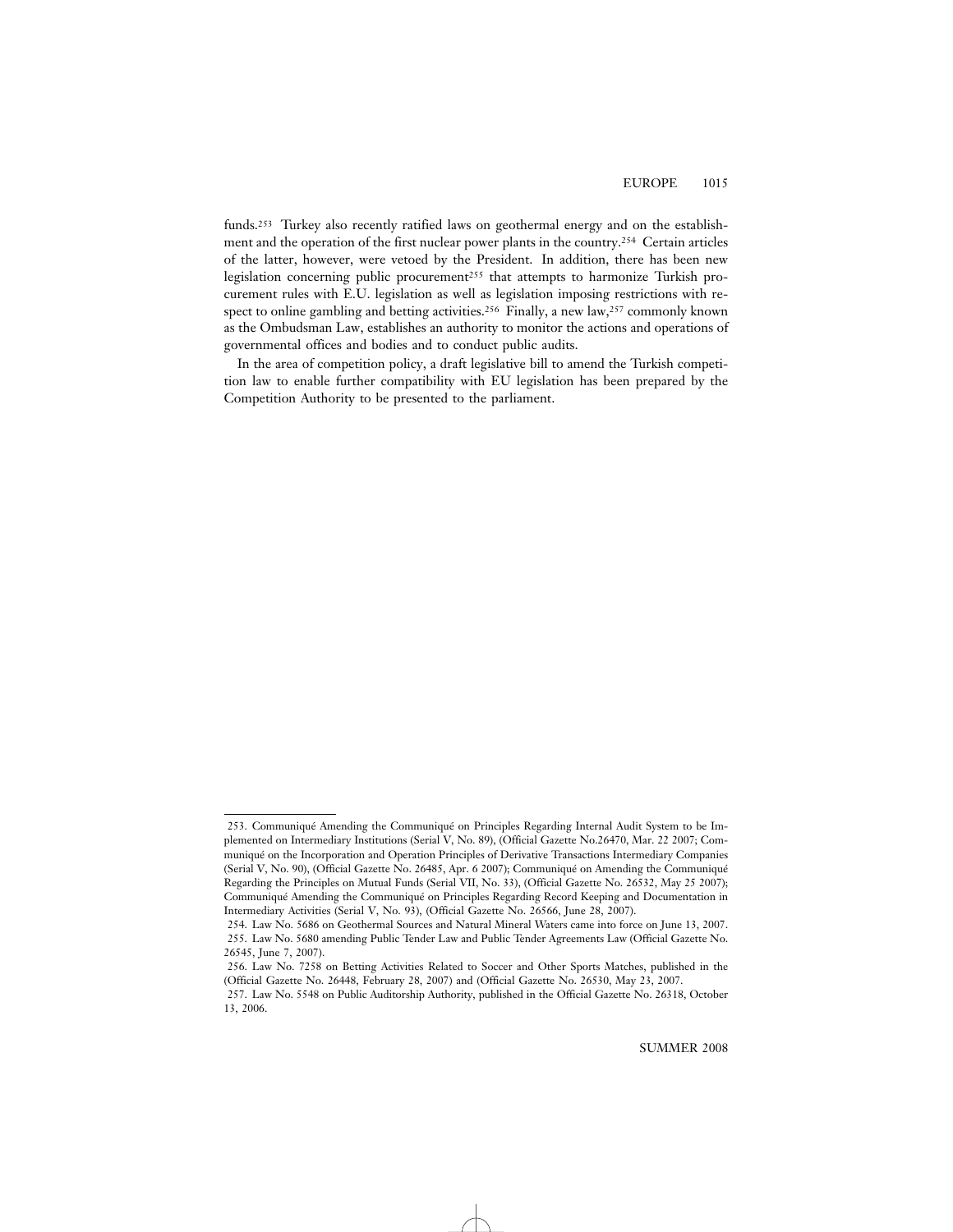funds.[253] Turkey also recently ratified laws on geothermal energy and on the establishment and the operation of the first nuclear power plants in the country.[254] Certain articles of the latter, however, were vetoed by the President. In addition, there has been new legislation concerning public procurement[255] that attempts to harmonize Turkish procurement rules with E.U. legislation as well as legislation imposing restrictions with respect to online gambling and betting activities.[256] Finally, a new law,[257] commonly known as the Ombudsman Law, establishes an authority to monitor the actions and operations of governmental offices and bodies and to conduct public audits.

In the area of competition policy, a draft legislative bill to amend the Turkish competition law to enable further compatibility with EU legislation has been prepared by the Competition Authority to be presented to the parliament.

---

253. Communiqué Amending the Communiqué on Principles Regarding Internal Audit System to be Implemented on Intermediary Institutions (Serial V, No. 89), (Official Gazette No.26470, Mar. 22 2007; Communiqué on the Incorporation and Operation Principles of Derivative Transactions Intermediary Companies (Serial V, No. 90), (Official Gazette No. 26485, Apr. 6 2007); Communiqué on Amending the Communiqué Regarding the Principles on Mutual Funds (Serial VII, No. 33), (Official Gazette No. 26532, May 25 2007); Communiqué Amending the Communiqué on Principles Regarding Record Keeping and Documentation in Intermediary Activities (Serial V, No. 93), (Official Gazette No. 26566, June 28, 2007).

254. Law No. 5686 on Geothermal Sources and Natural Mineral Waters came into force on June 13, 2007.

255. Law No. 5680 amending Public Tender Law and Public Tender Agreements Law (Official Gazette No. 26545, June 7, 2007).

256. Law No. 7258 on Betting Activities Related to Soccer and Other Sports Matches, published in the (Official Gazette No. 26448, February 28, 2007) and (Official Gazette No. 26530, May 23, 2007.

257. Law No. 5548 on Public Auditorship Authority, published in the Official Gazette No. 26318, October 13, 2006.